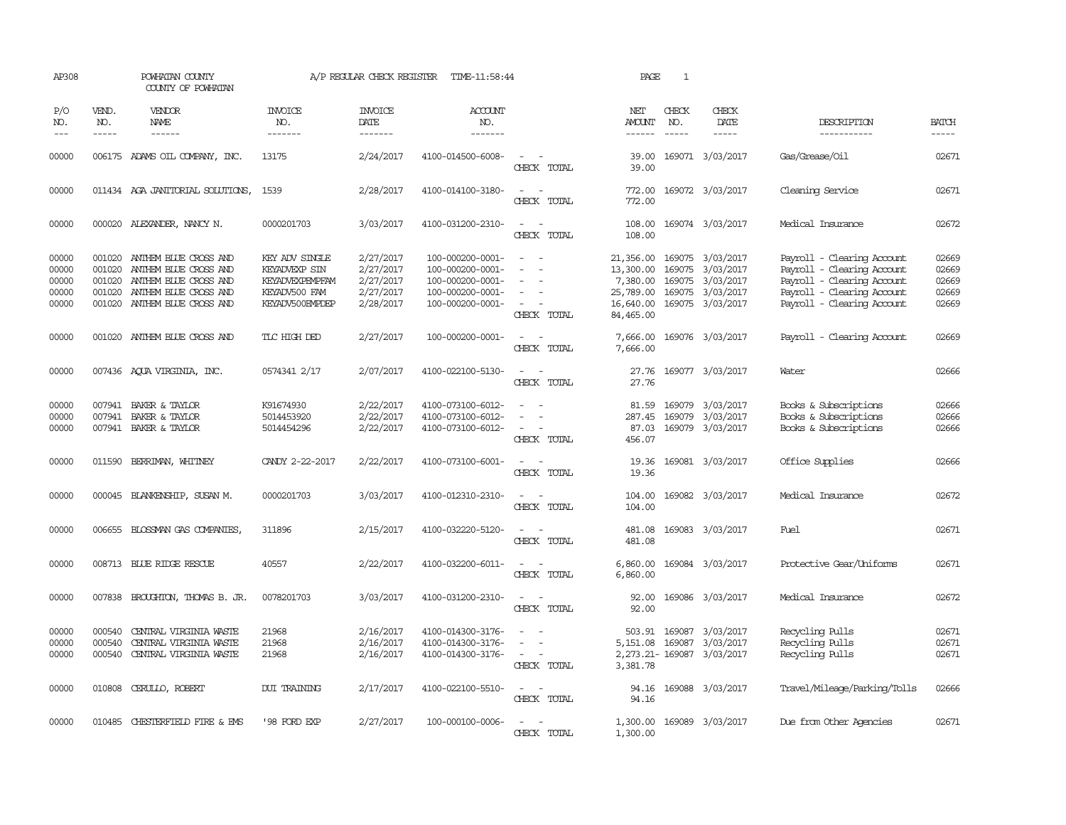AP308 POWHATAN COUNTY A/P REGULAR CHECK REGISTER TIME-11:58:44 PAGE 1
COUNTY OF POWHATAN

| P/O NO. | VEND. NO. | VENDOR NAME | INVOICE NO. | INVOICE DATE | ACCOUNT NO. | | NET AMOUNT | CHECK NO. | CHECK DATE | DESCRIPTION | BATCH |
|---|---|---|---|---|---|---|---|---|---|---|---|
| 00000 | 006175 | ADAMS OIL COMPANY, INC. | 13175 | 2/24/2017 | 4100-014500-6008- | - - | 39.00 | 169071 | 3/03/2017 | Gas/Grease/Oil | 02671 |
| | | | | | | CHECK TOTAL | 39.00 | | | | |
| 00000 | 011434 | AGA JANITORIAL SOLUTIONS, | 1539 | 2/28/2017 | 4100-014100-3180- | - - | 772.00 | 169072 | 3/03/2017 | Cleaning Service | 02671 |
| | | | | | | CHECK TOTAL | 772.00 | | | | |
| 00000 | 000020 | ALEXANDER, NANCY N. | 0000201703 | 3/03/2017 | 4100-031200-2310- | - - | 108.00 | 169074 | 3/03/2017 | Medical Insurance | 02672 |
| | | | | | | CHECK TOTAL | 108.00 | | | | |
| 00000 | 001020 | ANTHEM BLUE CROSS AND | KEY ADV SINGLE | 2/27/2017 | 100-000200-0001- | - - | 21,356.00 | 169075 | 3/03/2017 | Payroll - Clearing Account | 02669 |
| 00000 | 001020 | ANTHEM BLUE CROSS AND | KEYADVEXP SIN | 2/27/2017 | 100-000200-0001- | - - | 13,300.00 | 169075 | 3/03/2017 | Payroll - Clearing Account | 02669 |
| 00000 | 001020 | ANTHEM BLUE CROSS AND | KEYADVEXPEMPFAM | 2/27/2017 | 100-000200-0001- | - - | 7,380.00 | 169075 | 3/03/2017 | Payroll - Clearing Account | 02669 |
| 00000 | 001020 | ANTHEM BLUE CROSS AND | KEYADV500 FAM | 2/27/2017 | 100-000200-0001- | - - | 25,789.00 | 169075 | 3/03/2017 | Payroll - Clearing Account | 02669 |
| 00000 | 001020 | ANTHEM BLUE CROSS AND | KEYADV500EMPDEP | 2/28/2017 | 100-000200-0001- | - - | 16,640.00 | 169075 | 3/03/2017 | Payroll - Clearing Account | 02669 |
| | | | | | | CHECK TOTAL | 84,465.00 | | | | |
| 00000 | 001020 | ANTHEM BLUE CROSS AND | TLC HIGH DED | 2/27/2017 | 100-000200-0001- | - - | 7,666.00 | 169076 | 3/03/2017 | Payroll - Clearing Account | 02669 |
| | | | | | | CHECK TOTAL | 7,666.00 | | | | |
| 00000 | 007436 | AQUA VIRGINIA, INC. | 0574341 2/17 | 2/07/2017 | 4100-022100-5130- | - - | 27.76 | 169077 | 3/03/2017 | Water | 02666 |
| | | | | | | CHECK TOTAL | 27.76 | | | | |
| 00000 | 007941 | BAKER & TAYLOR | K91674930 | 2/22/2017 | 4100-073100-6012- | - - | 81.59 | 169079 | 3/03/2017 | Books & Subscriptions | 02666 |
| 00000 | 007941 | BAKER & TAYLOR | 5014453920 | 2/22/2017 | 4100-073100-6012- | - - | 287.45 | 169079 | 3/03/2017 | Books & Subscriptions | 02666 |
| 00000 | 007941 | BAKER & TAYLOR | 5014454296 | 2/22/2017 | 4100-073100-6012- | - - | 87.03 | 169079 | 3/03/2017 | Books & Subscriptions | 02666 |
| | | | | | | CHECK TOTAL | 456.07 | | | | |
| 00000 | 011590 | BERRIMAN, WHITNEY | CANDY 2-22-2017 | 2/22/2017 | 4100-073100-6001- | - - | 19.36 | 169081 | 3/03/2017 | Office Supplies | 02666 |
| | | | | | | CHECK TOTAL | 19.36 | | | | |
| 00000 | 000045 | BLANKENSHIP, SUSAN M. | 0000201703 | 3/03/2017 | 4100-012310-2310- | - - | 104.00 | 169082 | 3/03/2017 | Medical Insurance | 02672 |
| | | | | | | CHECK TOTAL | 104.00 | | | | |
| 00000 | 006655 | BLOSSMAN GAS COMPANIES, | 311896 | 2/15/2017 | 4100-032220-5120- | - - | 481.08 | 169083 | 3/03/2017 | Fuel | 02671 |
| | | | | | | CHECK TOTAL | 481.08 | | | | |
| 00000 | 008713 | BLUE RIDGE RESCUE | 40557 | 2/22/2017 | 4100-032200-6011- | - - | 6,860.00 | 169084 | 3/03/2017 | Protective Gear/Uniforms | 02671 |
| | | | | | | CHECK TOTAL | 6,860.00 | | | | |
| 00000 | 007838 | BROUGHTON, THOMAS B. JR. | 0078201703 | 3/03/2017 | 4100-031200-2310- | - - | 92.00 | 169086 | 3/03/2017 | Medical Insurance | 02672 |
| | | | | | | CHECK TOTAL | 92.00 | | | | |
| 00000 | 000540 | CENTRAL VIRGINIA WASTE | 21968 | 2/16/2017 | 4100-014300-3176- | - - | 503.91 | 169087 | 3/03/2017 | Recycling Pulls | 02671 |
| 00000 | 000540 | CENTRAL VIRGINIA WASTE | 21968 | 2/16/2017 | 4100-014300-3176- | - - | 5,151.08 | 169087 | 3/03/2017 | Recycling Pulls | 02671 |
| 00000 | 000540 | CENTRAL VIRGINIA WASTE | 21968 | 2/16/2017 | 4100-014300-3176- | - - | 2,273.21- | 169087 | 3/03/2017 | Recycling Pulls | 02671 |
| | | | | | | CHECK TOTAL | 3,381.78 | | | | |
| 00000 | 010808 | CERULLO, ROBERT | DUI TRAINING | 2/17/2017 | 4100-022100-5510- | - - | 94.16 | 169088 | 3/03/2017 | Travel/Mileage/Parking/Tolls | 02666 |
| | | | | | | CHECK TOTAL | 94.16 | | | | |
| 00000 | 010485 | CHESTERFIELD FIRE & EMS | '98 FORD EXP | 2/27/2017 | 100-000100-0006- | - - | 1,300.00 | 169089 | 3/03/2017 | Due from Other Agencies | 02671 |
| | | | | | | CHECK TOTAL | 1,300.00 | | | | |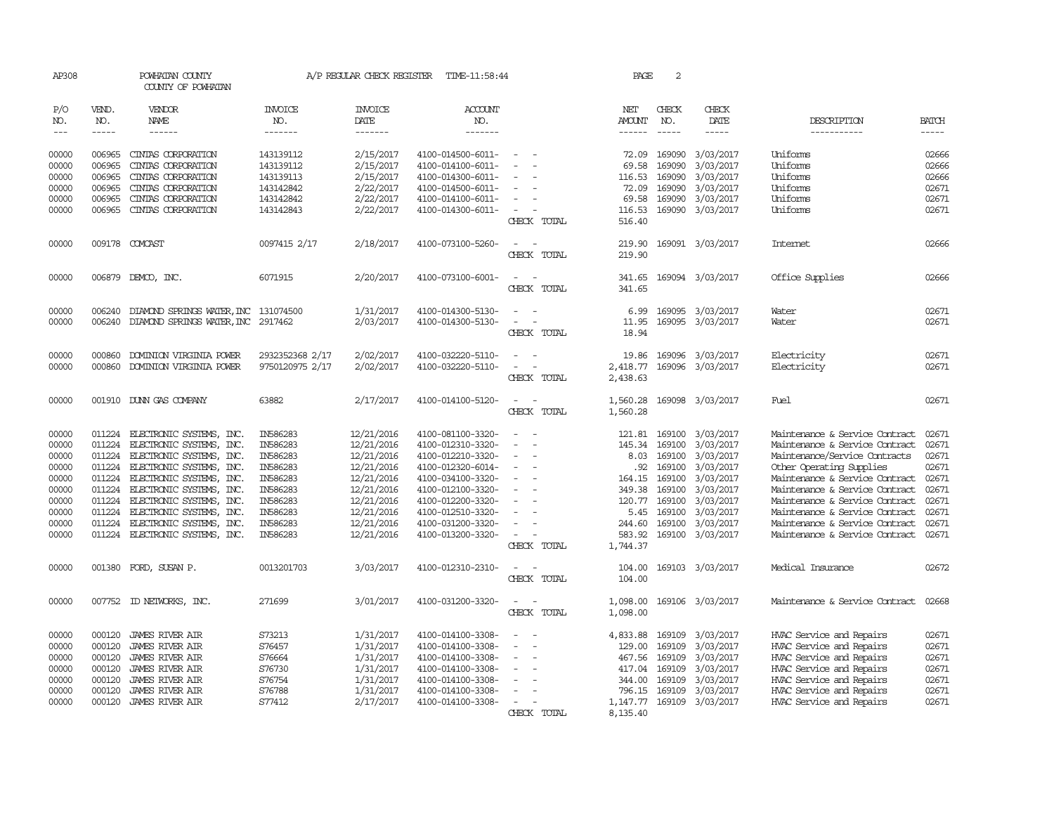AP308 POWHATAN COUNTY A/P REGULAR CHECK REGISTER TIME-11:58:44 PAGE 2
COUNTY OF POWHATAN

| P/O NO. | VEND. NO. | VENDOR NAME | INVOICE NO. | INVOICE DATE | ACCOUNT NO. | | NET AMOUNT | CHECK NO. | CHECK DATE | DESCRIPTION | BATCH |
|---|---|---|---|---|---|---|---|---|---|---|---|
| 00000 | 006965 | CINTAS CORPORATION | 143139112 | 2/15/2017 | 4100-014500-6011- | - - | 72.09 | 169090 | 3/03/2017 | Uniforms | 02666 |
| 00000 | 006965 | CINTAS CORPORATION | 143139112 | 2/15/2017 | 4100-014100-6011- | - - | 69.58 | 169090 | 3/03/2017 | Uniforms | 02666 |
| 00000 | 006965 | CINTAS CORPORATION | 143139113 | 2/15/2017 | 4100-014300-6011- | - - | 116.53 | 169090 | 3/03/2017 | Uniforms | 02666 |
| 00000 | 006965 | CINTAS CORPORATION | 143142842 | 2/22/2017 | 4100-014500-6011- | - - | 72.09 | 169090 | 3/03/2017 | Uniforms | 02671 |
| 00000 | 006965 | CINTAS CORPORATION | 143142842 | 2/22/2017 | 4100-014100-6011- | - - | 69.58 | 169090 | 3/03/2017 | Uniforms | 02671 |
| 00000 | 006965 | CINTAS CORPORATION | 143142843 | 2/22/2017 | 4100-014300-6011- | - - | 116.53 | 169090 | 3/03/2017 | Uniforms | 02671 |
| | | | | | | CHECK TOTAL | 516.40 | | | | |
| 00000 | 009178 | COMCAST | 0097415 2/17 | 2/18/2017 | 4100-073100-5260- | - - | 219.90 | 169091 | 3/03/2017 | Internet | 02666 |
| | | | | | | CHECK TOTAL | 219.90 | | | | |
| 00000 | 006879 | DEMCO, INC. | 6071915 | 2/20/2017 | 4100-073100-6001- | - - | 341.65 | 169094 | 3/03/2017 | Office Supplies | 02666 |
| | | | | | | CHECK TOTAL | 341.65 | | | | |
| 00000 | 006240 | DIAMOND SPRINGS WATER, INC | 131074500 | 1/31/2017 | 4100-014300-5130- | - - | 6.99 | 169095 | 3/03/2017 | Water | 02671 |
| 00000 | 006240 | DIAMOND SPRINGS WATER, INC | 2917462 | 2/03/2017 | 4100-014300-5130- | - - | 11.95 | 169095 | 3/03/2017 | Water | 02671 |
| | | | | | | CHECK TOTAL | 18.94 | | | | |
| 00000 | 000860 | DOMINION VIRGINIA POWER | 2932352368 2/17 | 2/02/2017 | 4100-032220-5110- | - - | 19.86 | 169096 | 3/03/2017 | Electricity | 02671 |
| 00000 | 000860 | DOMINION VIRGINIA POWER | 9750120975 2/17 | 2/02/2017 | 4100-032220-5110- | - - | 2,418.77 | 169096 | 3/03/2017 | Electricity | 02671 |
| | | | | | | CHECK TOTAL | 2,438.63 | | | | |
| 00000 | 001910 | DUNN GAS COMPANY | 63882 | 2/17/2017 | 4100-014100-5120- | - - | 1,560.28 | 169098 | 3/03/2017 | Fuel | 02671 |
| | | | | | | CHECK TOTAL | 1,560.28 | | | | |
| 00000 | 011224 | ELECTRONIC SYSTEMS, INC. | IN586283 | 12/21/2016 | 4100-081100-3320- | - - | 121.81 | 169100 | 3/03/2017 | Maintenance & Service Contract | 02671 |
| 00000 | 011224 | ELECTRONIC SYSTEMS, INC. | IN586283 | 12/21/2016 | 4100-012310-3320- | - - | 145.34 | 169100 | 3/03/2017 | Maintenance & Service Contract | 02671 |
| 00000 | 011224 | ELECTRONIC SYSTEMS, INC. | IN586283 | 12/21/2016 | 4100-012210-3320- | - - | 8.03 | 169100 | 3/03/2017 | Maintenance/Service Contracts | 02671 |
| 00000 | 011224 | ELECTRONIC SYSTEMS, INC. | IN586283 | 12/21/2016 | 4100-012320-6014- | - - | .92 | 169100 | 3/03/2017 | Other Operating Supplies | 02671 |
| 00000 | 011224 | ELECTRONIC SYSTEMS, INC. | IN586283 | 12/21/2016 | 4100-034100-3320- | - - | 164.15 | 169100 | 3/03/2017 | Maintenance & Service Contract | 02671 |
| 00000 | 011224 | ELECTRONIC SYSTEMS, INC. | IN586283 | 12/21/2016 | 4100-012100-3320- | - - | 349.38 | 169100 | 3/03/2017 | Maintenance & Service Contract | 02671 |
| 00000 | 011224 | ELECTRONIC SYSTEMS, INC. | IN586283 | 12/21/2016 | 4100-012200-3320- | - - | 120.77 | 169100 | 3/03/2017 | Maintenance & Service Contract | 02671 |
| 00000 | 011224 | ELECTRONIC SYSTEMS, INC. | IN586283 | 12/21/2016 | 4100-012510-3320- | - - | 5.45 | 169100 | 3/03/2017 | Maintenance & Service Contract | 02671 |
| 00000 | 011224 | ELECTRONIC SYSTEMS, INC. | IN586283 | 12/21/2016 | 4100-031200-3320- | - - | 244.60 | 169100 | 3/03/2017 | Maintenance & Service Contract | 02671 |
| 00000 | 011224 | ELECTRONIC SYSTEMS, INC. | IN586283 | 12/21/2016 | 4100-013200-3320- | - - | 583.92 | 169100 | 3/03/2017 | Maintenance & Service Contract | 02671 |
| | | | | | | CHECK TOTAL | 1,744.37 | | | | |
| 00000 | 001380 | FORD, SUSAN P. | 0013201703 | 3/03/2017 | 4100-012310-2310- | - - | 104.00 | 169103 | 3/03/2017 | Medical Insurance | 02672 |
| | | | | | | CHECK TOTAL | 104.00 | | | | |
| 00000 | 007752 | ID NETWORKS, INC. | 271699 | 3/01/2017 | 4100-031200-3320- | - - | 1,098.00 | 169106 | 3/03/2017 | Maintenance & Service Contract | 02668 |
| | | | | | | CHECK TOTAL | 1,098.00 | | | | |
| 00000 | 000120 | JAMES RIVER AIR | S73213 | 1/31/2017 | 4100-014100-3308- | - - | 4,833.88 | 169109 | 3/03/2017 | HVAC Service and Repairs | 02671 |
| 00000 | 000120 | JAMES RIVER AIR | S76457 | 1/31/2017 | 4100-014100-3308- | - - | 129.00 | 169109 | 3/03/2017 | HVAC Service and Repairs | 02671 |
| 00000 | 000120 | JAMES RIVER AIR | S76664 | 1/31/2017 | 4100-014100-3308- | - - | 467.56 | 169109 | 3/03/2017 | HVAC Service and Repairs | 02671 |
| 00000 | 000120 | JAMES RIVER AIR | S76730 | 1/31/2017 | 4100-014100-3308- | - - | 417.04 | 169109 | 3/03/2017 | HVAC Service and Repairs | 02671 |
| 00000 | 000120 | JAMES RIVER AIR | S76754 | 1/31/2017 | 4100-014100-3308- | - - | 344.00 | 169109 | 3/03/2017 | HVAC Service and Repairs | 02671 |
| 00000 | 000120 | JAMES RIVER AIR | S76788 | 1/31/2017 | 4100-014100-3308- | - - | 796.15 | 169109 | 3/03/2017 | HVAC Service and Repairs | 02671 |
| 00000 | 000120 | JAMES RIVER AIR | S77412 | 2/17/2017 | 4100-014100-3308- | - - | 1,147.77 | 169109 | 3/03/2017 | HVAC Service and Repairs | 02671 |
| | | | | | | CHECK TOTAL | 8,135.40 | | | | |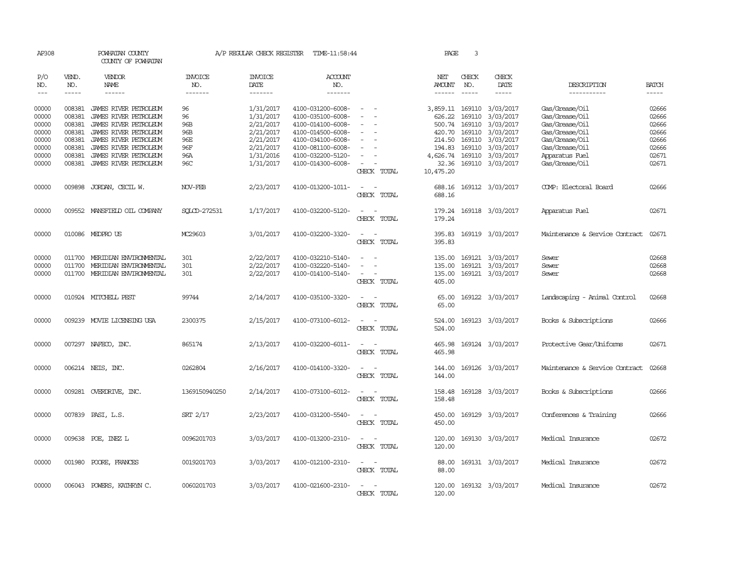AP308 POWHATAN COUNTY A/P REGULAR CHECK REGISTER TIME-11:58:44 PAGE 3

COUNTY OF POWHATAN

| P/O NO. | VEND. NO. | VENDOR NAME | INVOICE NO. | INVOICE DATE | ACCOUNT NO. | | NET AMOUNT | CHECK NO. | CHECK DATE | DESCRIPTION | BATCH |
|---|---|---|---|---|---|---|---|---|---|---|---|
| --- | ----- | ------ | ------- | ------- | ------- | | ------ | ----- | ----- | ----------- | ----- |
| 00000 | 008381 | JAMES RIVER PETROLEUM | 96 | 1/31/2017 | 4100-031200-6008- | - - | 3,859.11 | 169110 | 3/03/2017 | Gas/Grease/Oil | 02666 |
| 00000 | 008381 | JAMES RIVER PETROLEUM | 96 | 1/31/2017 | 4100-035100-6008- | - - | 626.22 | 169110 | 3/03/2017 | Gas/Grease/Oil | 02666 |
| 00000 | 008381 | JAMES RIVER PETROLEUM | 96B | 2/21/2017 | 4100-014100-6008- | - - | 500.74 | 169110 | 3/03/2017 | Gas/Grease/Oil | 02666 |
| 00000 | 008381 | JAMES RIVER PETROLEUM | 96B | 2/21/2017 | 4100-014500-6008- | - - | 420.70 | 169110 | 3/03/2017 | Gas/Grease/Oil | 02666 |
| 00000 | 008381 | JAMES RIVER PETROLEUM | 96E | 2/21/2017 | 4100-034100-6008- | - - | 214.50 | 169110 | 3/03/2017 | Gas/Grease/Oil | 02666 |
| 00000 | 008381 | JAMES RIVER PETROLEUM | 96F | 2/21/2017 | 4100-081100-6008- | - - | 194.83 | 169110 | 3/03/2017 | Gas/Grease/Oil | 02666 |
| 00000 | 008381 | JAMES RIVER PETROLEUM | 96A | 1/31/2016 | 4100-032200-5120- | - - | 4,626.74 | 169110 | 3/03/2017 | Apparatus Fuel | 02671 |
| 00000 | 008381 | JAMES RIVER PETROLEUM | 96C | 1/31/2017 | 4100-014300-6008- | - - | 32.36 | 169110 | 3/03/2017 | Gas/Grease/Oil | 02671 |
| | | | | | | CHECK TOTAL | 10,475.20 | | | | |
| 00000 | 009898 | JORDAN, CECIL W. | NOV-FEB | 2/23/2017 | 4100-013200-1011- | - - | 688.16 | 169112 | 3/03/2017 | COMP: Electoral Board | 02666 |
| | | | | | | CHECK TOTAL | 688.16 | | | | |
| 00000 | 009552 | MANSFIELD OIL COMPANY | SQLCD-272531 | 1/17/2017 | 4100-032200-5120- | - - | 179.24 | 169118 | 3/03/2017 | Apparatus Fuel | 02671 |
| | | | | | | CHECK TOTAL | 179.24 | | | | |
| 00000 | 010086 | MEDPRO US | MC29603 | 3/01/2017 | 4100-032200-3320- | - - | 395.83 | 169119 | 3/03/2017 | Maintenance & Service Contract | 02671 |
| | | | | | | CHECK TOTAL | 395.83 | | | | |
| 00000 | 011700 | MERIDIAN ENVIRONMENTAL | 301 | 2/22/2017 | 4100-032210-5140- | - - | 135.00 | 169121 | 3/03/2017 | Sewer | 02668 |
| 00000 | 011700 | MERIDIAN ENVIRONMENTAL | 301 | 2/22/2017 | 4100-032220-5140- | - - | 135.00 | 169121 | 3/03/2017 | Sewer | 02668 |
| 00000 | 011700 | MERIDIAN ENVIRONMENTAL | 301 | 2/22/2017 | 4100-014100-5140- | - - | 135.00 | 169121 | 3/03/2017 | Sewer | 02668 |
| | | | | | | CHECK TOTAL | 405.00 | | | | |
| 00000 | 010924 | MITCHELL PEST | 99744 | 2/14/2017 | 4100-035100-3320- | - - | 65.00 | 169122 | 3/03/2017 | Landscaping - Animal Control | 02668 |
| | | | | | | CHECK TOTAL | 65.00 | | | | |
| 00000 | 009239 | MOVIE LICENSING USA | 2300375 | 2/15/2017 | 4100-073100-6012- | - - | 524.00 | 169123 | 3/03/2017 | Books & Subscriptions | 02666 |
| | | | | | | CHECK TOTAL | 524.00 | | | | |
| 00000 | 007297 | NAFECO, INC. | 865174 | 2/13/2017 | 4100-032200-6011- | - - | 465.98 | 169124 | 3/03/2017 | Protective Gear/Uniforms | 02671 |
| | | | | | | CHECK TOTAL | 465.98 | | | | |
| 00000 | 006214 | NEIS, INC. | 0262804 | 2/16/2017 | 4100-014100-3320- | - - | 144.00 | 169126 | 3/03/2017 | Maintenance & Service Contract | 02668 |
| | | | | | | CHECK TOTAL | 144.00 | | | | |
| 00000 | 009281 | OVERDRIVE, INC. | 1369150940250 | 2/14/2017 | 4100-073100-6012- | - - | 158.48 | 169128 | 3/03/2017 | Books & Subscriptions | 02666 |
| | | | | | | CHECK TOTAL | 158.48 | | | | |
| 00000 | 007839 | PASI, L.S. | SRT 2/17 | 2/23/2017 | 4100-031200-5540- | - - | 450.00 | 169129 | 3/03/2017 | Conferences & Training | 02666 |
| | | | | | | CHECK TOTAL | 450.00 | | | | |
| 00000 | 009638 | POE, INEZ L | 0096201703 | 3/03/2017 | 4100-013200-2310- | - - | 120.00 | 169130 | 3/03/2017 | Medical Insurance | 02672 |
| | | | | | | CHECK TOTAL | 120.00 | | | | |
| 00000 | 001980 | POORE, FRANCES | 0019201703 | 3/03/2017 | 4100-012100-2310- | - - | 88.00 | 169131 | 3/03/2017 | Medical Insurance | 02672 |
| | | | | | | CHECK TOTAL | 88.00 | | | | |
| 00000 | 006043 | POWERS, KATHRYN C. | 0060201703 | 3/03/2017 | 4100-021600-2310- | - - | 120.00 | 169132 | 3/03/2017 | Medical Insurance | 02672 |
| | | | | | | CHECK TOTAL | 120.00 | | | | |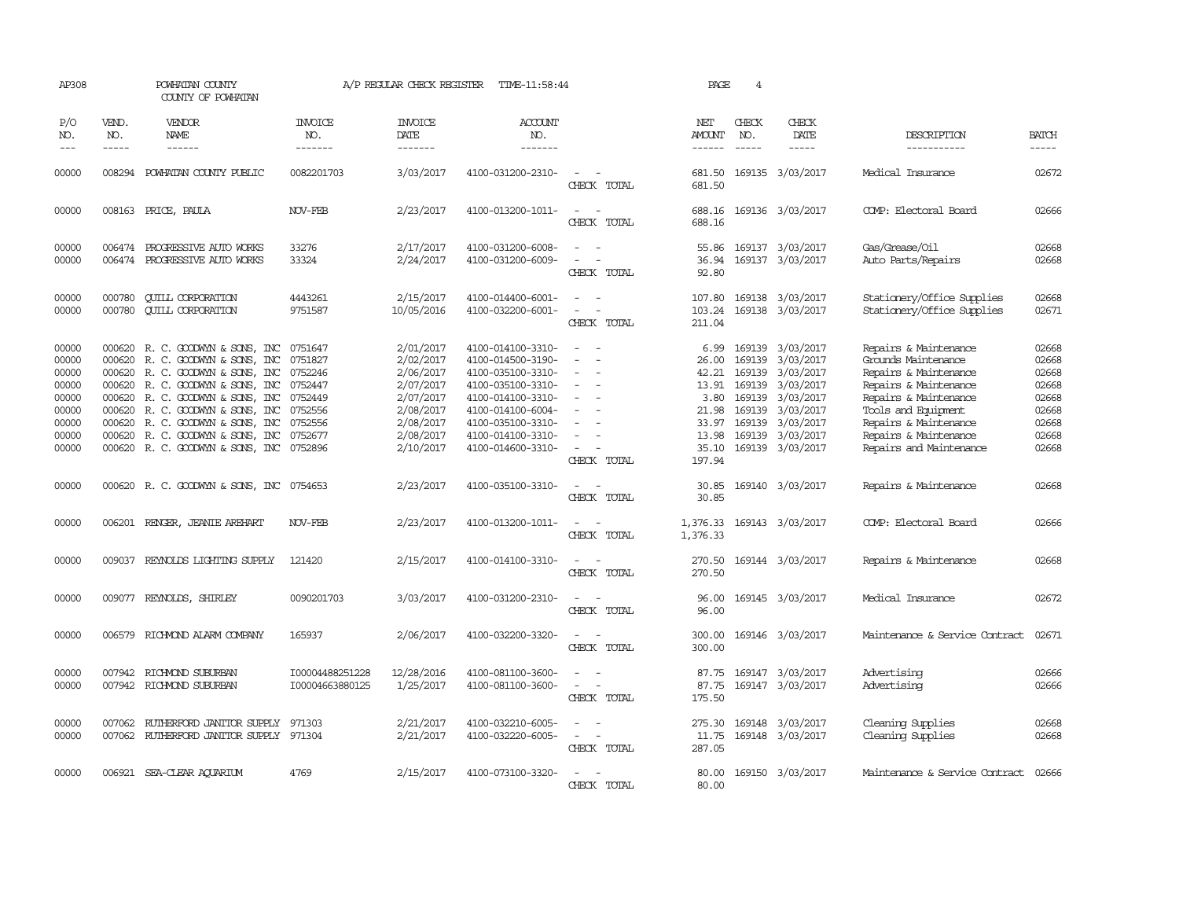AP308 POWHATAN COUNTY A/P REGULAR CHECK REGISTER TIME-11:58:44 PAGE 4

COUNTY OF POWHATAN

| P/O NO. | VEND. NO. | VENDOR NAME | INVOICE NO. | INVOICE DATE | ACCOUNT NO. | | NET AMOUNT | CHECK NO. | CHECK DATE | DESCRIPTION | BATCH |
|---|---|---|---|---|---|---|---|---|---|---|---|
| 00000 | 008294 | POWHATAN COUNTY PUBLIC | 0082201703 | 3/03/2017 | 4100-031200-2310- | - - | 681.50 | 169135 | 3/03/2017 | Medical Insurance | 02672 |
| | | | | | | CHECK TOTAL | 681.50 | | | | |
| 00000 | 008163 | PRICE, PAULA | NOV-FEB | 2/23/2017 | 4100-013200-1011- | - - | 688.16 | 169136 | 3/03/2017 | COMP: Electoral Board | 02666 |
| | | | | | | CHECK TOTAL | 688.16 | | | | |
| 00000 | 006474 | PROGRESSIVE AUTO WORKS | 33276 | 2/17/2017 | 4100-031200-6008- | - - | 55.86 | 169137 | 3/03/2017 | Gas/Grease/Oil | 02668 |
| 00000 | 006474 | PROGRESSIVE AUTO WORKS | 33324 | 2/24/2017 | 4100-031200-6009- | - - | 36.94 | 169137 | 3/03/2017 | Auto Parts/Repairs | 02668 |
| | | | | | | CHECK TOTAL | 92.80 | | | | |
| 00000 | 000780 | QUILL CORPORATION | 4443261 | 2/15/2017 | 4100-014400-6001- | - - | 107.80 | 169138 | 3/03/2017 | Stationery/Office Supplies | 02668 |
| 00000 | 000780 | QUILL CORPORATION | 9751587 | 10/05/2016 | 4100-032200-6001- | - - | 103.24 | 169138 | 3/03/2017 | Stationery/Office Supplies | 02671 |
| | | | | | | CHECK TOTAL | 211.04 | | | | |
| 00000 | 000620 | R. C. GOODWYN & SONS, INC | 0751647 | 2/01/2017 | 4100-014100-3310- | - - | 6.99 | 169139 | 3/03/2017 | Repairs & Maintenance | 02668 |
| 00000 | 000620 | R. C. GOODWYN & SONS, INC | 0751827 | 2/02/2017 | 4100-014500-3190- | - - | 26.00 | 169139 | 3/03/2017 | Grounds Maintenance | 02668 |
| 00000 | 000620 | R. C. GOODWYN & SONS, INC | 0752246 | 2/06/2017 | 4100-035100-3310- | - - | 42.21 | 169139 | 3/03/2017 | Repairs & Maintenance | 02668 |
| 00000 | 000620 | R. C. GOODWYN & SONS, INC | 0752447 | 2/07/2017 | 4100-035100-3310- | - - | 13.91 | 169139 | 3/03/2017 | Repairs & Maintenance | 02668 |
| 00000 | 000620 | R. C. GOODWYN & SONS, INC | 0752449 | 2/07/2017 | 4100-014100-3310- | - - | 3.80 | 169139 | 3/03/2017 | Repairs & Maintenance | 02668 |
| 00000 | 000620 | R. C. GOODWYN & SONS, INC | 0752556 | 2/08/2017 | 4100-014100-6004- | - - | 21.98 | 169139 | 3/03/2017 | Tools and Equipment | 02668 |
| 00000 | 000620 | R. C. GOODWYN & SONS, INC | 0752556 | 2/08/2017 | 4100-035100-3310- | - - | 33.97 | 169139 | 3/03/2017 | Repairs & Maintenance | 02668 |
| 00000 | 000620 | R. C. GOODWYN & SONS, INC | 0752677 | 2/08/2017 | 4100-014100-3310- | - - | 13.98 | 169139 | 3/03/2017 | Repairs & Maintenance | 02668 |
| 00000 | 000620 | R. C. GOODWYN & SONS, INC | 0752896 | 2/10/2017 | 4100-014600-3310- | - - | 35.10 | 169139 | 3/03/2017 | Repairs and Maintenance | 02668 |
| | | | | | | CHECK TOTAL | 197.94 | | | | |
| 00000 | 000620 | R. C. GOODWYN & SONS, INC | 0754653 | 2/23/2017 | 4100-035100-3310- | - - | 30.85 | 169140 | 3/03/2017 | Repairs & Maintenance | 02668 |
| | | | | | | CHECK TOTAL | 30.85 | | | | |
| 00000 | 006201 | RENGER, JEANIE AREHART | NOV-FEB | 2/23/2017 | 4100-013200-1011- | - - | 1,376.33 | 169143 | 3/03/2017 | COMP: Electoral Board | 02666 |
| | | | | | | CHECK TOTAL | 1,376.33 | | | | |
| 00000 | 009037 | REYNOLDS LIGHTING SUPPLY | 121420 | 2/15/2017 | 4100-014100-3310- | - - | 270.50 | 169144 | 3/03/2017 | Repairs & Maintenance | 02668 |
| | | | | | | CHECK TOTAL | 270.50 | | | | |
| 00000 | 009077 | REYNOLDS, SHIRLEY | 0090201703 | 3/03/2017 | 4100-031200-2310- | - - | 96.00 | 169145 | 3/03/2017 | Medical Insurance | 02672 |
| | | | | | | CHECK TOTAL | 96.00 | | | | |
| 00000 | 006579 | RICHMOND ALARM COMPANY | 165937 | 2/06/2017 | 4100-032200-3320- | - - | 300.00 | 169146 | 3/03/2017 | Maintenance & Service Contract | 02671 |
| | | | | | | CHECK TOTAL | 300.00 | | | | |
| 00000 | 007942 | RICHMOND SUBURBAN | I00004488251228 | 12/28/2016 | 4100-081100-3600- | - - | 87.75 | 169147 | 3/03/2017 | Advertising | 02666 |
| 00000 | 007942 | RICHMOND SUBURBAN | I00004663880125 | 1/25/2017 | 4100-081100-3600- | - - | 87.75 | 169147 | 3/03/2017 | Advertising | 02666 |
| | | | | | | CHECK TOTAL | 175.50 | | | | |
| 00000 | 007062 | RUTHERFORD JANITOR SUPPLY | 971303 | 2/21/2017 | 4100-032210-6005- | - - | 275.30 | 169148 | 3/03/2017 | Cleaning Supplies | 02668 |
| 00000 | 007062 | RUTHERFORD JANITOR SUPPLY | 971304 | 2/21/2017 | 4100-032220-6005- | - - | 11.75 | 169148 | 3/03/2017 | Cleaning Supplies | 02668 |
| | | | | | | CHECK TOTAL | 287.05 | | | | |
| 00000 | 006921 | SEA-CLEAR AQUARIUM | 4769 | 2/15/2017 | 4100-073100-3320- | - - | 80.00 | 169150 | 3/03/2017 | Maintenance & Service Contract | 02666 |
| | | | | | | CHECK TOTAL | 80.00 | | | | |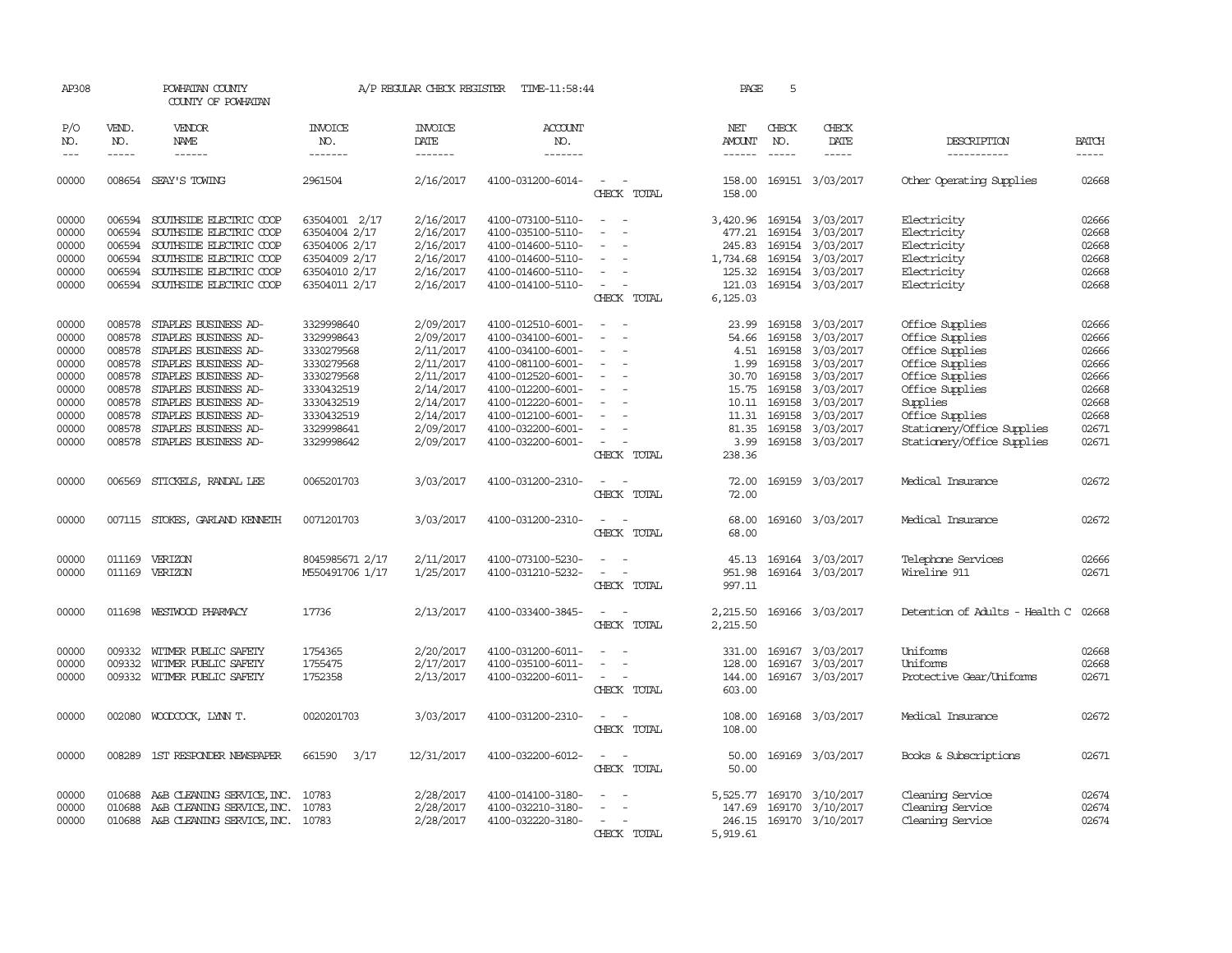AP308 POWHATAN COUNTY A/P REGULAR CHECK REGISTER TIME-11:58:44 PAGE 5

COUNTY OF POWHATAN

| P/O NO. | VEND. NO. | VENDOR NAME | INVOICE NO. | INVOICE DATE | ACCOUNT NO. | | NET AMOUNT | CHECK NO. | CHECK DATE | DESCRIPTION | BATCH |
|---|---|---|---|---|---|---|---|---|---|---|---|
| --- | ----- | ------ | ------- | ------- | ------- | | ------ | ----- | ----- | ----------- | ----- |
| 00000 | 008654 | SEAY'S TOWING | 2961504 | 2/16/2017 | 4100-031200-6014- | - - | 158.00 | 169151 | 3/03/2017 | Other Operating Supplies | 02668 |
| | | | | | | CHECK TOTAL | 158.00 | | | | |
| 00000 | 006594 | SOUTHSIDE ELECTRIC COOP | 63504001 2/17 | 2/16/2017 | 4100-073100-5110- | - - | 3,420.96 | 169154 | 3/03/2017 | Electricity | 02666 |
| 00000 | 006594 | SOUTHSIDE ELECTRIC COOP | 63504004 2/17 | 2/16/2017 | 4100-035100-5110- | - - | 477.21 | 169154 | 3/03/2017 | Electricity | 02668 |
| 00000 | 006594 | SOUTHSIDE ELECTRIC COOP | 63504006 2/17 | 2/16/2017 | 4100-014600-5110- | - - | 245.83 | 169154 | 3/03/2017 | Electricity | 02668 |
| 00000 | 006594 | SOUTHSIDE ELECTRIC COOP | 63504009 2/17 | 2/16/2017 | 4100-014600-5110- | - - | 1,734.68 | 169154 | 3/03/2017 | Electricity | 02668 |
| 00000 | 006594 | SOUTHSIDE ELECTRIC COOP | 63504010 2/17 | 2/16/2017 | 4100-014600-5110- | - - | 125.32 | 169154 | 3/03/2017 | Electricity | 02668 |
| 00000 | 006594 | SOUTHSIDE ELECTRIC COOP | 63504011 2/17 | 2/16/2017 | 4100-014100-5110- | - - | 121.03 | 169154 | 3/03/2017 | Electricity | 02668 |
| | | | | | | CHECK TOTAL | 6,125.03 | | | | |
| 00000 | 008578 | STAPLES BUSINESS AD- | 3329998640 | 2/09/2017 | 4100-012510-6001- | - - | 23.99 | 169158 | 3/03/2017 | Office Supplies | 02666 |
| 00000 | 008578 | STAPLES BUSINESS AD- | 3329998643 | 2/09/2017 | 4100-034100-6001- | - - | 54.66 | 169158 | 3/03/2017 | Office Supplies | 02666 |
| 00000 | 008578 | STAPLES BUSINESS AD- | 3330279568 | 2/11/2017 | 4100-034100-6001- | - - | 4.51 | 169158 | 3/03/2017 | Office Supplies | 02666 |
| 00000 | 008578 | STAPLES BUSINESS AD- | 3330279568 | 2/11/2017 | 4100-081100-6001- | - - | 1.99 | 169158 | 3/03/2017 | Office Supplies | 02666 |
| 00000 | 008578 | STAPLES BUSINESS AD- | 3330279568 | 2/11/2017 | 4100-012520-6001- | - - | 30.70 | 169158 | 3/03/2017 | Office Supplies | 02666 |
| 00000 | 008578 | STAPLES BUSINESS AD- | 3330432519 | 2/14/2017 | 4100-012200-6001- | - - | 15.75 | 169158 | 3/03/2017 | Office Supplies | 02668 |
| 00000 | 008578 | STAPLES BUSINESS AD- | 3330432519 | 2/14/2017 | 4100-012220-6001- | - - | 10.11 | 169158 | 3/03/2017 | Supplies | 02668 |
| 00000 | 008578 | STAPLES BUSINESS AD- | 3330432519 | 2/14/2017 | 4100-012100-6001- | - - | 11.31 | 169158 | 3/03/2017 | Office Supplies | 02668 |
| 00000 | 008578 | STAPLES BUSINESS AD- | 3329998641 | 2/09/2017 | 4100-032200-6001- | - - | 81.35 | 169158 | 3/03/2017 | Stationery/Office Supplies | 02671 |
| 00000 | 008578 | STAPLES BUSINESS AD- | 3329998642 | 2/09/2017 | 4100-032200-6001- | - - | 3.99 | 169158 | 3/03/2017 | Stationery/Office Supplies | 02671 |
| | | | | | | CHECK TOTAL | 238.36 | | | | |
| 00000 | 006569 | STICKELS, RANDAL LEE | 0065201703 | 3/03/2017 | 4100-031200-2310- | - - | 72.00 | 169159 | 3/03/2017 | Medical Insurance | 02672 |
| | | | | | | CHECK TOTAL | 72.00 | | | | |
| 00000 | 007115 | STOKES, GARLAND KENNETH | 0071201703 | 3/03/2017 | 4100-031200-2310- | - - | 68.00 | 169160 | 3/03/2017 | Medical Insurance | 02672 |
| | | | | | | CHECK TOTAL | 68.00 | | | | |
| 00000 | 011169 | VERIZON | 8045985671 2/17 | 2/11/2017 | 4100-073100-5230- | - - | 45.13 | 169164 | 3/03/2017 | Telephone Services | 02666 |
| 00000 | 011169 | VERIZON | M550491706 1/17 | 1/25/2017 | 4100-031210-5232- | - - | 951.98 | 169164 | 3/03/2017 | Wireline 911 | 02671 |
| | | | | | | CHECK TOTAL | 997.11 | | | | |
| 00000 | 011698 | WESTWOOD PHARMACY | 17736 | 2/13/2017 | 4100-033400-3845- | - - | 2,215.50 | 169166 | 3/03/2017 | Detention of Adults - Health C | 02668 |
| | | | | | | CHECK TOTAL | 2,215.50 | | | | |
| 00000 | 009332 | WITMER PUBLIC SAFETY | 1754365 | 2/20/2017 | 4100-031200-6011- | - - | 331.00 | 169167 | 3/03/2017 | Uniforms | 02668 |
| 00000 | 009332 | WITMER PUBLIC SAFETY | 1755475 | 2/17/2017 | 4100-035100-6011- | - - | 128.00 | 169167 | 3/03/2017 | Uniforms | 02668 |
| 00000 | 009332 | WITMER PUBLIC SAFETY | 1752358 | 2/13/2017 | 4100-032200-6011- | - - | 144.00 | 169167 | 3/03/2017 | Protective Gear/Uniforms | 02671 |
| | | | | | | CHECK TOTAL | 603.00 | | | | |
| 00000 | 002080 | WOODCOCK, LYNN T. | 0020201703 | 3/03/2017 | 4100-031200-2310- | - - | 108.00 | 169168 | 3/03/2017 | Medical Insurance | 02672 |
| | | | | | | CHECK TOTAL | 108.00 | | | | |
| 00000 | 008289 | 1ST RESPONDER NEWSPAPER | 661590 3/17 | 12/31/2017 | 4100-032200-6012- | - - | 50.00 | 169169 | 3/03/2017 | Books & Subscriptions | 02671 |
| | | | | | | CHECK TOTAL | 50.00 | | | | |
| 00000 | 010688 | A&B CLEANING SERVICE,INC. | 10783 | 2/28/2017 | 4100-014100-3180- | - - | 5,525.77 | 169170 | 3/10/2017 | Cleaning Service | 02674 |
| 00000 | 010688 | A&B CLEANING SERVICE,INC. | 10783 | 2/28/2017 | 4100-032210-3180- | - - | 147.69 | 169170 | 3/10/2017 | Cleaning Service | 02674 |
| 00000 | 010688 | A&B CLEANING SERVICE,INC. | 10783 | 2/28/2017 | 4100-032220-3180- | - - | 246.15 | 169170 | 3/10/2017 | Cleaning Service | 02674 |
| | | | | | | CHECK TOTAL | 5,919.61 | | | | |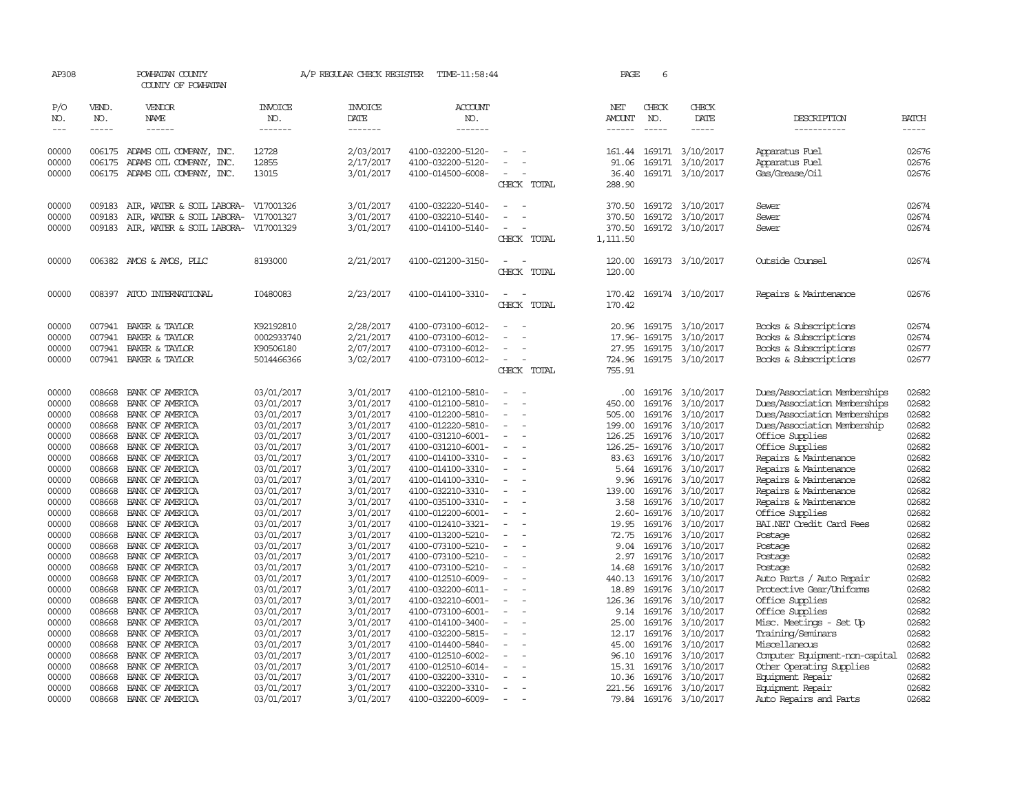AP308 POWHATAN COUNTY A/P REGULAR CHECK REGISTER TIME-11:58:44 PAGE 6

COUNTY OF POWHATAN

| P/O NO. | VEND. NO. | VENDOR NAME | INVOICE NO. | INVOICE DATE | ACCOUNT NO. | | NET AMOUNT | CHECK NO. | CHECK DATE | DESCRIPTION | BATCH |
|---|---|---|---|---|---|---|---|---|---|---|---|
| --- | ----- | ------ | ------- | ------- | ------- | | ------ | ----- | ----- | ----------- | ----- |
| 00000 | 006175 | ADAMS OIL COMPANY, INC. | 12728 | 2/03/2017 | 4100-032200-5120- | - - | 161.44 | 169171 | 3/10/2017 | Apparatus Fuel | 02676 |
| 00000 | 006175 | ADAMS OIL COMPANY, INC. | 12855 | 2/17/2017 | 4100-032200-5120- | - - | 91.06 | 169171 | 3/10/2017 | Apparatus Fuel | 02676 |
| 00000 | 006175 | ADAMS OIL COMPANY, INC. | 13015 | 3/01/2017 | 4100-014500-6008- | - - | 36.40 | 169171 | 3/10/2017 | Gas/Grease/Oil | 02676 |
| | | | | | | CHECK TOTAL | 288.90 | | | | |
| 00000 | 009183 | AIR, WATER & SOIL LABORA- | V17001326 | 3/01/2017 | 4100-032220-5140- | - - | 370.50 | 169172 | 3/10/2017 | Sewer | 02674 |
| 00000 | 009183 | AIR, WATER & SOIL LABORA- | V17001327 | 3/01/2017 | 4100-032210-5140- | - - | 370.50 | 169172 | 3/10/2017 | Sewer | 02674 |
| 00000 | 009183 | AIR, WATER & SOIL LABORA- | V17001329 | 3/01/2017 | 4100-014100-5140- | - - | 370.50 | 169172 | 3/10/2017 | Sewer | 02674 |
| | | | | | | CHECK TOTAL | 1,111.50 | | | | |
| 00000 | 006382 | AMOS & AMOS, PLLC | 8193000 | 2/21/2017 | 4100-021200-3150- | - - | 120.00 | 169173 | 3/10/2017 | Outside Counsel | 02674 |
| | | | | | | CHECK TOTAL | 120.00 | | | | |
| 00000 | 008397 | ATCO INTERNATIONAL | I0480083 | 2/23/2017 | 4100-014100-3310- | - - | 170.42 | 169174 | 3/10/2017 | Repairs & Maintenance | 02676 |
| | | | | | | CHECK TOTAL | 170.42 | | | | |
| 00000 | 007941 | BAKER & TAYLOR | K92192810 | 2/28/2017 | 4100-073100-6012- | - - | 20.96 | 169175 | 3/10/2017 | Books & Subscriptions | 02674 |
| 00000 | 007941 | BAKER & TAYLOR | 0002933740 | 2/21/2017 | 4100-073100-6012- | - - | 17.96- | 169175 | 3/10/2017 | Books & Subscriptions | 02674 |
| 00000 | 007941 | BAKER & TAYLOR | K90506180 | 2/07/2017 | 4100-073100-6012- | - - | 27.95 | 169175 | 3/10/2017 | Books & Subscriptions | 02677 |
| 00000 | 007941 | BAKER & TAYLOR | 5014466366 | 3/02/2017 | 4100-073100-6012- | - - | 724.96 | 169175 | 3/10/2017 | Books & Subscriptions | 02677 |
| | | | | | | CHECK TOTAL | 755.91 | | | | |
| 00000 | 008668 | BANK OF AMERICA | 03/01/2017 | 3/01/2017 | 4100-012100-5810- | - - | .00 | 169176 | 3/10/2017 | Dues/Association Memberships | 02682 |
| 00000 | 008668 | BANK OF AMERICA | 03/01/2017 | 3/01/2017 | 4100-012100-5810- | - - | 450.00 | 169176 | 3/10/2017 | Dues/Association Memberships | 02682 |
| 00000 | 008668 | BANK OF AMERICA | 03/01/2017 | 3/01/2017 | 4100-012200-5810- | - - | 505.00 | 169176 | 3/10/2017 | Dues/Association Memberships | 02682 |
| 00000 | 008668 | BANK OF AMERICA | 03/01/2017 | 3/01/2017 | 4100-012220-5810- | - - | 199.00 | 169176 | 3/10/2017 | Dues/Association Membership | 02682 |
| 00000 | 008668 | BANK OF AMERICA | 03/01/2017 | 3/01/2017 | 4100-031210-6001- | - - | 126.25 | 169176 | 3/10/2017 | Office Supplies | 02682 |
| 00000 | 008668 | BANK OF AMERICA | 03/01/2017 | 3/01/2017 | 4100-031210-6001- | - - | 126.25- | 169176 | 3/10/2017 | Office Supplies | 02682 |
| 00000 | 008668 | BANK OF AMERICA | 03/01/2017 | 3/01/2017 | 4100-014100-3310- | - - | 83.63 | 169176 | 3/10/2017 | Repairs & Maintenance | 02682 |
| 00000 | 008668 | BANK OF AMERICA | 03/01/2017 | 3/01/2017 | 4100-014100-3310- | - - | 5.64 | 169176 | 3/10/2017 | Repairs & Maintenance | 02682 |
| 00000 | 008668 | BANK OF AMERICA | 03/01/2017 | 3/01/2017 | 4100-014100-3310- | - - | 9.96 | 169176 | 3/10/2017 | Repairs & Maintenance | 02682 |
| 00000 | 008668 | BANK OF AMERICA | 03/01/2017 | 3/01/2017 | 4100-032210-3310- | - - | 139.00 | 169176 | 3/10/2017 | Repairs & Maintenance | 02682 |
| 00000 | 008668 | BANK OF AMERICA | 03/01/2017 | 3/01/2017 | 4100-035100-3310- | - - | 3.58 | 169176 | 3/10/2017 | Repairs & Maintenance | 02682 |
| 00000 | 008668 | BANK OF AMERICA | 03/01/2017 | 3/01/2017 | 4100-012200-6001- | - - | 2.60- | 169176 | 3/10/2017 | Office Supplies | 02682 |
| 00000 | 008668 | BANK OF AMERICA | 03/01/2017 | 3/01/2017 | 4100-012410-3321- | - - | 19.95 | 169176 | 3/10/2017 | BAI.NET Credit Card Fees | 02682 |
| 00000 | 008668 | BANK OF AMERICA | 03/01/2017 | 3/01/2017 | 4100-013200-5210- | - - | 72.75 | 169176 | 3/10/2017 | Postage | 02682 |
| 00000 | 008668 | BANK OF AMERICA | 03/01/2017 | 3/01/2017 | 4100-073100-5210- | - - | 9.04 | 169176 | 3/10/2017 | Postage | 02682 |
| 00000 | 008668 | BANK OF AMERICA | 03/01/2017 | 3/01/2017 | 4100-073100-5210- | - - | 2.97 | 169176 | 3/10/2017 | Postage | 02682 |
| 00000 | 008668 | BANK OF AMERICA | 03/01/2017 | 3/01/2017 | 4100-073100-5210- | - - | 14.68 | 169176 | 3/10/2017 | Postage | 02682 |
| 00000 | 008668 | BANK OF AMERICA | 03/01/2017 | 3/01/2017 | 4100-012510-6009- | - - | 440.13 | 169176 | 3/10/2017 | Auto Parts / Auto Repair | 02682 |
| 00000 | 008668 | BANK OF AMERICA | 03/01/2017 | 3/01/2017 | 4100-032200-6011- | - - | 18.89 | 169176 | 3/10/2017 | Protective Gear/Uniforms | 02682 |
| 00000 | 008668 | BANK OF AMERICA | 03/01/2017 | 3/01/2017 | 4100-032210-6001- | - - | 126.36 | 169176 | 3/10/2017 | Office Supplies | 02682 |
| 00000 | 008668 | BANK OF AMERICA | 03/01/2017 | 3/01/2017 | 4100-073100-6001- | - - | 9.14 | 169176 | 3/10/2017 | Office Supplies | 02682 |
| 00000 | 008668 | BANK OF AMERICA | 03/01/2017 | 3/01/2017 | 4100-014100-3400- | - - | 25.00 | 169176 | 3/10/2017 | Misc. Meetings - Set Up | 02682 |
| 00000 | 008668 | BANK OF AMERICA | 03/01/2017 | 3/01/2017 | 4100-032200-5815- | - - | 12.17 | 169176 | 3/10/2017 | Training/Seminars | 02682 |
| 00000 | 008668 | BANK OF AMERICA | 03/01/2017 | 3/01/2017 | 4100-014400-5840- | - - | 45.00 | 169176 | 3/10/2017 | Miscellaneous | 02682 |
| 00000 | 008668 | BANK OF AMERICA | 03/01/2017 | 3/01/2017 | 4100-012510-6002- | - - | 96.10 | 169176 | 3/10/2017 | Computer Equipment-non-capital | 02682 |
| 00000 | 008668 | BANK OF AMERICA | 03/01/2017 | 3/01/2017 | 4100-012510-6014- | - - | 15.31 | 169176 | 3/10/2017 | Other Operating Supplies | 02682 |
| 00000 | 008668 | BANK OF AMERICA | 03/01/2017 | 3/01/2017 | 4100-032200-3310- | - - | 10.36 | 169176 | 3/10/2017 | Equipment Repair | 02682 |
| 00000 | 008668 | BANK OF AMERICA | 03/01/2017 | 3/01/2017 | 4100-032200-3310- | - - | 221.56 | 169176 | 3/10/2017 | Equipment Repair | 02682 |
| 00000 | 008668 | BANK OF AMERICA | 03/01/2017 | 3/01/2017 | 4100-032200-6009- | - - | 79.84 | 169176 | 3/10/2017 | Auto Repairs and Parts | 02682 |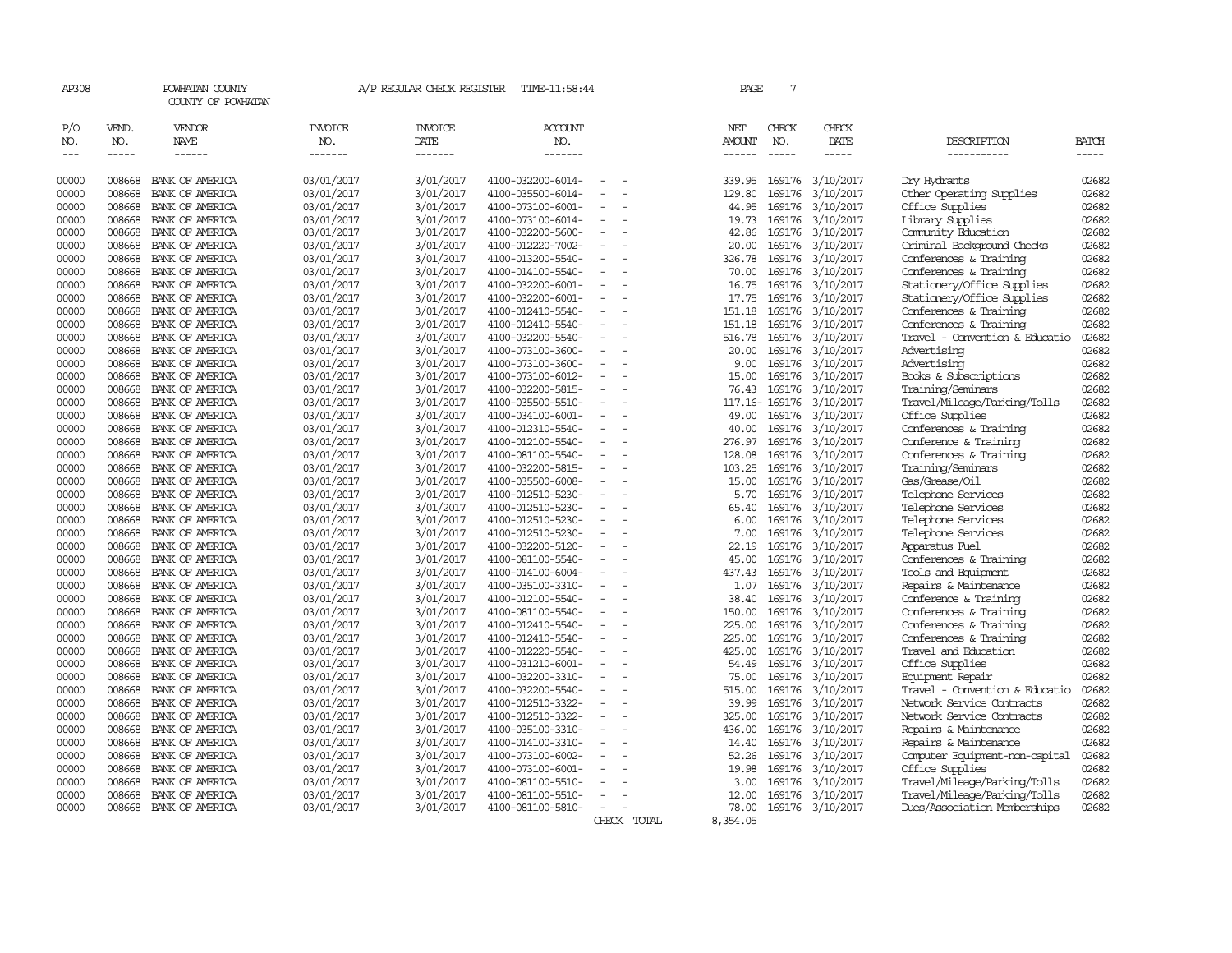AP308 POWHATAN COUNTY A/P REGULAR CHECK REGISTER TIME-11:58:44 PAGE 7

COUNTY OF POWHATAN

| P/O NO. | VEND. NO. | VENDOR NAME | INVOICE NO. | INVOICE DATE | ACCOUNT NO. | | NET AMOUNT | CHECK NO. | CHECK DATE | DESCRIPTION | BATCH |
|---|---|---|---|---|---|---|---|---|---|---|---|
| --- | ----- | ------ | ------- | ------- | ------- | | ------ | ----- | ----- | ----------- | ----- |
| 00000 | 008668 | BANK OF AMERICA | 03/01/2017 | 3/01/2017 | 4100-032200-6014- | - - | 339.95 | 169176 | 3/10/2017 | Dry Hydrants | 02682 |
| 00000 | 008668 | BANK OF AMERICA | 03/01/2017 | 3/01/2017 | 4100-035500-6014- | - - | 129.80 | 169176 | 3/10/2017 | Other Operating Supplies | 02682 |
| 00000 | 008668 | BANK OF AMERICA | 03/01/2017 | 3/01/2017 | 4100-073100-6001- | - - | 44.95 | 169176 | 3/10/2017 | Office Supplies | 02682 |
| 00000 | 008668 | BANK OF AMERICA | 03/01/2017 | 3/01/2017 | 4100-073100-6014- | - - | 19.73 | 169176 | 3/10/2017 | Library Supplies | 02682 |
| 00000 | 008668 | BANK OF AMERICA | 03/01/2017 | 3/01/2017 | 4100-032200-5600- | - - | 42.86 | 169176 | 3/10/2017 | Community Education | 02682 |
| 00000 | 008668 | BANK OF AMERICA | 03/01/2017 | 3/01/2017 | 4100-012220-7002- | - - | 20.00 | 169176 | 3/10/2017 | Criminal Background Checks | 02682 |
| 00000 | 008668 | BANK OF AMERICA | 03/01/2017 | 3/01/2017 | 4100-013200-5540- | - - | 326.78 | 169176 | 3/10/2017 | Conferences & Training | 02682 |
| 00000 | 008668 | BANK OF AMERICA | 03/01/2017 | 3/01/2017 | 4100-014100-5540- | - - | 70.00 | 169176 | 3/10/2017 | Conferences & Training | 02682 |
| 00000 | 008668 | BANK OF AMERICA | 03/01/2017 | 3/01/2017 | 4100-032200-6001- | - - | 16.75 | 169176 | 3/10/2017 | Stationery/Office Supplies | 02682 |
| 00000 | 008668 | BANK OF AMERICA | 03/01/2017 | 3/01/2017 | 4100-032200-6001- | - - | 17.75 | 169176 | 3/10/2017 | Stationery/Office Supplies | 02682 |
| 00000 | 008668 | BANK OF AMERICA | 03/01/2017 | 3/01/2017 | 4100-012410-5540- | - - | 151.18 | 169176 | 3/10/2017 | Conferences & Training | 02682 |
| 00000 | 008668 | BANK OF AMERICA | 03/01/2017 | 3/01/2017 | 4100-012410-5540- | - - | 151.18 | 169176 | 3/10/2017 | Conferences & Training | 02682 |
| 00000 | 008668 | BANK OF AMERICA | 03/01/2017 | 3/01/2017 | 4100-032200-5540- | - - | 516.78 | 169176 | 3/10/2017 | Travel - Convention & Educatio | 02682 |
| 00000 | 008668 | BANK OF AMERICA | 03/01/2017 | 3/01/2017 | 4100-073100-3600- | - - | 20.00 | 169176 | 3/10/2017 | Advertising | 02682 |
| 00000 | 008668 | BANK OF AMERICA | 03/01/2017 | 3/01/2017 | 4100-073100-3600- | - - | 9.00 | 169176 | 3/10/2017 | Advertising | 02682 |
| 00000 | 008668 | BANK OF AMERICA | 03/01/2017 | 3/01/2017 | 4100-073100-6012- | - - | 15.00 | 169176 | 3/10/2017 | Books & Subscriptions | 02682 |
| 00000 | 008668 | BANK OF AMERICA | 03/01/2017 | 3/01/2017 | 4100-032200-5815- | - - | 76.43 | 169176 | 3/10/2017 | Training/Seminars | 02682 |
| 00000 | 008668 | BANK OF AMERICA | 03/01/2017 | 3/01/2017 | 4100-035500-5510- | - - | 117.16- | 169176 | 3/10/2017 | Travel/Mileage/Parking/Tolls | 02682 |
| 00000 | 008668 | BANK OF AMERICA | 03/01/2017 | 3/01/2017 | 4100-034100-6001- | - - | 49.00 | 169176 | 3/10/2017 | Office Supplies | 02682 |
| 00000 | 008668 | BANK OF AMERICA | 03/01/2017 | 3/01/2017 | 4100-012310-5540- | - - | 40.00 | 169176 | 3/10/2017 | Conferences & Training | 02682 |
| 00000 | 008668 | BANK OF AMERICA | 03/01/2017 | 3/01/2017 | 4100-012100-5540- | - - | 276.97 | 169176 | 3/10/2017 | Conference & Training | 02682 |
| 00000 | 008668 | BANK OF AMERICA | 03/01/2017 | 3/01/2017 | 4100-081100-5540- | - - | 128.08 | 169176 | 3/10/2017 | Conferences & Training | 02682 |
| 00000 | 008668 | BANK OF AMERICA | 03/01/2017 | 3/01/2017 | 4100-032200-5815- | - - | 103.25 | 169176 | 3/10/2017 | Training/Seminars | 02682 |
| 00000 | 008668 | BANK OF AMERICA | 03/01/2017 | 3/01/2017 | 4100-035500-6008- | - - | 15.00 | 169176 | 3/10/2017 | Gas/Grease/Oil | 02682 |
| 00000 | 008668 | BANK OF AMERICA | 03/01/2017 | 3/01/2017 | 4100-012510-5230- | - - | 5.70 | 169176 | 3/10/2017 | Telephone Services | 02682 |
| 00000 | 008668 | BANK OF AMERICA | 03/01/2017 | 3/01/2017 | 4100-012510-5230- | - - | 65.40 | 169176 | 3/10/2017 | Telephone Services | 02682 |
| 00000 | 008668 | BANK OF AMERICA | 03/01/2017 | 3/01/2017 | 4100-012510-5230- | - - | 6.00 | 169176 | 3/10/2017 | Telephone Services | 02682 |
| 00000 | 008668 | BANK OF AMERICA | 03/01/2017 | 3/01/2017 | 4100-012510-5230- | - - | 7.00 | 169176 | 3/10/2017 | Telephone Services | 02682 |
| 00000 | 008668 | BANK OF AMERICA | 03/01/2017 | 3/01/2017 | 4100-032200-5120- | - - | 22.19 | 169176 | 3/10/2017 | Apparatus Fuel | 02682 |
| 00000 | 008668 | BANK OF AMERICA | 03/01/2017 | 3/01/2017 | 4100-081100-5540- | - - | 45.00 | 169176 | 3/10/2017 | Conferences & Training | 02682 |
| 00000 | 008668 | BANK OF AMERICA | 03/01/2017 | 3/01/2017 | 4100-014100-6004- | - - | 437.43 | 169176 | 3/10/2017 | Tools and Equipment | 02682 |
| 00000 | 008668 | BANK OF AMERICA | 03/01/2017 | 3/01/2017 | 4100-035100-3310- | - - | 1.07 | 169176 | 3/10/2017 | Repairs & Maintenance | 02682 |
| 00000 | 008668 | BANK OF AMERICA | 03/01/2017 | 3/01/2017 | 4100-012100-5540- | - - | 38.40 | 169176 | 3/10/2017 | Conference & Training | 02682 |
| 00000 | 008668 | BANK OF AMERICA | 03/01/2017 | 3/01/2017 | 4100-081100-5540- | - - | 150.00 | 169176 | 3/10/2017 | Conferences & Training | 02682 |
| 00000 | 008668 | BANK OF AMERICA | 03/01/2017 | 3/01/2017 | 4100-012410-5540- | - - | 225.00 | 169176 | 3/10/2017 | Conferences & Training | 02682 |
| 00000 | 008668 | BANK OF AMERICA | 03/01/2017 | 3/01/2017 | 4100-012410-5540- | - - | 225.00 | 169176 | 3/10/2017 | Conferences & Training | 02682 |
| 00000 | 008668 | BANK OF AMERICA | 03/01/2017 | 3/01/2017 | 4100-012220-5540- | - - | 425.00 | 169176 | 3/10/2017 | Travel and Education | 02682 |
| 00000 | 008668 | BANK OF AMERICA | 03/01/2017 | 3/01/2017 | 4100-031210-6001- | - - | 54.49 | 169176 | 3/10/2017 | Office Supplies | 02682 |
| 00000 | 008668 | BANK OF AMERICA | 03/01/2017 | 3/01/2017 | 4100-032200-3310- | - - | 75.00 | 169176 | 3/10/2017 | Equipment Repair | 02682 |
| 00000 | 008668 | BANK OF AMERICA | 03/01/2017 | 3/01/2017 | 4100-032200-5540- | - - | 515.00 | 169176 | 3/10/2017 | Travel - Convention & Educatio | 02682 |
| 00000 | 008668 | BANK OF AMERICA | 03/01/2017 | 3/01/2017 | 4100-012510-3322- | - - | 39.99 | 169176 | 3/10/2017 | Network Service Contracts | 02682 |
| 00000 | 008668 | BANK OF AMERICA | 03/01/2017 | 3/01/2017 | 4100-012510-3322- | - - | 325.00 | 169176 | 3/10/2017 | Network Service Contracts | 02682 |
| 00000 | 008668 | BANK OF AMERICA | 03/01/2017 | 3/01/2017 | 4100-035100-3310- | - - | 436.00 | 169176 | 3/10/2017 | Repairs & Maintenance | 02682 |
| 00000 | 008668 | BANK OF AMERICA | 03/01/2017 | 3/01/2017 | 4100-014100-3310- | - - | 14.40 | 169176 | 3/10/2017 | Repairs & Maintenance | 02682 |
| 00000 | 008668 | BANK OF AMERICA | 03/01/2017 | 3/01/2017 | 4100-073100-6002- | - - | 52.26 | 169176 | 3/10/2017 | Computer Equipment-non-capital | 02682 |
| 00000 | 008668 | BANK OF AMERICA | 03/01/2017 | 3/01/2017 | 4100-073100-6001- | - - | 19.98 | 169176 | 3/10/2017 | Office Supplies | 02682 |
| 00000 | 008668 | BANK OF AMERICA | 03/01/2017 | 3/01/2017 | 4100-081100-5510- | - - | 3.00 | 169176 | 3/10/2017 | Travel/Mileage/Parking/Tolls | 02682 |
| 00000 | 008668 | BANK OF AMERICA | 03/01/2017 | 3/01/2017 | 4100-081100-5510- | - - | 12.00 | 169176 | 3/10/2017 | Travel/Mileage/Parking/Tolls | 02682 |
| 00000 | 008668 | BANK OF AMERICA | 03/01/2017 | 3/01/2017 | 4100-081100-5810- | - - | 78.00 | 169176 | 3/10/2017 | Dues/Association Memberships | 02682 |
| | | | | | | CHECK TOTAL | 8,354.05 | | | | |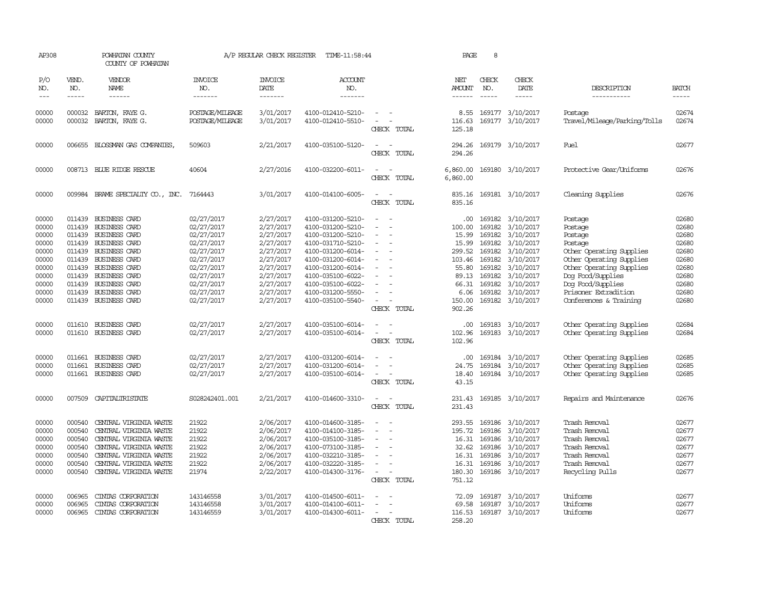AP308 POWHATAN COUNTY A/P REGULAR CHECK REGISTER TIME-11:58:44

COUNTY OF POWHATAN

| P/O NO. | VEND. NO. | VENDOR NAME | INVOICE NO. | INVOICE DATE | ACCOUNT NO. | | NET AMOUNT | CHECK NO. | CHECK DATE | DESCRIPTION | BATCH |
|---|---|---|---|---|---|---|---|---|---|---|---|
| 00000 | 000032 | BARTON, FAYE G. | POSTAGE/MILEAGE | 3/01/2017 | 4100-012410-5210- | - - | 8.55 | 169177 | 3/10/2017 | Postage | 02674 |
| 00000 | 000032 | BARTON, FAYE G. | POSTAGE/MILEAGE | 3/01/2017 | 4100-012410-5510- | - - | 116.63 | 169177 | 3/10/2017 | Travel/Mileage/Parking/Tolls | 02674 |
| | | | | | | CHECK TOTAL | 125.18 | | | | |
| 00000 | 006655 | BLOSSMAN GAS COMPANIES, | 509603 | 2/21/2017 | 4100-035100-5120- | - - | 294.26 | 169179 | 3/10/2017 | Fuel | 02677 |
| | | | | | | CHECK TOTAL | 294.26 | | | | |
| 00000 | 008713 | BLUE RIDGE RESCUE | 40604 | 2/27/2016 | 4100-032200-6011- | - - | 6,860.00 | 169180 | 3/10/2017 | Protective Gear/Uniforms | 02676 |
| | | | | | | CHECK TOTAL | 6,860.00 | | | | |
| 00000 | 009984 | BRAME SPECIALTY CO., INC. | 7164443 | 3/01/2017 | 4100-014100-6005- | - - | 835.16 | 169181 | 3/10/2017 | Cleaning Supplies | 02676 |
| | | | | | | CHECK TOTAL | 835.16 | | | | |
| 00000 | 011439 | BUSINESS CARD | 02/27/2017 | 2/27/2017 | 4100-031200-5210- | - - | .00 | 169182 | 3/10/2017 | Postage | 02680 |
| 00000 | 011439 | BUSINESS CARD | 02/27/2017 | 2/27/2017 | 4100-031200-5210- | - - | 100.00 | 169182 | 3/10/2017 | Postage | 02680 |
| 00000 | 011439 | BUSINESS CARD | 02/27/2017 | 2/27/2017 | 4100-031200-5210- | - - | 15.99 | 169182 | 3/10/2017 | Postage | 02680 |
| 00000 | 011439 | BUSINESS CARD | 02/27/2017 | 2/27/2017 | 4100-031710-5210- | - - | 15.99 | 169182 | 3/10/2017 | Postage | 02680 |
| 00000 | 011439 | BUSINESS CARD | 02/27/2017 | 2/27/2017 | 4100-031200-6014- | - - | 299.52 | 169182 | 3/10/2017 | Other Operating Supplies | 02680 |
| 00000 | 011439 | BUSINESS CARD | 02/27/2017 | 2/27/2017 | 4100-031200-6014- | - - | 103.46 | 169182 | 3/10/2017 | Other Operating Supplies | 02680 |
| 00000 | 011439 | BUSINESS CARD | 02/27/2017 | 2/27/2017 | 4100-031200-6014- | - - | 55.80 | 169182 | 3/10/2017 | Other Operating Supplies | 02680 |
| 00000 | 011439 | BUSINESS CARD | 02/27/2017 | 2/27/2017 | 4100-035100-6022- | - - | 89.13 | 169182 | 3/10/2017 | Dog Food/Supplies | 02680 |
| 00000 | 011439 | BUSINESS CARD | 02/27/2017 | 2/27/2017 | 4100-035100-6022- | - - | 66.31 | 169182 | 3/10/2017 | Dog Food/Supplies | 02680 |
| 00000 | 011439 | BUSINESS CARD | 02/27/2017 | 2/27/2017 | 4100-031200-5550- | - - | 6.06 | 169182 | 3/10/2017 | Prisoner Extradition | 02680 |
| 00000 | 011439 | BUSINESS CARD | 02/27/2017 | 2/27/2017 | 4100-035100-5540- | - - | 150.00 | 169182 | 3/10/2017 | Conferences & Training | 02680 |
| | | | | | | CHECK TOTAL | 902.26 | | | | |
| 00000 | 011610 | BUSINESS CARD | 02/27/2017 | 2/27/2017 | 4100-035100-6014- | - - | .00 | 169183 | 3/10/2017 | Other Operating Supplies | 02684 |
| 00000 | 011610 | BUSINESS CARD | 02/27/2017 | 2/27/2017 | 4100-035100-6014- | - - | 102.96 | 169183 | 3/10/2017 | Other Operating Supplies | 02684 |
| | | | | | | CHECK TOTAL | 102.96 | | | | |
| 00000 | 011661 | BUSINESS CARD | 02/27/2017 | 2/27/2017 | 4100-031200-6014- | - - | .00 | 169184 | 3/10/2017 | Other Operating Supplies | 02685 |
| 00000 | 011661 | BUSINESS CARD | 02/27/2017 | 2/27/2017 | 4100-031200-6014- | - - | 24.75 | 169184 | 3/10/2017 | Other Operating Supplies | 02685 |
| 00000 | 011661 | BUSINESS CARD | 02/27/2017 | 2/27/2017 | 4100-035100-6014- | - - | 18.40 | 169184 | 3/10/2017 | Other Operating Supplies | 02685 |
| | | | | | | CHECK TOTAL | 43.15 | | | | |
| 00000 | 007509 | CAPITALTRISTATE | S028242401.001 | 2/21/2017 | 4100-014600-3310- | - - | 231.43 | 169185 | 3/10/2017 | Repairs and Maintenance | 02676 |
| | | | | | | CHECK TOTAL | 231.43 | | | | |
| 00000 | 000540 | CENTRAL VIRGINIA WASTE | 21922 | 2/06/2017 | 4100-014600-3185- | - - | 293.55 | 169186 | 3/10/2017 | Trash Removal | 02677 |
| 00000 | 000540 | CENTRAL VIRGINIA WASTE | 21922 | 2/06/2017 | 4100-014100-3185- | - - | 195.72 | 169186 | 3/10/2017 | Trash Removal | 02677 |
| 00000 | 000540 | CENTRAL VIRGINIA WASTE | 21922 | 2/06/2017 | 4100-035100-3185- | - - | 16.31 | 169186 | 3/10/2017 | Trash Removal | 02677 |
| 00000 | 000540 | CENTRAL VIRGINIA WASTE | 21922 | 2/06/2017 | 4100-073100-3185- | - - | 32.62 | 169186 | 3/10/2017 | Trash Removal | 02677 |
| 00000 | 000540 | CENTRAL VIRGINIA WASTE | 21922 | 2/06/2017 | 4100-032210-3185- | - - | 16.31 | 169186 | 3/10/2017 | Trash Removal | 02677 |
| 00000 | 000540 | CENTRAL VIRGINIA WASTE | 21922 | 2/06/2017 | 4100-032220-3185- | - - | 16.31 | 169186 | 3/10/2017 | Trash Removal | 02677 |
| 00000 | 000540 | CENTRAL VIRGINIA WASTE | 21974 | 2/22/2017 | 4100-014300-3176- | - - | 180.30 | 169186 | 3/10/2017 | Recycling Pulls | 02677 |
| | | | | | | CHECK TOTAL | 751.12 | | | | |
| 00000 | 006965 | CINTAS CORPORATION | 143146558 | 3/01/2017 | 4100-014500-6011- | - - | 72.09 | 169187 | 3/10/2017 | Uniforms | 02677 |
| 00000 | 006965 | CINTAS CORPORATION | 143146558 | 3/01/2017 | 4100-014100-6011- | - - | 69.58 | 169187 | 3/10/2017 | Uniforms | 02677 |
| 00000 | 006965 | CINTAS CORPORATION | 143146559 | 3/01/2017 | 4100-014300-6011- | - - | 116.53 | 169187 | 3/10/2017 | Uniforms | 02677 |
| | | | | | | CHECK TOTAL | 258.20 | | | | |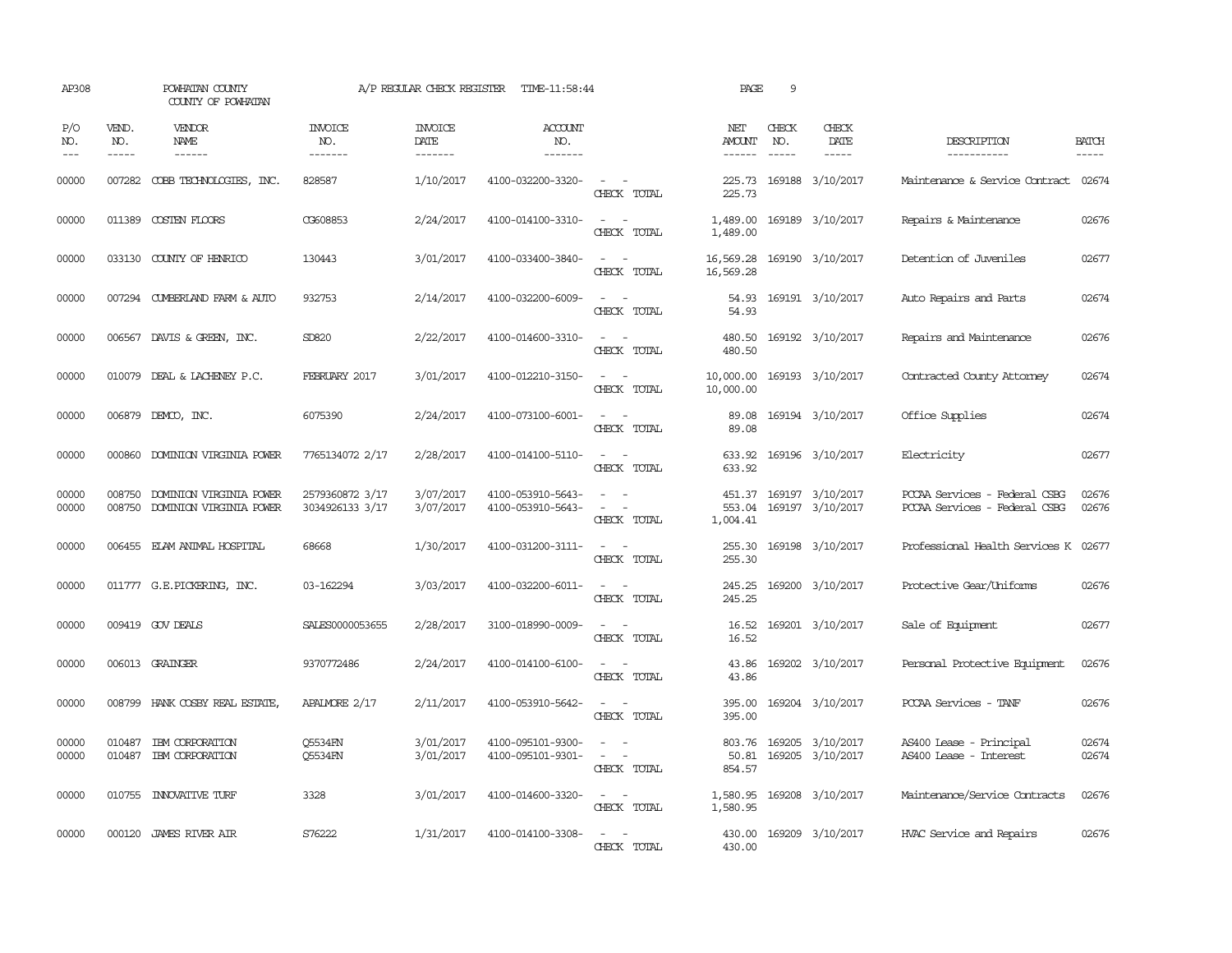AP308 POWHATAN COUNTY A/P REGULAR CHECK REGISTER TIME-11:58:44 PAGE 9

COUNTY OF POWHATAN

| P/O NO. | VEND. NO. | VENDOR NAME | INVOICE NO. | INVOICE DATE | ACCOUNT NO. | | NET AMOUNT | CHECK NO. | CHECK DATE | DESCRIPTION | BATCH |
|---|---|---|---|---|---|---|---|---|---|---|---|
| 00000 | 007282 | COBB TECHNOLOGIES, INC. | 828587 | 1/10/2017 | 4100-032200-3320- | - - | 225.73 | 169188 | 3/10/2017 | Maintenance & Service Contract | 02674 |
| | | | | | | CHECK TOTAL | 225.73 | | | | |
| 00000 | 011389 | COSTEN FLOORS | CG608853 | 2/24/2017 | 4100-014100-3310- | - - | 1,489.00 | 169189 | 3/10/2017 | Repairs & Maintenance | 02676 |
| | | | | | | CHECK TOTAL | 1,489.00 | | | | |
| 00000 | 033130 | COUNTY OF HENRICO | 130443 | 3/01/2017 | 4100-033400-3840- | - - | 16,569.28 | 169190 | 3/10/2017 | Detention of Juveniles | 02677 |
| | | | | | | CHECK TOTAL | 16,569.28 | | | | |
| 00000 | 007294 | CUMBERLAND FARM & AUTO | 932753 | 2/14/2017 | 4100-032200-6009- | - - | 54.93 | 169191 | 3/10/2017 | Auto Repairs and Parts | 02674 |
| | | | | | | CHECK TOTAL | 54.93 | | | | |
| 00000 | 006567 | DAVIS & GREEN, INC. | SD820 | 2/22/2017 | 4100-014600-3310- | - - | 480.50 | 169192 | 3/10/2017 | Repairs and Maintenance | 02676 |
| | | | | | | CHECK TOTAL | 480.50 | | | | |
| 00000 | 010079 | DEAL & LACHENEY P.C. | FEBRUARY 2017 | 3/01/2017 | 4100-012210-3150- | - - | 10,000.00 | 169193 | 3/10/2017 | Contracted County Attorney | 02674 |
| | | | | | | CHECK TOTAL | 10,000.00 | | | | |
| 00000 | 006879 | DEMCO, INC. | 6075390 | 2/24/2017 | 4100-073100-6001- | - - | 89.08 | 169194 | 3/10/2017 | Office Supplies | 02674 |
| | | | | | | CHECK TOTAL | 89.08 | | | | |
| 00000 | 000860 | DOMINION VIRGINIA POWER | 7765134072 2/17 | 2/28/2017 | 4100-014100-5110- | - - | 633.92 | 169196 | 3/10/2017 | Electricity | 02677 |
| | | | | | | CHECK TOTAL | 633.92 | | | | |
| 00000 | 008750 | DOMINION VIRGINIA POWER | 2579360872 3/17 | 3/07/2017 | 4100-053910-5643- | - - | 451.37 | 169197 | 3/10/2017 | PCCAA Services - Federal CSBG | 02676 |
| 00000 | 008750 | DOMINION VIRGINIA POWER | 3034926133 3/17 | 3/07/2017 | 4100-053910-5643- | - - | 553.04 | 169197 | 3/10/2017 | PCCAA Services - Federal CSBG | 02676 |
| | | | | | | CHECK TOTAL | 1,004.41 | | | | |
| 00000 | 006455 | ELAM ANIMAL HOSPITAL | 68668 | 1/30/2017 | 4100-031200-3111- | - - | 255.30 | 169198 | 3/10/2017 | Professional Health Services K | 02677 |
| | | | | | | CHECK TOTAL | 255.30 | | | | |
| 00000 | 011777 | G.E.PICKERING, INC. | 03-162294 | 3/03/2017 | 4100-032200-6011- | - - | 245.25 | 169200 | 3/10/2017 | Protective Gear/Uniforms | 02676 |
| | | | | | | CHECK TOTAL | 245.25 | | | | |
| 00000 | 009419 | GOV DEALS | SALES0000053655 | 2/28/2017 | 3100-018990-0009- | - - | 16.52 | 169201 | 3/10/2017 | Sale of Equipment | 02677 |
| | | | | | | CHECK TOTAL | 16.52 | | | | |
| 00000 | 006013 | GRAINGER | 9370772486 | 2/24/2017 | 4100-014100-6100- | - - | 43.86 | 169202 | 3/10/2017 | Personal Protective Equipment | 02676 |
| | | | | | | CHECK TOTAL | 43.86 | | | | |
| 00000 | 008799 | HANK COSBY REAL ESTATE, | APALMORE 2/17 | 2/11/2017 | 4100-053910-5642- | - - | 395.00 | 169204 | 3/10/2017 | PCCAA Services - TANF | 02676 |
| | | | | | | CHECK TOTAL | 395.00 | | | | |
| 00000 | 010487 | IBM CORPORATION | Q5534FN | 3/01/2017 | 4100-095101-9300- | - - | 803.76 | 169205 | 3/10/2017 | AS400 Lease - Principal | 02674 |
| 00000 | 010487 | IBM CORPORATION | Q5534FN | 3/01/2017 | 4100-095101-9301- | - - | 50.81 | 169205 | 3/10/2017 | AS400 Lease - Interest | 02674 |
| | | | | | | CHECK TOTAL | 854.57 | | | | |
| 00000 | 010755 | INNOVATIVE TURF | 3328 | 3/01/2017 | 4100-014600-3320- | - - | 1,580.95 | 169208 | 3/10/2017 | Maintenance/Service Contracts | 02676 |
| | | | | | | CHECK TOTAL | 1,580.95 | | | | |
| 00000 | 000120 | JAMES RIVER AIR | S76222 | 1/31/2017 | 4100-014100-3308- | - - | 430.00 | 169209 | 3/10/2017 | HVAC Service and Repairs | 02676 |
| | | | | | | CHECK TOTAL | 430.00 | | | | |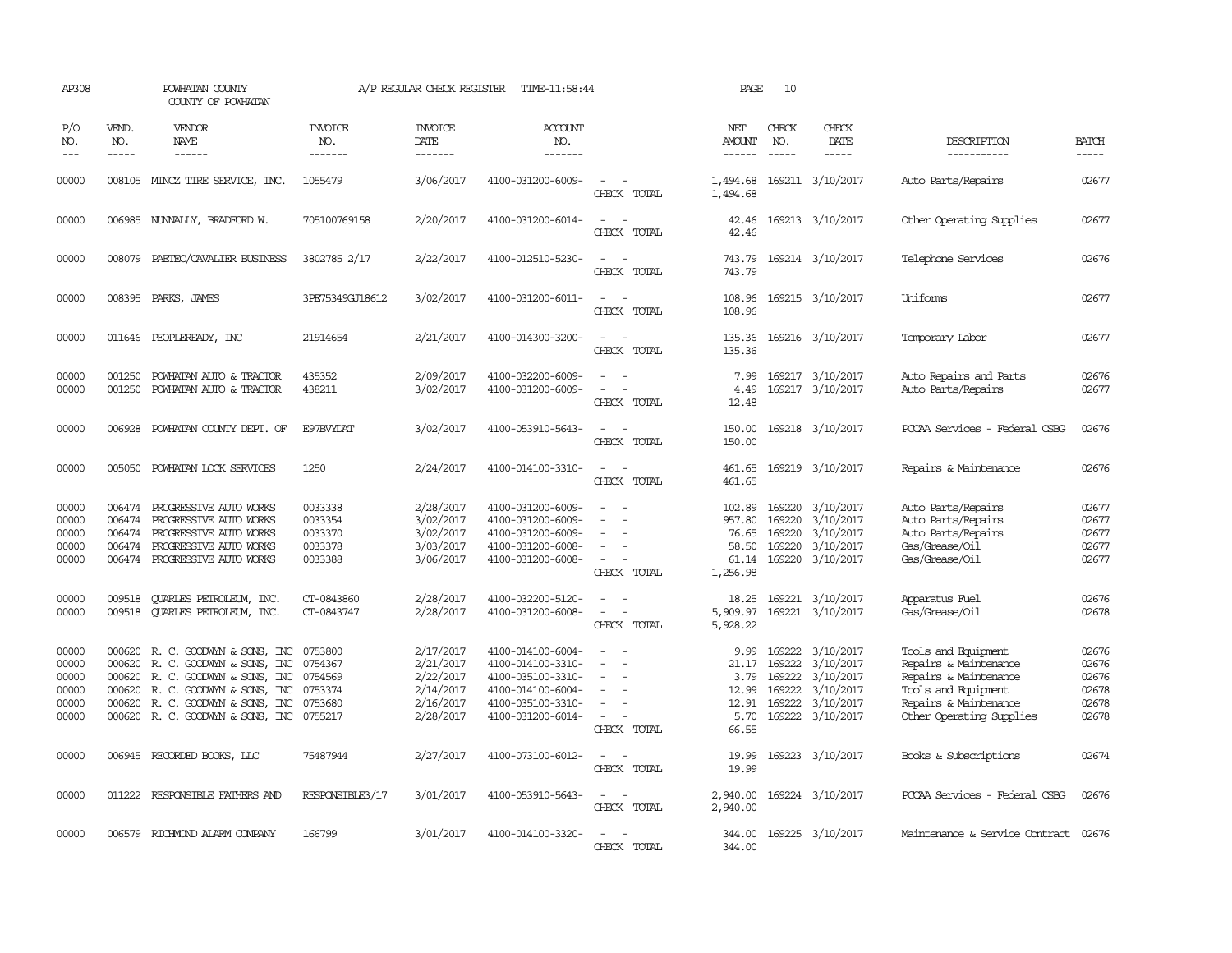AP308 POWHATAN COUNTY A/P REGULAR CHECK REGISTER TIME-11:58:44 PAGE 10
COUNTY OF POWHATAN

| P/O NO. | VEND. NO. | VENDOR NAME | INVOICE NO. | INVOICE DATE | ACCOUNT NO. | | NET AMOUNT | CHECK NO. | CHECK DATE | DESCRIPTION | BATCH |
|---|---|---|---|---|---|---|---|---|---|---|---|
| 00000 | 008105 | MINCZ TIRE SERVICE, INC. | 1055479 | 3/06/2017 | 4100-031200-6009- | - - | 1,494.68 | 169211 | 3/10/2017 | Auto Parts/Repairs | 02677 |
| | | | | | | CHECK TOTAL | 1,494.68 | | | | |
| 00000 | 006985 | NUNNALLY, BRADFORD W. | 705100769158 | 2/20/2017 | 4100-031200-6014- | - - | 42.46 | 169213 | 3/10/2017 | Other Operating Supplies | 02677 |
| | | | | | | CHECK TOTAL | 42.46 | | | | |
| 00000 | 008079 | PAETEC/CAVALIER BUSINESS | 3802785 2/17 | 2/22/2017 | 4100-012510-5230- | - - | 743.79 | 169214 | 3/10/2017 | Telephone Services | 02676 |
| | | | | | | CHECK TOTAL | 743.79 | | | | |
| 00000 | 008395 | PARKS, JAMES | 3PE75349GJ18612 | 3/02/2017 | 4100-031200-6011- | - - | 108.96 | 169215 | 3/10/2017 | Uniforms | 02677 |
| | | | | | | CHECK TOTAL | 108.96 | | | | |
| 00000 | 011646 | PEOPLEREADY, INC | 21914654 | 2/21/2017 | 4100-014300-3200- | - - | 135.36 | 169216 | 3/10/2017 | Temporary Labor | 02677 |
| | | | | | | CHECK TOTAL | 135.36 | | | | |
| 00000 | 001250 | POWHATAN AUTO & TRACTOR | 435352 | 2/09/2017 | 4100-032200-6009- | - - | 7.99 | 169217 | 3/10/2017 | Auto Repairs and Parts | 02676 |
| 00000 | 001250 | POWHATAN AUTO & TRACTOR | 438211 | 3/02/2017 | 4100-031200-6009- | - - | 4.49 | 169217 | 3/10/2017 | Auto Parts/Repairs | 02677 |
| | | | | | | CHECK TOTAL | 12.48 | | | | |
| 00000 | 006928 | POWHATAN COUNTY DEPT. OF | E97BVYDAT | 3/02/2017 | 4100-053910-5643- | - - | 150.00 | 169218 | 3/10/2017 | PCCAA Services - Federal CSBG | 02676 |
| | | | | | | CHECK TOTAL | 150.00 | | | | |
| 00000 | 005050 | POWHATAN LOCK SERVICES | 1250 | 2/24/2017 | 4100-014100-3310- | - - | 461.65 | 169219 | 3/10/2017 | Repairs & Maintenance | 02676 |
| | | | | | | CHECK TOTAL | 461.65 | | | | |
| 00000 | 006474 | PROGRESSIVE AUTO WORKS | 0033338 | 2/28/2017 | 4100-031200-6009- | - - | 102.89 | 169220 | 3/10/2017 | Auto Parts/Repairs | 02677 |
| 00000 | 006474 | PROGRESSIVE AUTO WORKS | 0033354 | 3/02/2017 | 4100-031200-6009- | - - | 957.80 | 169220 | 3/10/2017 | Auto Parts/Repairs | 02677 |
| 00000 | 006474 | PROGRESSIVE AUTO WORKS | 0033370 | 3/02/2017 | 4100-031200-6009- | - - | 76.65 | 169220 | 3/10/2017 | Auto Parts/Repairs | 02677 |
| 00000 | 006474 | PROGRESSIVE AUTO WORKS | 0033378 | 3/03/2017 | 4100-031200-6008- | - - | 58.50 | 169220 | 3/10/2017 | Gas/Grease/Oil | 02677 |
| 00000 | 006474 | PROGRESSIVE AUTO WORKS | 0033388 | 3/06/2017 | 4100-031200-6008- | - - | 61.14 | 169220 | 3/10/2017 | Gas/Grease/Oil | 02677 |
| | | | | | | CHECK TOTAL | 1,256.98 | | | | |
| 00000 | 009518 | QUARLES PETROLEUM, INC. | CT-0843860 | 2/28/2017 | 4100-032200-5120- | - - | 18.25 | 169221 | 3/10/2017 | Apparatus Fuel | 02676 |
| 00000 | 009518 | QUARLES PETROLEUM, INC. | CT-0843747 | 2/28/2017 | 4100-031200-6008- | - - | 5,909.97 | 169221 | 3/10/2017 | Gas/Grease/Oil | 02678 |
| | | | | | | CHECK TOTAL | 5,928.22 | | | | |
| 00000 | 000620 | R. C. GOODWYN & SONS, INC | 0753800 | 2/17/2017 | 4100-014100-6004- | - - | 9.99 | 169222 | 3/10/2017 | Tools and Equipment | 02676 |
| 00000 | 000620 | R. C. GOODWYN & SONS, INC | 0754367 | 2/21/2017 | 4100-014100-3310- | - - | 21.17 | 169222 | 3/10/2017 | Repairs & Maintenance | 02676 |
| 00000 | 000620 | R. C. GOODWYN & SONS, INC | 0754569 | 2/22/2017 | 4100-035100-3310- | - - | 3.79 | 169222 | 3/10/2017 | Repairs & Maintenance | 02676 |
| 00000 | 000620 | R. C. GOODWYN & SONS, INC | 0753374 | 2/14/2017 | 4100-014100-6004- | - - | 12.99 | 169222 | 3/10/2017 | Tools and Equipment | 02678 |
| 00000 | 000620 | R. C. GOODWYN & SONS, INC | 0753680 | 2/16/2017 | 4100-035100-3310- | - - | 12.91 | 169222 | 3/10/2017 | Repairs & Maintenance | 02678 |
| 00000 | 000620 | R. C. GOODWYN & SONS, INC | 0755217 | 2/28/2017 | 4100-031200-6014- | - - | 5.70 | 169222 | 3/10/2017 | Other Operating Supplies | 02678 |
| | | | | | | CHECK TOTAL | 66.55 | | | | |
| 00000 | 006945 | RECORDED BOOKS, LLC | 75487944 | 2/27/2017 | 4100-073100-6012- | - - | 19.99 | 169223 | 3/10/2017 | Books & Subscriptions | 02674 |
| | | | | | | CHECK TOTAL | 19.99 | | | | |
| 00000 | 011222 | RESPONSIBLE FATHERS AND | RESPONSIBLE3/17 | 3/01/2017 | 4100-053910-5643- | - - | 2,940.00 | 169224 | 3/10/2017 | PCCAA Services - Federal CSBG | 02676 |
| | | | | | | CHECK TOTAL | 2,940.00 | | | | |
| 00000 | 006579 | RICHMOND ALARM COMPANY | 166799 | 3/01/2017 | 4100-014100-3320- | - - | 344.00 | 169225 | 3/10/2017 | Maintenance & Service Contract | 02676 |
| | | | | | | CHECK TOTAL | 344.00 | | | | |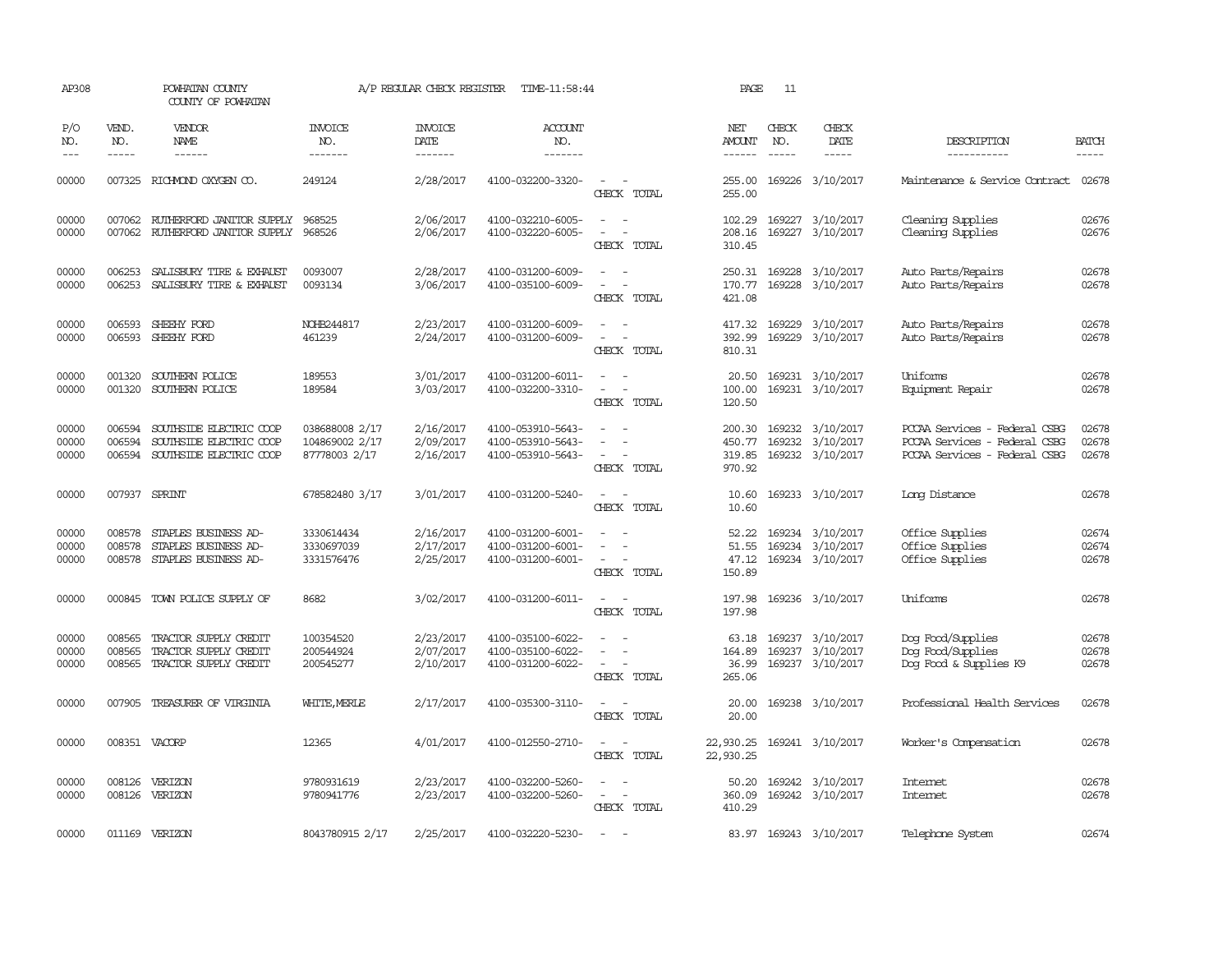AP308 POWHATAN COUNTY COUNTY OF POWHATAN A/P REGULAR CHECK REGISTER TIME-11:58:44 PAGE 11

| P/O NO. | VEND. NO. | VENDOR NAME | INVOICE NO. | INVOICE DATE | ACCOUNT NO. | | NET AMOUNT | CHECK NO. | CHECK DATE | DESCRIPTION | BATCH |
|---|---|---|---|---|---|---|---|---|---|---|---|
| 00000 | 007325 | RICHMOND OXYGEN CO. | 249124 | 2/28/2017 | 4100-032200-3320- | - - | 255.00 | 169226 | 3/10/2017 | Maintenance & Service Contract | 02678 |
| | | | | | | CHECK TOTAL | 255.00 | | | | |
| 00000 | 007062 | RUTHERFORD JANITOR SUPPLY | 968525 | 2/06/2017 | 4100-032210-6005- | - - | 102.29 | 169227 | 3/10/2017 | Cleaning Supplies | 02676 |
| 00000 | 007062 | RUTHERFORD JANITOR SUPPLY | 968526 | 2/06/2017 | 4100-032220-6005- | - - | 208.16 | 169227 | 3/10/2017 | Cleaning Supplies | 02676 |
| | | | | | | CHECK TOTAL | 310.45 | | | | |
| 00000 | 006253 | SALISBURY TIRE & EXHAUST | 0093007 | 2/28/2017 | 4100-031200-6009- | - - | 250.31 | 169228 | 3/10/2017 | Auto Parts/Repairs | 02678 |
| 00000 | 006253 | SALISBURY TIRE & EXHAUST | 0093134 | 3/06/2017 | 4100-035100-6009- | - - | 170.77 | 169228 | 3/10/2017 | Auto Parts/Repairs | 02678 |
| | | | | | | CHECK TOTAL | 421.08 | | | | |
| 00000 | 006593 | SHEEHY FORD | NOHB244817 | 2/23/2017 | 4100-031200-6009- | - - | 417.32 | 169229 | 3/10/2017 | Auto Parts/Repairs | 02678 |
| 00000 | 006593 | SHEEHY FORD | 461239 | 2/24/2017 | 4100-031200-6009- | - - | 392.99 | 169229 | 3/10/2017 | Auto Parts/Repairs | 02678 |
| | | | | | | CHECK TOTAL | 810.31 | | | | |
| 00000 | 001320 | SOUTHERN POLICE | 189553 | 3/01/2017 | 4100-031200-6011- | - - | 20.50 | 169231 | 3/10/2017 | Uniforms | 02678 |
| 00000 | 001320 | SOUTHERN POLICE | 189584 | 3/03/2017 | 4100-032200-3310- | - - | 100.00 | 169231 | 3/10/2017 | Equipment Repair | 02678 |
| | | | | | | CHECK TOTAL | 120.50 | | | | |
| 00000 | 006594 | SOUTHSIDE ELECTRIC COOP | 038688008 2/17 | 2/16/2017 | 4100-053910-5643- | - - | 200.30 | 169232 | 3/10/2017 | PCCAA Services - Federal CSBG | 02678 |
| 00000 | 006594 | SOUTHSIDE ELECTRIC COOP | 104869002 2/17 | 2/09/2017 | 4100-053910-5643- | - - | 450.77 | 169232 | 3/10/2017 | PCCAA Services - Federal CSBG | 02678 |
| 00000 | 006594 | SOUTHSIDE ELECTRIC COOP | 87778003 2/17 | 2/16/2017 | 4100-053910-5643- | - - | 319.85 | 169232 | 3/10/2017 | PCCAA Services - Federal CSBG | 02678 |
| | | | | | | CHECK TOTAL | 970.92 | | | | |
| 00000 | 007937 | SPRINT | 678582480 3/17 | 3/01/2017 | 4100-031200-5240- | - - | 10.60 | 169233 | 3/10/2017 | Long Distance | 02678 |
| | | | | | | CHECK TOTAL | 10.60 | | | | |
| 00000 | 008578 | STAPLES BUSINESS AD- | 3330614434 | 2/16/2017 | 4100-031200-6001- | - - | 52.22 | 169234 | 3/10/2017 | Office Supplies | 02674 |
| 00000 | 008578 | STAPLES BUSINESS AD- | 3330697039 | 2/17/2017 | 4100-031200-6001- | - - | 51.55 | 169234 | 3/10/2017 | Office Supplies | 02674 |
| 00000 | 008578 | STAPLES BUSINESS AD- | 3331576476 | 2/25/2017 | 4100-031200-6001- | - - | 47.12 | 169234 | 3/10/2017 | Office Supplies | 02678 |
| | | | | | | CHECK TOTAL | 150.89 | | | | |
| 00000 | 000845 | TOWN POLICE SUPPLY OF | 8682 | 3/02/2017 | 4100-031200-6011- | - - | 197.98 | 169236 | 3/10/2017 | Uniforms | 02678 |
| | | | | | | CHECK TOTAL | 197.98 | | | | |
| 00000 | 008565 | TRACTOR SUPPLY CREDIT | 100354520 | 2/23/2017 | 4100-035100-6022- | - - | 63.18 | 169237 | 3/10/2017 | Dog Food/Supplies | 02678 |
| 00000 | 008565 | TRACTOR SUPPLY CREDIT | 200544924 | 2/07/2017 | 4100-035100-6022- | - - | 164.89 | 169237 | 3/10/2017 | Dog Food/Supplies | 02678 |
| 00000 | 008565 | TRACTOR SUPPLY CREDIT | 200545277 | 2/10/2017 | 4100-031200-6022- | - - | 36.99 | 169237 | 3/10/2017 | Dog Food & Supplies K9 | 02678 |
| | | | | | | CHECK TOTAL | 265.06 | | | | |
| 00000 | 007905 | TREASURER OF VIRGINIA | WHITE,MERLE | 2/17/2017 | 4100-035300-3110- | - - | 20.00 | 169238 | 3/10/2017 | Professional Health Services | 02678 |
| | | | | | | CHECK TOTAL | 20.00 | | | | |
| 00000 | 008351 | VACORP | 12365 | 4/01/2017 | 4100-012550-2710- | - - | 22,930.25 | 169241 | 3/10/2017 | Worker's Compensation | 02678 |
| | | | | | | CHECK TOTAL | 22,930.25 | | | | |
| 00000 | 008126 | VERIZON | 9780931619 | 2/23/2017 | 4100-032200-5260- | - - | 50.20 | 169242 | 3/10/2017 | Internet | 02678 |
| 00000 | 008126 | VERIZON | 9780941776 | 2/23/2017 | 4100-032200-5260- | - - | 360.09 | 169242 | 3/10/2017 | Internet | 02678 |
| | | | | | | CHECK TOTAL | 410.29 | | | | |
| 00000 | 011169 | VERIZON | 8043780915 2/17 | 2/25/2017 | 4100-032220-5230- | - - | 83.97 | 169243 | 3/10/2017 | Telephone System | 02674 |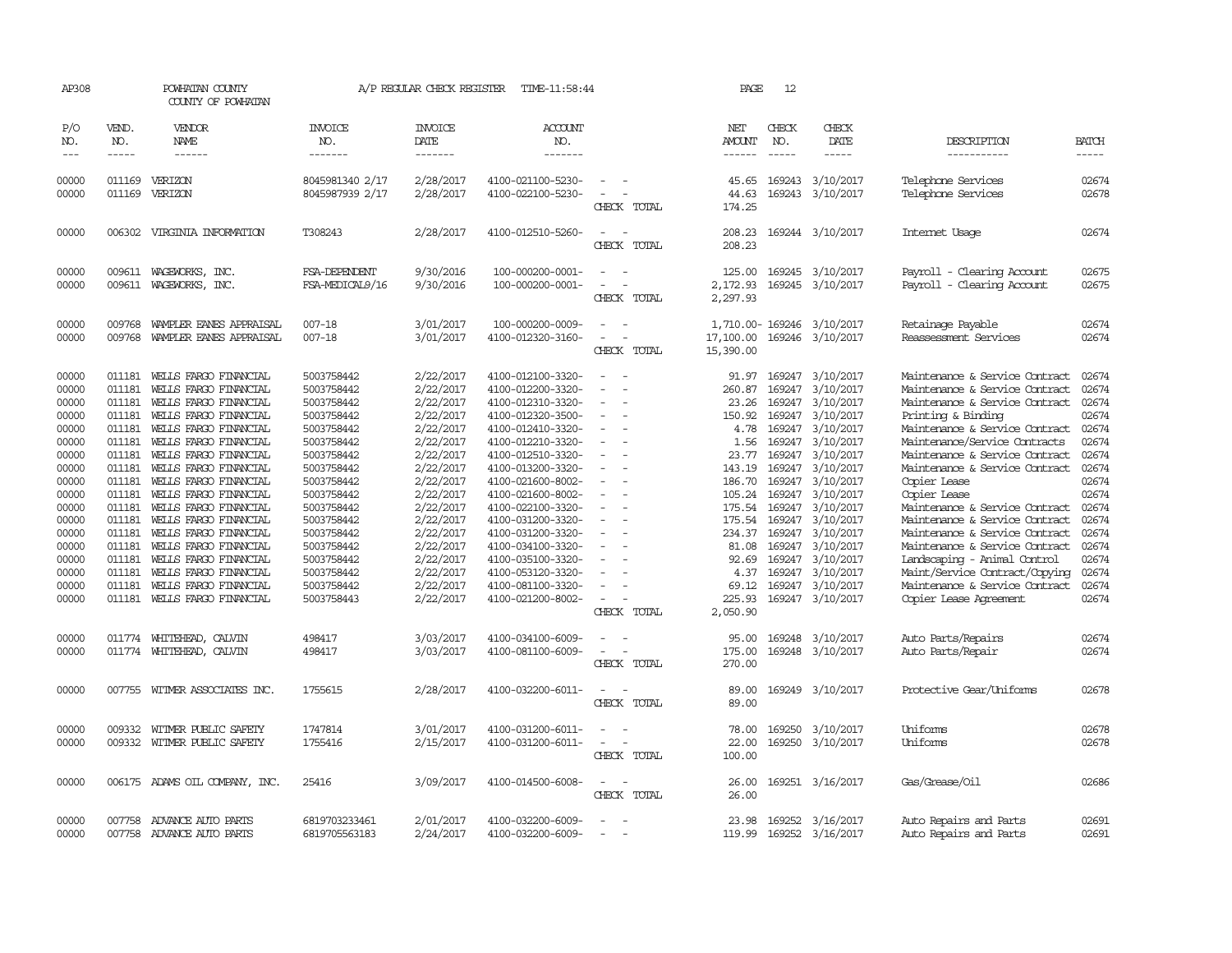AP308 POWHATAN COUNTY A/P REGULAR CHECK REGISTER TIME-11:58:44

COUNTY OF POWHATAN

| P/O NO. | VEND. NO. | VENDOR NAME | INVOICE NO. | INVOICE DATE | ACCOUNT NO. | | NET AMOUNT | CHECK NO. | CHECK DATE | DESCRIPTION | BATCH |
|---|---|---|---|---|---|---|---|---|---|---|---|
| 00000 | 011169 | VERIZON | 8045981340 2/17 | 2/28/2017 | 4100-021100-5230- | - - | 45.65 | 169243 | 3/10/2017 | Telephone Services | 02674 |
| 00000 | 011169 | VERIZON | 8045987939 2/17 | 2/28/2017 | 4100-022100-5230- | - - | 44.63 | 169243 | 3/10/2017 | Telephone Services | 02678 |
| | | | | | | CHECK TOTAL | 174.25 | | | | |
| 00000 | 006302 | VIRGINIA INFORMATION | T308243 | 2/28/2017 | 4100-012510-5260- | - - | 208.23 | 169244 | 3/10/2017 | Internet Usage | 02674 |
| | | | | | | CHECK TOTAL | 208.23 | | | | |
| 00000 | 009611 | WAGEWORKS, INC. | FSA-DEPENDENT | 9/30/2016 | 100-000200-0001- | - - | 125.00 | 169245 | 3/10/2017 | Payroll - Clearing Account | 02675 |
| 00000 | 009611 | WAGEWORKS, INC. | FSA-MEDICAL9/16 | 9/30/2016 | 100-000200-0001- | - - | 2,172.93 | 169245 | 3/10/2017 | Payroll - Clearing Account | 02675 |
| | | | | | | CHECK TOTAL | 2,297.93 | | | | |
| 00000 | 009768 | WAMPLER EANES APPRAISAL | 007-18 | 3/01/2017 | 100-000200-0009- | - - | 1,710.00- | 169246 | 3/10/2017 | Retainage Payable | 02674 |
| 00000 | 009768 | WAMPLER EANES APPRAISAL | 007-18 | 3/01/2017 | 4100-012320-3160- | - - | 17,100.00 | 169246 | 3/10/2017 | Reassessment Services | 02674 |
| | | | | | | CHECK TOTAL | 15,390.00 | | | | |
| 00000 | 011181 | WELLS FARGO FINANCIAL | 5003758442 | 2/22/2017 | 4100-012100-3320- | - - | 91.97 | 169247 | 3/10/2017 | Maintenance & Service Contract | 02674 |
| 00000 | 011181 | WELLS FARGO FINANCIAL | 5003758442 | 2/22/2017 | 4100-012200-3320- | - - | 260.87 | 169247 | 3/10/2017 | Maintenance & Service Contract | 02674 |
| 00000 | 011181 | WELLS FARGO FINANCIAL | 5003758442 | 2/22/2017 | 4100-012310-3320- | - - | 23.26 | 169247 | 3/10/2017 | Maintenance & Service Contract | 02674 |
| 00000 | 011181 | WELLS FARGO FINANCIAL | 5003758442 | 2/22/2017 | 4100-012320-3500- | - - | 150.92 | 169247 | 3/10/2017 | Printing & Binding | 02674 |
| 00000 | 011181 | WELLS FARGO FINANCIAL | 5003758442 | 2/22/2017 | 4100-012410-3320- | - - | 4.78 | 169247 | 3/10/2017 | Maintenance & Service Contract | 02674 |
| 00000 | 011181 | WELLS FARGO FINANCIAL | 5003758442 | 2/22/2017 | 4100-012210-3320- | - - | 1.56 | 169247 | 3/10/2017 | Maintenance/Service Contracts | 02674 |
| 00000 | 011181 | WELLS FARGO FINANCIAL | 5003758442 | 2/22/2017 | 4100-012510-3320- | - - | 23.77 | 169247 | 3/10/2017 | Maintenance & Service Contract | 02674 |
| 00000 | 011181 | WELLS FARGO FINANCIAL | 5003758442 | 2/22/2017 | 4100-013200-3320- | - - | 143.19 | 169247 | 3/10/2017 | Maintenance & Service Contract | 02674 |
| 00000 | 011181 | WELLS FARGO FINANCIAL | 5003758442 | 2/22/2017 | 4100-021600-8002- | - - | 186.70 | 169247 | 3/10/2017 | Copier Lease | 02674 |
| 00000 | 011181 | WELLS FARGO FINANCIAL | 5003758442 | 2/22/2017 | 4100-021600-8002- | - - | 105.24 | 169247 | 3/10/2017 | Copier Lease | 02674 |
| 00000 | 011181 | WELLS FARGO FINANCIAL | 5003758442 | 2/22/2017 | 4100-022100-3320- | - - | 175.54 | 169247 | 3/10/2017 | Maintenance & Service Contract | 02674 |
| 00000 | 011181 | WELLS FARGO FINANCIAL | 5003758442 | 2/22/2017 | 4100-031200-3320- | - - | 175.54 | 169247 | 3/10/2017 | Maintenance & Service Contract | 02674 |
| 00000 | 011181 | WELLS FARGO FINANCIAL | 5003758442 | 2/22/2017 | 4100-031200-3320- | - - | 234.37 | 169247 | 3/10/2017 | Maintenance & Service Contract | 02674 |
| 00000 | 011181 | WELLS FARGO FINANCIAL | 5003758442 | 2/22/2017 | 4100-034100-3320- | - - | 81.08 | 169247 | 3/10/2017 | Maintenance & Service Contract | 02674 |
| 00000 | 011181 | WELLS FARGO FINANCIAL | 5003758442 | 2/22/2017 | 4100-035100-3320- | - - | 92.69 | 169247 | 3/10/2017 | Landscaping - Animal Control | 02674 |
| 00000 | 011181 | WELLS FARGO FINANCIAL | 5003758442 | 2/22/2017 | 4100-053120-3320- | - - | 4.37 | 169247 | 3/10/2017 | Maint/Service Contract/Copying | 02674 |
| 00000 | 011181 | WELLS FARGO FINANCIAL | 5003758442 | 2/22/2017 | 4100-081100-3320- | - - | 69.12 | 169247 | 3/10/2017 | Maintenance & Service Contract | 02674 |
| 00000 | 011181 | WELLS FARGO FINANCIAL | 5003758443 | 2/22/2017 | 4100-021200-8002- | - - | 225.93 | 169247 | 3/10/2017 | Copier Lease Agreement | 02674 |
| | | | | | | CHECK TOTAL | 2,050.90 | | | | |
| 00000 | 011774 | WHITEHEAD, CALVIN | 498417 | 3/03/2017 | 4100-034100-6009- | - - | 95.00 | 169248 | 3/10/2017 | Auto Parts/Repairs | 02674 |
| 00000 | 011774 | WHITEHEAD, CALVIN | 498417 | 3/03/2017 | 4100-081100-6009- | - - | 175.00 | 169248 | 3/10/2017 | Auto Parts/Repair | 02674 |
| | | | | | | CHECK TOTAL | 270.00 | | | | |
| 00000 | 007755 | WITMER ASSOCIATES INC. | 1755615 | 2/28/2017 | 4100-032200-6011- | - - | 89.00 | 169249 | 3/10/2017 | Protective Gear/Uniforms | 02678 |
| | | | | | | CHECK TOTAL | 89.00 | | | | |
| 00000 | 009332 | WITMER PUBLIC SAFETY | 1747814 | 3/01/2017 | 4100-031200-6011- | - - | 78.00 | 169250 | 3/10/2017 | Uniforms | 02678 |
| 00000 | 009332 | WITMER PUBLIC SAFETY | 1755416 | 2/15/2017 | 4100-031200-6011- | - - | 22.00 | 169250 | 3/10/2017 | Uniforms | 02678 |
| | | | | | | CHECK TOTAL | 100.00 | | | | |
| 00000 | 006175 | ADAMS OIL COMPANY, INC. | 25416 | 3/09/2017 | 4100-014500-6008- | - - | 26.00 | 169251 | 3/16/2017 | Gas/Grease/Oil | 02686 |
| | | | | | | CHECK TOTAL | 26.00 | | | | |
| 00000 | 007758 | ADVANCE AUTO PARTS | 6819703233461 | 2/01/2017 | 4100-032200-6009- | - - | 23.98 | 169252 | 3/16/2017 | Auto Repairs and Parts | 02691 |
| 00000 | 007758 | ADVANCE AUTO PARTS | 6819705563183 | 2/24/2017 | 4100-032200-6009- | - - | 119.99 | 169252 | 3/16/2017 | Auto Repairs and Parts | 02691 |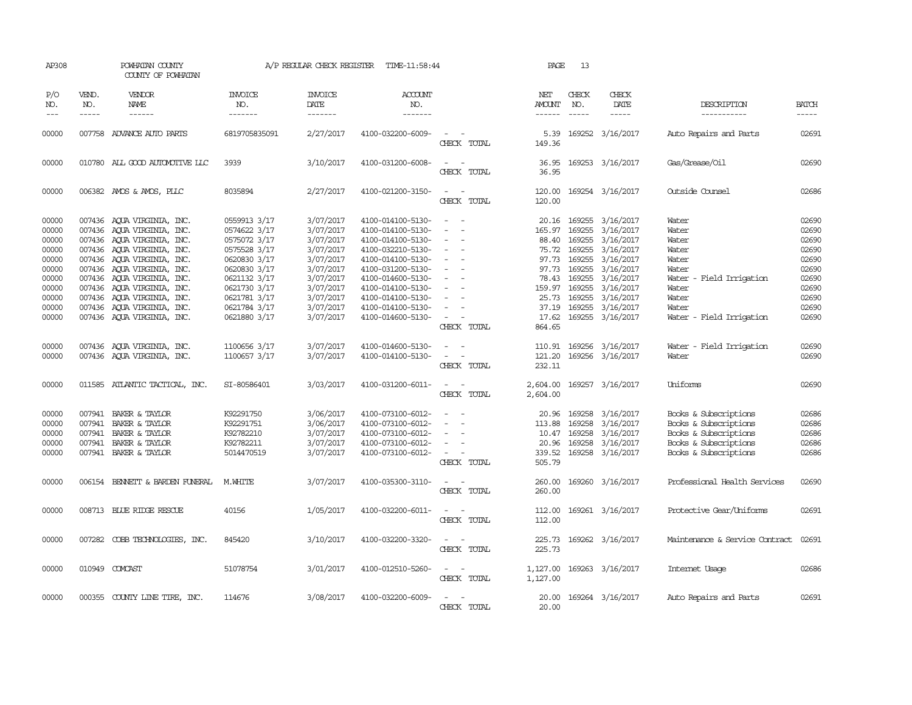AP308 POWHATAN COUNTY A/P REGULAR CHECK REGISTER TIME-11:58:44 PAGE 13

COUNTY OF POWHATAN

| P/O NO. | VEND. NO. | VENDOR NAME | INVOICE NO. | INVOICE DATE | ACCOUNT NO. | | NET AMOUNT | CHECK NO. | CHECK DATE | DESCRIPTION | BATCH |
|---|---|---|---|---|---|---|---|---|---|---|---|
| 00000 | 007758 | ADVANCE AUTO PARTS | 6819705835091 | 2/27/2017 | 4100-032200-6009- | - - | 5.39 | 169252 | 3/16/2017 | Auto Repairs and Parts | 02691 |
| | | | | | | CHECK TOTAL | 149.36 | | | | |
| 00000 | 010780 | ALL GOOD AUTOMOTIVE LLC | 3939 | 3/10/2017 | 4100-031200-6008- | - - | 36.95 | 169253 | 3/16/2017 | Gas/Grease/Oil | 02690 |
| | | | | | | CHECK TOTAL | 36.95 | | | | |
| 00000 | 006382 | AMOS & AMOS, PLLC | 8035894 | 2/27/2017 | 4100-021200-3150- | - - | 120.00 | 169254 | 3/16/2017 | Outside Counsel | 02686 |
| | | | | | | CHECK TOTAL | 120.00 | | | | |
| 00000 | 007436 | AQUA VIRGINIA, INC. | 0559913 3/17 | 3/07/2017 | 4100-014100-5130- | - - | 20.16 | 169255 | 3/16/2017 | Water | 02690 |
| 00000 | 007436 | AQUA VIRGINIA, INC. | 0574622 3/17 | 3/07/2017 | 4100-014100-5130- | - - | 165.97 | 169255 | 3/16/2017 | Water | 02690 |
| 00000 | 007436 | AQUA VIRGINIA, INC. | 0575072 3/17 | 3/07/2017 | 4100-014100-5130- | - - | 88.40 | 169255 | 3/16/2017 | Water | 02690 |
| 00000 | 007436 | AQUA VIRGINIA, INC. | 0575528 3/17 | 3/07/2017 | 4100-032210-5130- | - - | 75.72 | 169255 | 3/16/2017 | Water | 02690 |
| 00000 | 007436 | AQUA VIRGINIA, INC. | 0620830 3/17 | 3/07/2017 | 4100-014100-5130- | - - | 97.73 | 169255 | 3/16/2017 | Water | 02690 |
| 00000 | 007436 | AQUA VIRGINIA, INC. | 0620830 3/17 | 3/07/2017 | 4100-031200-5130- | - - | 97.73 | 169255 | 3/16/2017 | Water | 02690 |
| 00000 | 007436 | AQUA VIRGINIA, INC. | 0621132 3/17 | 3/07/2017 | 4100-014600-5130- | - - | 78.43 | 169255 | 3/16/2017 | Water - Field Irrigation | 02690 |
| 00000 | 007436 | AQUA VIRGINIA, INC. | 0621730 3/17 | 3/07/2017 | 4100-014100-5130- | - - | 159.97 | 169255 | 3/16/2017 | Water | 02690 |
| 00000 | 007436 | AQUA VIRGINIA, INC. | 0621781 3/17 | 3/07/2017 | 4100-014100-5130- | - - | 25.73 | 169255 | 3/16/2017 | Water | 02690 |
| 00000 | 007436 | AQUA VIRGINIA, INC. | 0621784 3/17 | 3/07/2017 | 4100-014100-5130- | - - | 37.19 | 169255 | 3/16/2017 | Water | 02690 |
| 00000 | 007436 | AQUA VIRGINIA, INC. | 0621880 3/17 | 3/07/2017 | 4100-014600-5130- | - - | 17.62 | 169255 | 3/16/2017 | Water - Field Irrigation | 02690 |
| | | | | | | CHECK TOTAL | 864.65 | | | | |
| 00000 | 007436 | AQUA VIRGINIA, INC. | 1100656 3/17 | 3/07/2017 | 4100-014600-5130- | - - | 110.91 | 169256 | 3/16/2017 | Water - Field Irrigation | 02690 |
| 00000 | 007436 | AQUA VIRGINIA, INC. | 1100657 3/17 | 3/07/2017 | 4100-014100-5130- | - - | 121.20 | 169256 | 3/16/2017 | Water | 02690 |
| | | | | | | CHECK TOTAL | 232.11 | | | | |
| 00000 | 011585 | ATLANTIC TACTICAL, INC. | SI-80586401 | 3/03/2017 | 4100-031200-6011- | - - | 2,604.00 | 169257 | 3/16/2017 | Uniforms | 02690 |
| | | | | | | CHECK TOTAL | 2,604.00 | | | | |
| 00000 | 007941 | BAKER & TAYLOR | K92291750 | 3/06/2017 | 4100-073100-6012- | - - | 20.96 | 169258 | 3/16/2017 | Books & Subscriptions | 02686 |
| 00000 | 007941 | BAKER & TAYLOR | K92291751 | 3/06/2017 | 4100-073100-6012- | - - | 113.88 | 169258 | 3/16/2017 | Books & Subscriptions | 02686 |
| 00000 | 007941 | BAKER & TAYLOR | K92782210 | 3/07/2017 | 4100-073100-6012- | - - | 10.47 | 169258 | 3/16/2017 | Books & Subscriptions | 02686 |
| 00000 | 007941 | BAKER & TAYLOR | K92782211 | 3/07/2017 | 4100-073100-6012- | - - | 20.96 | 169258 | 3/16/2017 | Books & Subscriptions | 02686 |
| 00000 | 007941 | BAKER & TAYLOR | 5014470519 | 3/07/2017 | 4100-073100-6012- | - - | 339.52 | 169258 | 3/16/2017 | Books & Subscriptions | 02686 |
| | | | | | | CHECK TOTAL | 505.79 | | | | |
| 00000 | 006154 | BENNETT & BARDEN FUNERAL | M.WHITE | 3/07/2017 | 4100-035300-3110- | - - | 260.00 | 169260 | 3/16/2017 | Professional Health Services | 02690 |
| | | | | | | CHECK TOTAL | 260.00 | | | | |
| 00000 | 008713 | BLUE RIDGE RESCUE | 40156 | 1/05/2017 | 4100-032200-6011- | - - | 112.00 | 169261 | 3/16/2017 | Protective Gear/Uniforms | 02691 |
| | | | | | | CHECK TOTAL | 112.00 | | | | |
| 00000 | 007282 | COBB TECHNOLOGIES, INC. | 845420 | 3/10/2017 | 4100-032200-3320- | - - | 225.73 | 169262 | 3/16/2017 | Maintenance & Service Contract | 02691 |
| | | | | | | CHECK TOTAL | 225.73 | | | | |
| 00000 | 010949 | COMCAST | 51078754 | 3/01/2017 | 4100-012510-5260- | - - | 1,127.00 | 169263 | 3/16/2017 | Internet Usage | 02686 |
| | | | | | | CHECK TOTAL | 1,127.00 | | | | |
| 00000 | 000355 | COUNTY LINE TIRE, INC. | 114676 | 3/08/2017 | 4100-032200-6009- | - - | 20.00 | 169264 | 3/16/2017 | Auto Repairs and Parts | 02691 |
| | | | | | | CHECK TOTAL | 20.00 | | | | |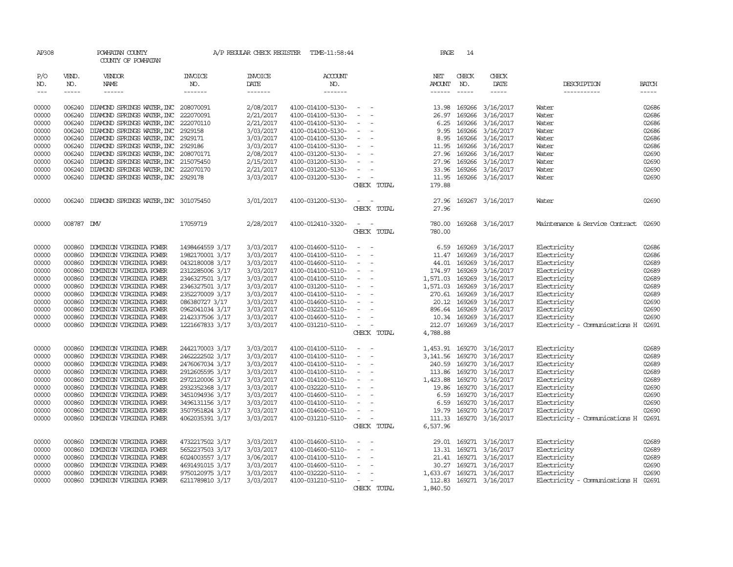AP308 POWHATAN COUNTY A/P REGULAR CHECK REGISTER TIME-11:58:44

COUNTY OF POWHATAN

| P/O NO. | VEND. NO. | VENDOR NAME | INVOICE NO. | INVOICE DATE | ACCOUNT NO. | | NET AMOUNT | CHECK NO. | CHECK DATE | DESCRIPTION | BATCH |
|---|---|---|---|---|---|---|---|---|---|---|---|
| 00000 | 006240 | DIAMOND SPRINGS WATER,INC | 208070091 | 2/08/2017 | 4100-014100-5130- | - - | 13.98 | 169266 | 3/16/2017 | Water | 02686 |
| 00000 | 006240 | DIAMOND SPRINGS WATER,INC | 222070091 | 2/21/2017 | 4100-014100-5130- | - - | 26.97 | 169266 | 3/16/2017 | Water | 02686 |
| 00000 | 006240 | DIAMOND SPRINGS WATER,INC | 222070110 | 2/21/2017 | 4100-014100-5130- | - - | 6.25 | 169266 | 3/16/2017 | Water | 02686 |
| 00000 | 006240 | DIAMOND SPRINGS WATER,INC | 2929158 | 3/03/2017 | 4100-014100-5130- | - - | 9.95 | 169266 | 3/16/2017 | Water | 02686 |
| 00000 | 006240 | DIAMOND SPRINGS WATER,INC | 2929171 | 3/03/2017 | 4100-014100-5130- | - - | 8.95 | 169266 | 3/16/2017 | Water | 02686 |
| 00000 | 006240 | DIAMOND SPRINGS WATER,INC | 2929186 | 3/03/2017 | 4100-014100-5130- | - - | 11.95 | 169266 | 3/16/2017 | Water | 02686 |
| 00000 | 006240 | DIAMOND SPRINGS WATER,INC | 208070171 | 2/08/2017 | 4100-031200-5130- | - - | 27.96 | 169266 | 3/16/2017 | Water | 02690 |
| 00000 | 006240 | DIAMOND SPRINGS WATER,INC | 215075450 | 2/15/2017 | 4100-031200-5130- | - - | 27.96 | 169266 | 3/16/2017 | Water | 02690 |
| 00000 | 006240 | DIAMOND SPRINGS WATER,INC | 222070170 | 2/21/2017 | 4100-031200-5130- | - - | 33.96 | 169266 | 3/16/2017 | Water | 02690 |
| 00000 | 006240 | DIAMOND SPRINGS WATER,INC | 2929178 | 3/03/2017 | 4100-031200-5130- | - - | 11.95 | 169266 | 3/16/2017 | Water | 02690 |
| | | | | | | CHECK TOTAL | 179.88 | | | | |
| 00000 | 006240 | DIAMOND SPRINGS WATER,INC | 301075450 | 3/01/2017 | 4100-031200-5130- | - - | 27.96 | 169267 | 3/16/2017 | Water | 02690 |
| | | | | | | CHECK TOTAL | 27.96 | | | | |
| 00000 | 008787 | DMV | 17059719 | 2/28/2017 | 4100-012410-3320- | - - | 780.00 | 169268 | 3/16/2017 | Maintenance & Service Contract | 02690 |
| | | | | | | CHECK TOTAL | 780.00 | | | | |
| 00000 | 000860 | DOMINION VIRGINIA POWER | 1498464559 3/17 | 3/03/2017 | 4100-014600-5110- | - - | 6.59 | 169269 | 3/16/2017 | Electricity | 02686 |
| 00000 | 000860 | DOMINION VIRGINIA POWER | 1982170001 3/17 | 3/03/2017 | 4100-014100-5110- | - - | 11.47 | 169269 | 3/16/2017 | Electricity | 02686 |
| 00000 | 000860 | DOMINION VIRGINIA POWER | 0432180008 3/17 | 3/03/2017 | 4100-014600-5110- | - - | 44.01 | 169269 | 3/16/2017 | Electricity | 02689 |
| 00000 | 000860 | DOMINION VIRGINIA POWER | 2312285006 3/17 | 3/03/2017 | 4100-014100-5110- | - - | 174.97 | 169269 | 3/16/2017 | Electricity | 02689 |
| 00000 | 000860 | DOMINION VIRGINIA POWER | 2346327501 3/17 | 3/03/2017 | 4100-014100-5110- | - - | 1,571.03 | 169269 | 3/16/2017 | Electricity | 02689 |
| 00000 | 000860 | DOMINION VIRGINIA POWER | 2346327501 3/17 | 3/03/2017 | 4100-031200-5110- | - - | 1,571.03 | 169269 | 3/16/2017 | Electricity | 02689 |
| 00000 | 000860 | DOMINION VIRGINIA POWER | 2352270009 3/17 | 3/03/2017 | 4100-014100-5110- | - - | 270.61 | 169269 | 3/16/2017 | Electricity | 02689 |
| 00000 | 000860 | DOMINION VIRGINIA POWER | 086380727 3/17 | 3/03/2017 | 4100-014600-5110- | - - | 20.12 | 169269 | 3/16/2017 | Electricity | 02690 |
| 00000 | 000860 | DOMINION VIRGINIA POWER | 0962041034 3/17 | 3/03/2017 | 4100-032210-5110- | - - | 896.64 | 169269 | 3/16/2017 | Electricity | 02690 |
| 00000 | 000860 | DOMINION VIRGINIA POWER | 2142337506 3/17 | 3/03/2017 | 4100-014600-5110- | - - | 10.34 | 169269 | 3/16/2017 | Electricity | 02690 |
| 00000 | 000860 | DOMINION VIRGINIA POWER | 1221667833 3/17 | 3/03/2017 | 4100-031210-5110- | - - | 212.07 | 169269 | 3/16/2017 | Electricity - Communications H | 02691 |
| | | | | | | CHECK TOTAL | 4,788.88 | | | | |
| 00000 | 000860 | DOMINION VIRGINIA POWER | 2442170003 3/17 | 3/03/2017 | 4100-014100-5110- | - - | 1,453.91 | 169270 | 3/16/2017 | Electricity | 02689 |
| 00000 | 000860 | DOMINION VIRGINIA POWER | 2462222502 3/17 | 3/03/2017 | 4100-014100-5110- | - - | 3,141.56 | 169270 | 3/16/2017 | Electricity | 02689 |
| 00000 | 000860 | DOMINION VIRGINIA POWER | 2476067034 3/17 | 3/03/2017 | 4100-014100-5110- | - - | 240.59 | 169270 | 3/16/2017 | Electricity | 02689 |
| 00000 | 000860 | DOMINION VIRGINIA POWER | 2912605595 3/17 | 3/03/2017 | 4100-014100-5110- | - - | 113.86 | 169270 | 3/16/2017 | Electricity | 02689 |
| 00000 | 000860 | DOMINION VIRGINIA POWER | 2972120006 3/17 | 3/03/2017 | 4100-014100-5110- | - - | 1,423.88 | 169270 | 3/16/2017 | Electricity | 02689 |
| 00000 | 000860 | DOMINION VIRGINIA POWER | 2932352368 3/17 | 3/03/2017 | 4100-032220-5110- | - - | 19.86 | 169270 | 3/16/2017 | Electricity | 02690 |
| 00000 | 000860 | DOMINION VIRGINIA POWER | 3451094936 3/17 | 3/03/2017 | 4100-014600-5110- | - - | 6.59 | 169270 | 3/16/2017 | Electricity | 02690 |
| 00000 | 000860 | DOMINION VIRGINIA POWER | 3496131156 3/17 | 3/03/2017 | 4100-014100-5110- | - - | 6.59 | 169270 | 3/16/2017 | Electricity | 02690 |
| 00000 | 000860 | DOMINION VIRGINIA POWER | 3507951824 3/17 | 3/03/2017 | 4100-014600-5110- | - - | 19.79 | 169270 | 3/16/2017 | Electricity | 02690 |
| 00000 | 000860 | DOMINION VIRGINIA POWER | 4062035391 3/17 | 3/03/2017 | 4100-031210-5110- | - - | 111.33 | 169270 | 3/16/2017 | Electricity - Communications H | 02691 |
| | | | | | | CHECK TOTAL | 6,537.96 | | | | |
| 00000 | 000860 | DOMINION VIRGINIA POWER | 4732217502 3/17 | 3/03/2017 | 4100-014600-5110- | - - | 29.01 | 169271 | 3/16/2017 | Electricity | 02689 |
| 00000 | 000860 | DOMINION VIRGINIA POWER | 5652237503 3/17 | 3/03/2017 | 4100-014600-5110- | - - | 13.31 | 169271 | 3/16/2017 | Electricity | 02689 |
| 00000 | 000860 | DOMINION VIRGINIA POWER | 6024003557 3/17 | 3/06/2017 | 4100-014100-5110- | - - | 21.41 | 169271 | 3/16/2017 | Electricity | 02689 |
| 00000 | 000860 | DOMINION VIRGINIA POWER | 4691491015 3/17 | 3/03/2017 | 4100-014600-5110- | - - | 30.27 | 169271 | 3/16/2017 | Electricity | 02690 |
| 00000 | 000860 | DOMINION VIRGINIA POWER | 9750120975 3/17 | 3/03/2017 | 4100-032220-5110- | - - | 1,633.67 | 169271 | 3/16/2017 | Electricity | 02690 |
| 00000 | 000860 | DOMINION VIRGINIA POWER | 6211789810 3/17 | 3/03/2017 | 4100-031210-5110- | - - | 112.83 | 169271 | 3/16/2017 | Electricity - Communications H | 02691 |
| | | | | | | CHECK TOTAL | 1,840.50 | | | | |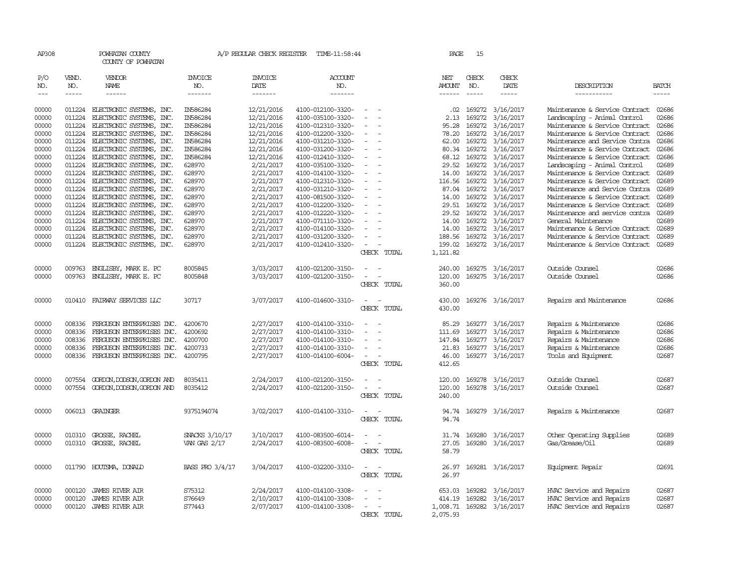AP308 POWHATAN COUNTY A/P REGULAR CHECK REGISTER TIME-11:58:44 PAGE 15

COUNTY OF POWHATAN

| P/O NO. | VEND. NO. | VENDOR NAME | INVOICE NO. | INVOICE DATE | ACCOUNT NO. | | NET AMOUNT | CHECK NO. | CHECK DATE | DESCRIPTION | BATCH |
|---|---|---|---|---|---|---|---|---|---|---|---|
| 00000 | 011224 | ELECTRONIC SYSTEMS, INC. | IN586284 | 12/21/2016 | 4100-012100-3320- | - - | .02 | 169272 | 3/16/2017 | Maintenance & Service Contract | 02686 |
| 00000 | 011224 | ELECTRONIC SYSTEMS, INC. | IN586284 | 12/21/2016 | 4100-035100-3320- | - - | 2.13 | 169272 | 3/16/2017 | Landscaping - Animal Control | 02686 |
| 00000 | 011224 | ELECTRONIC SYSTEMS, INC. | IN586284 | 12/21/2016 | 4100-012310-3320- | - - | 95.28 | 169272 | 3/16/2017 | Maintenance & Service Contract | 02686 |
| 00000 | 011224 | ELECTRONIC SYSTEMS, INC. | IN586284 | 12/21/2016 | 4100-012200-3320- | - - | 78.20 | 169272 | 3/16/2017 | Maintenance & Service Contract | 02686 |
| 00000 | 011224 | ELECTRONIC SYSTEMS, INC. | IN586284 | 12/21/2016 | 4100-031210-3320- | - - | 62.00 | 169272 | 3/16/2017 | Maintenance and Service Contra | 02686 |
| 00000 | 011224 | ELECTRONIC SYSTEMS, INC. | IN586284 | 12/21/2016 | 4100-031200-3320- | - - | 80.34 | 169272 | 3/16/2017 | Maintenance & Service Contract | 02686 |
| 00000 | 011224 | ELECTRONIC SYSTEMS, INC. | IN586284 | 12/21/2016 | 4100-012410-3320- | - - | 68.12 | 169272 | 3/16/2017 | Maintenance & Service Contract | 02686 |
| 00000 | 011224 | ELECTRONIC SYSTEMS, INC. | 628970 | 2/21/2017 | 4100-035100-3320- | - - | 29.52 | 169272 | 3/16/2017 | Landscaping - Animal Control | 02689 |
| 00000 | 011224 | ELECTRONIC SYSTEMS, INC. | 628970 | 2/21/2017 | 4100-014100-3320- | - - | 14.00 | 169272 | 3/16/2017 | Maintenance & Service Contract | 02689 |
| 00000 | 011224 | ELECTRONIC SYSTEMS, INC. | 628970 | 2/21/2017 | 4100-012310-3320- | - - | 116.56 | 169272 | 3/16/2017 | Maintenance & Service Contract | 02689 |
| 00000 | 011224 | ELECTRONIC SYSTEMS, INC. | 628970 | 2/21/2017 | 4100-031210-3320- | - - | 87.04 | 169272 | 3/16/2017 | Maintenance and Service Contra | 02689 |
| 00000 | 011224 | ELECTRONIC SYSTEMS, INC. | 628970 | 2/21/2017 | 4100-081500-3320- | - - | 14.00 | 169272 | 3/16/2017 | Maintenance & Service Contract | 02689 |
| 00000 | 011224 | ELECTRONIC SYSTEMS, INC. | 628970 | 2/21/2017 | 4100-012200-3320- | - - | 29.51 | 169272 | 3/16/2017 | Maintenance & Service Contract | 02689 |
| 00000 | 011224 | ELECTRONIC SYSTEMS, INC. | 628970 | 2/21/2017 | 4100-012220-3320- | - - | 29.52 | 169272 | 3/16/2017 | Maintenance and service contra | 02689 |
| 00000 | 011224 | ELECTRONIC SYSTEMS, INC. | 628970 | 2/21/2017 | 4100-071110-3320- | - - | 14.00 | 169272 | 3/16/2017 | General Maintenance | 02689 |
| 00000 | 011224 | ELECTRONIC SYSTEMS, INC. | 628970 | 2/21/2017 | 4100-014100-3320- | - - | 14.00 | 169272 | 3/16/2017 | Maintenance & Service Contract | 02689 |
| 00000 | 011224 | ELECTRONIC SYSTEMS, INC. | 628970 | 2/21/2017 | 4100-031200-3320- | - - | 188.56 | 169272 | 3/16/2017 | Maintenance & Service Contract | 02689 |
| 00000 | 011224 | ELECTRONIC SYSTEMS, INC. | 628970 | 2/21/2017 | 4100-012410-3320- | - - | 199.02 | 169272 | 3/16/2017 | Maintenance & Service Contract | 02689 |
| | | | | | | CHECK TOTAL | 1,121.82 | | | | |
| 00000 | 009763 | ENGLISBY, MARK E. PC | 8005845 | 3/03/2017 | 4100-021200-3150- | - - | 240.00 | 169275 | 3/16/2017 | Outside Counsel | 02686 |
| 00000 | 009763 | ENGLISBY, MARK E. PC | 8005848 | 3/03/2017 | 4100-021200-3150- | - - | 120.00 | 169275 | 3/16/2017 | Outside Counsel | 02686 |
| | | | | | | CHECK TOTAL | 360.00 | | | | |
| 00000 | 010410 | FAIRWAY SERVICES LLC | 30717 | 3/07/2017 | 4100-014600-3310- | - - | 430.00 | 169276 | 3/16/2017 | Repairs and Maintenance | 02686 |
| | | | | | | CHECK TOTAL | 430.00 | | | | |
| 00000 | 008336 | FERGUSON ENTERPRISES INC. | 4200670 | 2/27/2017 | 4100-014100-3310- | - - | 85.29 | 169277 | 3/16/2017 | Repairs & Maintenance | 02686 |
| 00000 | 008336 | FERGUSON ENTERPRISES INC. | 4200692 | 2/27/2017 | 4100-014100-3310- | - - | 111.69 | 169277 | 3/16/2017 | Repairs & Maintenance | 02686 |
| 00000 | 008336 | FERGUSON ENTERPRISES INC. | 4200700 | 2/27/2017 | 4100-014100-3310- | - - | 147.84 | 169277 | 3/16/2017 | Repairs & Maintenance | 02686 |
| 00000 | 008336 | FERGUSON ENTERPRISES INC. | 4200733 | 2/27/2017 | 4100-014100-3310- | - - | 21.83 | 169277 | 3/16/2017 | Repairs & Maintenance | 02686 |
| 00000 | 008336 | FERGUSON ENTERPRISES INC. | 4200795 | 2/27/2017 | 4100-014100-6004- | - - | 46.00 | 169277 | 3/16/2017 | Tools and Equipment | 02687 |
| | | | | | | CHECK TOTAL | 412.65 | | | | |
| 00000 | 007554 | GORDON,DODSON,GORDON AND | 8035411 | 2/24/2017 | 4100-021200-3150- | - - | 120.00 | 169278 | 3/16/2017 | Outside Counsel | 02687 |
| 00000 | 007554 | GORDON,DODSON,GORDON AND | 8035412 | 2/24/2017 | 4100-021200-3150- | - - | 120.00 | 169278 | 3/16/2017 | Outside Counsel | 02687 |
| | | | | | | CHECK TOTAL | 240.00 | | | | |
| 00000 | 006013 | GRAINGER | 9375194074 | 3/02/2017 | 4100-014100-3310- | - - | 94.74 | 169279 | 3/16/2017 | Repairs & Maintenance | 02687 |
| | | | | | | CHECK TOTAL | 94.74 | | | | |
| 00000 | 010310 | GROSSE, RACHEL | SNACKS 3/10/17 | 3/10/2017 | 4100-083500-6014- | - - | 31.74 | 169280 | 3/16/2017 | Other Operating Supplies | 02689 |
| 00000 | 010310 | GROSSE, RACHEL | VAN GAS 2/17 | 2/24/2017 | 4100-083500-6008- | - - | 27.05 | 169280 | 3/16/2017 | Gas/Grease/Oil | 02689 |
| | | | | | | CHECK TOTAL | 58.79 | | | | |
| 00000 | 011790 | HOUTSMA, DONALD | BASS PRO 3/4/17 | 3/04/2017 | 4100-032200-3310- | - - | 26.97 | 169281 | 3/16/2017 | Equipment Repair | 02691 |
| | | | | | | CHECK TOTAL | 26.97 | | | | |
| 00000 | 000120 | JAMES RIVER AIR | S75312 | 2/24/2017 | 4100-014100-3308- | - - | 653.03 | 169282 | 3/16/2017 | HVAC Service and Repairs | 02687 |
| 00000 | 000120 | JAMES RIVER AIR | S76649 | 2/10/2017 | 4100-014100-3308- | - - | 414.19 | 169282 | 3/16/2017 | HVAC Service and Repairs | 02687 |
| 00000 | 000120 | JAMES RIVER AIR | S77443 | 2/07/2017 | 4100-014100-3308- | - - | 1,008.71 | 169282 | 3/16/2017 | HVAC Service and Repairs | 02687 |
| | | | | | | CHECK TOTAL | 2,075.93 | | | | |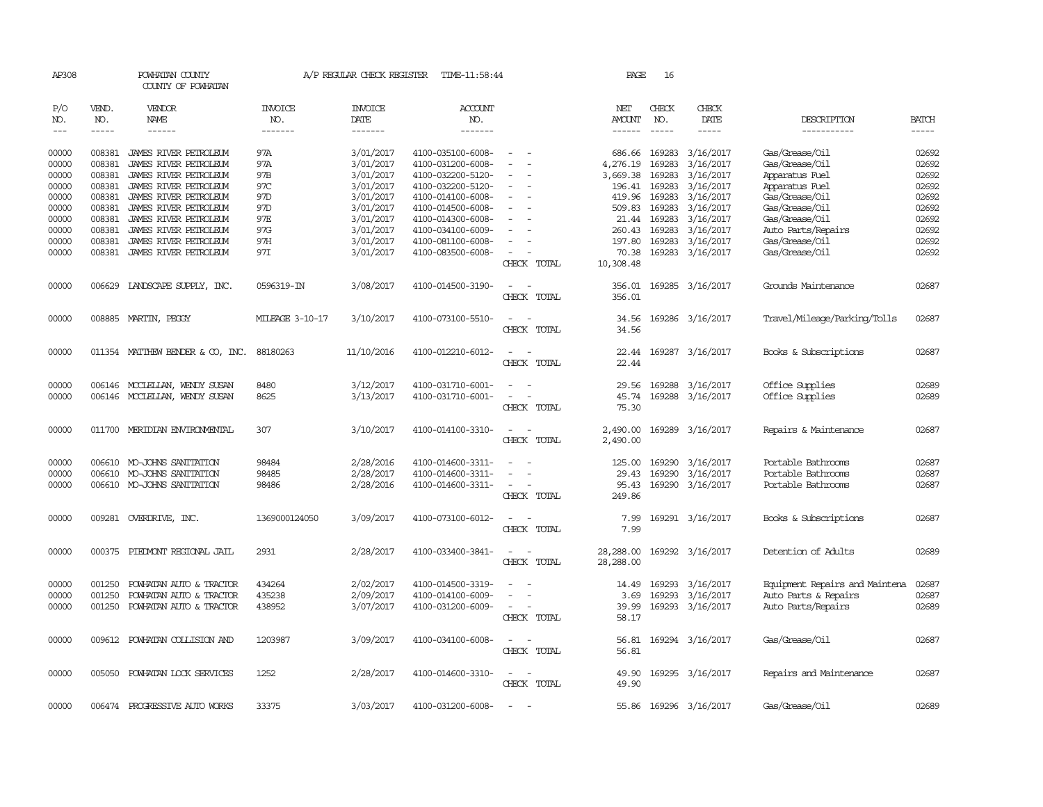AP308 POWHATAN COUNTY A/P REGULAR CHECK REGISTER TIME-11:58:44 PAGE 16
COUNTY OF POWHATAN

| P/O NO. | VEND. NO. | VENDOR NAME | INVOICE NO. | INVOICE DATE | ACCOUNT NO. | | NET AMOUNT | CHECK NO. | CHECK DATE | DESCRIPTION | BATCH |
|---|---|---|---|---|---|---|---|---|---|---|---|
| 00000 | 008381 | JAMES RIVER PETROLEUM | 97A | 3/01/2017 | 4100-035100-6008- | - - | 686.66 | 169283 | 3/16/2017 | Gas/Grease/Oil | 02692 |
| 00000 | 008381 | JAMES RIVER PETROLEUM | 97A | 3/01/2017 | 4100-031200-6008- | - - | 4,276.19 | 169283 | 3/16/2017 | Gas/Grease/Oil | 02692 |
| 00000 | 008381 | JAMES RIVER PETROLEUM | 97B | 3/01/2017 | 4100-032200-5120- | - - | 3,669.38 | 169283 | 3/16/2017 | Apparatus Fuel | 02692 |
| 00000 | 008381 | JAMES RIVER PETROLEUM | 97C | 3/01/2017 | 4100-032200-5120- | - - | 196.41 | 169283 | 3/16/2017 | Apparatus Fuel | 02692 |
| 00000 | 008381 | JAMES RIVER PETROLEUM | 97D | 3/01/2017 | 4100-014100-6008- | - - | 419.96 | 169283 | 3/16/2017 | Gas/Grease/Oil | 02692 |
| 00000 | 008381 | JAMES RIVER PETROLEUM | 97D | 3/01/2017 | 4100-014500-6008- | - - | 509.83 | 169283 | 3/16/2017 | Gas/Grease/Oil | 02692 |
| 00000 | 008381 | JAMES RIVER PETROLEUM | 97E | 3/01/2017 | 4100-014300-6008- | - - | 21.44 | 169283 | 3/16/2017 | Gas/Grease/Oil | 02692 |
| 00000 | 008381 | JAMES RIVER PETROLEUM | 97G | 3/01/2017 | 4100-034100-6009- | - - | 260.43 | 169283 | 3/16/2017 | Auto Parts/Repairs | 02692 |
| 00000 | 008381 | JAMES RIVER PETROLEUM | 97H | 3/01/2017 | 4100-081100-6008- | - - | 197.80 | 169283 | 3/16/2017 | Gas/Grease/Oil | 02692 |
| 00000 | 008381 | JAMES RIVER PETROLEUM | 97I | 3/01/2017 | 4100-083500-6008- | - - | 70.38 | 169283 | 3/16/2017 | Gas/Grease/Oil | 02692 |
| | | | | | | CHECK TOTAL | 10,308.48 | | | | |
| 00000 | 006629 | LANDSCAPE SUPPLY, INC. | 0596319-IN | 3/08/2017 | 4100-014500-3190- | - - | 356.01 | 169285 | 3/16/2017 | Grounds Maintenance | 02687 |
| | | | | | | CHECK TOTAL | 356.01 | | | | |
| 00000 | 008885 | MARTIN, PEGGY | MILEAGE 3-10-17 | 3/10/2017 | 4100-073100-5510- | - - | 34.56 | 169286 | 3/16/2017 | Travel/Mileage/Parking/Tolls | 02687 |
| | | | | | | CHECK TOTAL | 34.56 | | | | |
| 00000 | 011354 | MATTHEW BENDER & CO, INC. | 88180263 | 11/10/2016 | 4100-012210-6012- | - - | 22.44 | 169287 | 3/16/2017 | Books & Subscriptions | 02687 |
| | | | | | | CHECK TOTAL | 22.44 | | | | |
| 00000 | 006146 | MCCLELLAN, WENDY SUSAN | 8480 | 3/12/2017 | 4100-031710-6001- | - - | 29.56 | 169288 | 3/16/2017 | Office Supplies | 02689 |
| 00000 | 006146 | MCCLELLAN, WENDY SUSAN | 8625 | 3/13/2017 | 4100-031710-6001- | - - | 45.74 | 169288 | 3/16/2017 | Office Supplies | 02689 |
| | | | | | | CHECK TOTAL | 75.30 | | | | |
| 00000 | 011700 | MERIDIAN ENVIRONMENTAL | 307 | 3/10/2017 | 4100-014100-3310- | - - | 2,490.00 | 169289 | 3/16/2017 | Repairs & Maintenance | 02687 |
| | | | | | | CHECK TOTAL | 2,490.00 | | | | |
| 00000 | 006610 | MO-JOHNS SANITATION | 98484 | 2/28/2016 | 4100-014600-3311- | - - | 125.00 | 169290 | 3/16/2017 | Portable Bathrooms | 02687 |
| 00000 | 006610 | MO-JOHNS SANITATION | 98485 | 2/28/2017 | 4100-014600-3311- | - - | 29.43 | 169290 | 3/16/2017 | Portable Bathrooms | 02687 |
| 00000 | 006610 | MO-JOHNS SANITATION | 98486 | 2/28/2016 | 4100-014600-3311- | - - | 95.43 | 169290 | 3/16/2017 | Portable Bathrooms | 02687 |
| | | | | | | CHECK TOTAL | 249.86 | | | | |
| 00000 | 009281 | OVERDRIVE, INC. | 1369000124050 | 3/09/2017 | 4100-073100-6012- | - - | 7.99 | 169291 | 3/16/2017 | Books & Subscriptions | 02687 |
| | | | | | | CHECK TOTAL | 7.99 | | | | |
| 00000 | 000375 | PIEDMONT REGIONAL JAIL | 2931 | 2/28/2017 | 4100-033400-3841- | - - | 28,288.00 | 169292 | 3/16/2017 | Detention of Adults | 02689 |
| | | | | | | CHECK TOTAL | 28,288.00 | | | | |
| 00000 | 001250 | POWHATAN AUTO & TRACTOR | 434264 | 2/02/2017 | 4100-014500-3319- | - - | 14.49 | 169293 | 3/16/2017 | Equipment Repairs and Maintena | 02687 |
| 00000 | 001250 | POWHATAN AUTO & TRACTOR | 435238 | 2/09/2017 | 4100-014100-6009- | - - | 3.69 | 169293 | 3/16/2017 | Auto Parts & Repairs | 02687 |
| 00000 | 001250 | POWHATAN AUTO & TRACTOR | 438952 | 3/07/2017 | 4100-031200-6009- | - - | 39.99 | 169293 | 3/16/2017 | Auto Parts/Repairs | 02689 |
| | | | | | | CHECK TOTAL | 58.17 | | | | |
| 00000 | 009612 | POWHATAN COLLISION AND | 1203987 | 3/09/2017 | 4100-034100-6008- | - - | 56.81 | 169294 | 3/16/2017 | Gas/Grease/Oil | 02687 |
| | | | | | | CHECK TOTAL | 56.81 | | | | |
| 00000 | 005050 | POWHATAN LOCK SERVICES | 1252 | 2/28/2017 | 4100-014600-3310- | - - | 49.90 | 169295 | 3/16/2017 | Repairs and Maintenance | 02687 |
| | | | | | | CHECK TOTAL | 49.90 | | | | |
| 00000 | 006474 | PROGRESSIVE AUTO WORKS | 33375 | 3/03/2017 | 4100-031200-6008- | - - | 55.86 | 169296 | 3/16/2017 | Gas/Grease/Oil | 02689 |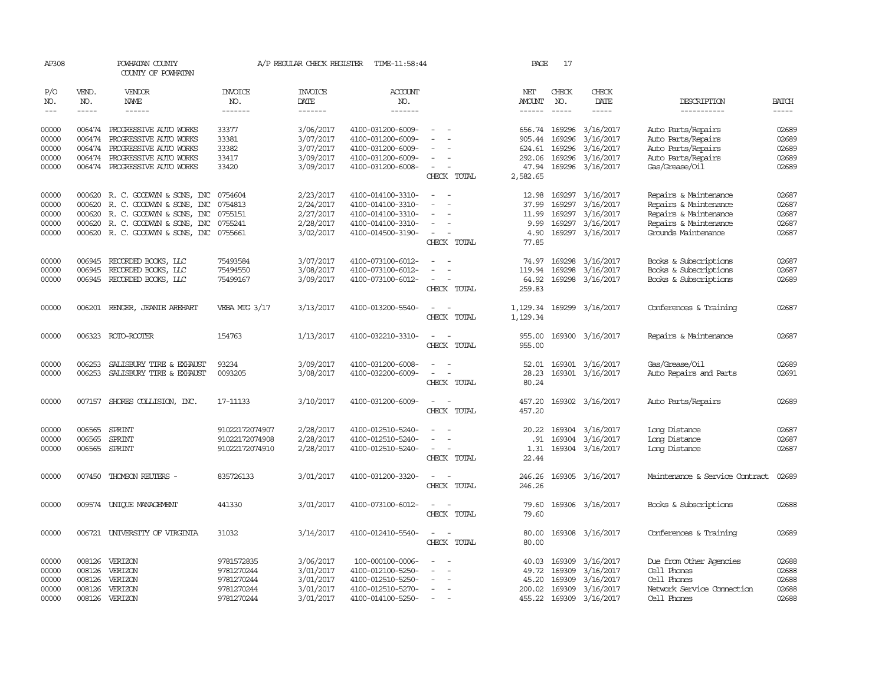AP308 POWHATAN COUNTY A/P REGULAR CHECK REGISTER TIME-11:58:44 PAGE 17

COUNTY OF POWHATAN

| P/O NO. | VEND. NO. | VENDOR NAME | INVOICE NO. | INVOICE DATE | ACCOUNT NO. | | NET AMOUNT | CHECK NO. | CHECK DATE | DESCRIPTION | BATCH |
|---|---|---|---|---|---|---|---|---|---|---|---|
| --- | ----- | ------ | ------- | ------- | ------- | | ------ | ----- | ----- | ----------- | ----- |
| 00000 | 006474 | PROGRESSIVE AUTO WORKS | 33377 | 3/06/2017 | 4100-031200-6009- | - - | 656.74 | 169296 | 3/16/2017 | Auto Parts/Repairs | 02689 |
| 00000 | 006474 | PROGRESSIVE AUTO WORKS | 33381 | 3/07/2017 | 4100-031200-6009- | - - | 905.44 | 169296 | 3/16/2017 | Auto Parts/Repairs | 02689 |
| 00000 | 006474 | PROGRESSIVE AUTO WORKS | 33382 | 3/07/2017 | 4100-031200-6009- | - - | 624.61 | 169296 | 3/16/2017 | Auto Parts/Repairs | 02689 |
| 00000 | 006474 | PROGRESSIVE AUTO WORKS | 33417 | 3/09/2017 | 4100-031200-6009- | - - | 292.06 | 169296 | 3/16/2017 | Auto Parts/Repairs | 02689 |
| 00000 | 006474 | PROGRESSIVE AUTO WORKS | 33420 | 3/09/2017 | 4100-031200-6008- | - - | 47.94 | 169296 | 3/16/2017 | Gas/Grease/Oil | 02689 |
| | | | | | | CHECK TOTAL | 2,582.65 | | | | |
| 00000 | 000620 | R. C. GOODWYN & SONS, INC | 0754604 | 2/23/2017 | 4100-014100-3310- | - - | 12.98 | 169297 | 3/16/2017 | Repairs & Maintenance | 02687 |
| 00000 | 000620 | R. C. GOODWYN & SONS, INC | 0754813 | 2/24/2017 | 4100-014100-3310- | - - | 37.99 | 169297 | 3/16/2017 | Repairs & Maintenance | 02687 |
| 00000 | 000620 | R. C. GOODWYN & SONS, INC | 0755151 | 2/27/2017 | 4100-014100-3310- | - - | 11.99 | 169297 | 3/16/2017 | Repairs & Maintenance | 02687 |
| 00000 | 000620 | R. C. GOODWYN & SONS, INC | 0755241 | 2/28/2017 | 4100-014100-3310- | - - | 9.99 | 169297 | 3/16/2017 | Repairs & Maintenance | 02687 |
| 00000 | 000620 | R. C. GOODWYN & SONS, INC | 0755661 | 3/02/2017 | 4100-014500-3190- | - - | 4.90 | 169297 | 3/16/2017 | Grounds Maintenance | 02687 |
| | | | | | | CHECK TOTAL | 77.85 | | | | |
| 00000 | 006945 | RECORDED BOOKS, LLC | 75493584 | 3/07/2017 | 4100-073100-6012- | - - | 74.97 | 169298 | 3/16/2017 | Books & Subscriptions | 02687 |
| 00000 | 006945 | RECORDED BOOKS, LLC | 75494550 | 3/08/2017 | 4100-073100-6012- | - - | 119.94 | 169298 | 3/16/2017 | Books & Subscriptions | 02687 |
| 00000 | 006945 | RECORDED BOOKS, LLC | 75499167 | 3/09/2017 | 4100-073100-6012- | - - | 64.92 | 169298 | 3/16/2017 | Books & Subscriptions | 02689 |
| | | | | | | CHECK TOTAL | 259.83 | | | | |
| 00000 | 006201 | RENGER, JEANIE AREHART | VEBA MTG 3/17 | 3/13/2017 | 4100-013200-5540- | - - | 1,129.34 | 169299 | 3/16/2017 | Conferences & Training | 02687 |
| | | | | | | CHECK TOTAL | 1,129.34 | | | | |
| 00000 | 006323 | ROTO-ROOTER | 154763 | 1/13/2017 | 4100-032210-3310- | - - | 955.00 | 169300 | 3/16/2017 | Repairs & Maintenance | 02687 |
| | | | | | | CHECK TOTAL | 955.00 | | | | |
| 00000 | 006253 | SALISBURY TIRE & EXHAUST | 93234 | 3/09/2017 | 4100-031200-6008- | - - | 52.01 | 169301 | 3/16/2017 | Gas/Grease/Oil | 02689 |
| 00000 | 006253 | SALISBURY TIRE & EXHAUST | 0093205 | 3/08/2017 | 4100-032200-6009- | - - | 28.23 | 169301 | 3/16/2017 | Auto Repairs and Parts | 02691 |
| | | | | | | CHECK TOTAL | 80.24 | | | | |
| 00000 | 007157 | SHORES COLLISION, INC. | 17-11133 | 3/10/2017 | 4100-031200-6009- | - - | 457.20 | 169302 | 3/16/2017 | Auto Parts/Repairs | 02689 |
| | | | | | | CHECK TOTAL | 457.20 | | | | |
| 00000 | 006565 | SPRINT | 91022172074907 | 2/28/2017 | 4100-012510-5240- | - - | 20.22 | 169304 | 3/16/2017 | Long Distance | 02687 |
| 00000 | 006565 | SPRINT | 91022172074908 | 2/28/2017 | 4100-012510-5240- | - - | .91 | 169304 | 3/16/2017 | Long Distance | 02687 |
| 00000 | 006565 | SPRINT | 91022172074910 | 2/28/2017 | 4100-012510-5240- | - - | 1.31 | 169304 | 3/16/2017 | Long Distance | 02687 |
| | | | | | | CHECK TOTAL | 22.44 | | | | |
| 00000 | 007450 | THOMSON REUTERS - | 835726133 | 3/01/2017 | 4100-031200-3320- | - - | 246.26 | 169305 | 3/16/2017 | Maintenance & Service Contract | 02689 |
| | | | | | | CHECK TOTAL | 246.26 | | | | |
| 00000 | 009574 | UNIQUE MANAGEMENT | 441330 | 3/01/2017 | 4100-073100-6012- | - - | 79.60 | 169306 | 3/16/2017 | Books & Subscriptions | 02688 |
| | | | | | | CHECK TOTAL | 79.60 | | | | |
| 00000 | 006721 | UNIVERSITY OF VIRGINIA | 31032 | 3/14/2017 | 4100-012410-5540- | - - | 80.00 | 169308 | 3/16/2017 | Conferences & Training | 02689 |
| | | | | | | CHECK TOTAL | 80.00 | | | | |
| 00000 | 008126 | VERIZON | 9781572835 | 3/06/2017 | 100-000100-0006- | - - | 40.03 | 169309 | 3/16/2017 | Due from Other Agencies | 02688 |
| 00000 | 008126 | VERIZON | 9781270244 | 3/01/2017 | 4100-012100-5250- | - - | 49.72 | 169309 | 3/16/2017 | Cell Phones | 02688 |
| 00000 | 008126 | VERIZON | 9781270244 | 3/01/2017 | 4100-012510-5250- | - - | 45.20 | 169309 | 3/16/2017 | Cell Phones | 02688 |
| 00000 | 008126 | VERIZON | 9781270244 | 3/01/2017 | 4100-012510-5270- | - - | 200.02 | 169309 | 3/16/2017 | Network Service Connection | 02688 |
| 00000 | 008126 | VERIZON | 9781270244 | 3/01/2017 | 4100-014100-5250- | - - | 455.22 | 169309 | 3/16/2017 | Cell Phones | 02688 |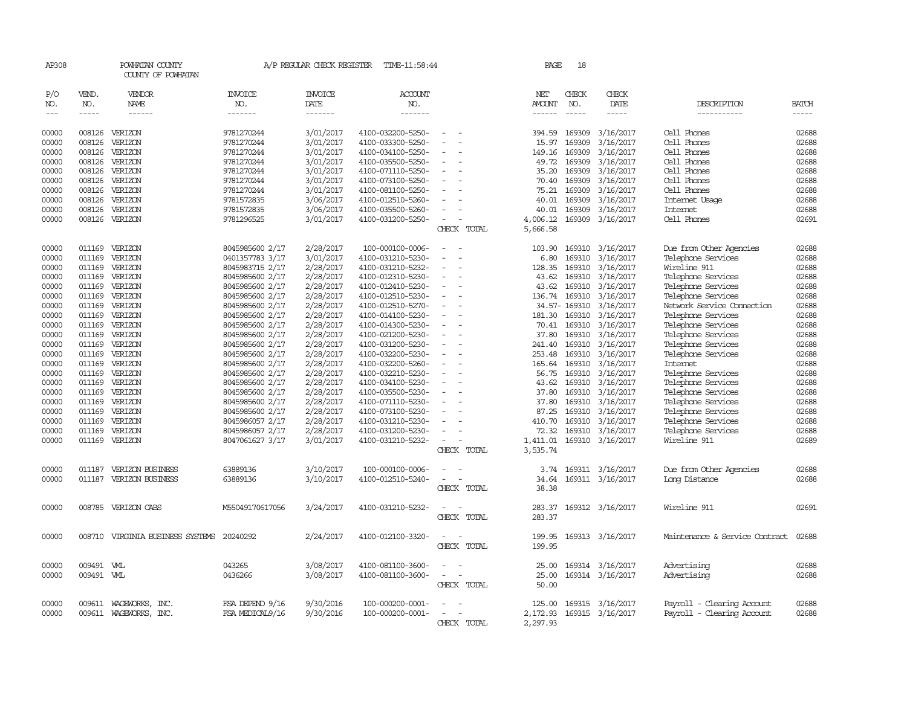AP308 POWHATAN COUNTY A/P REGULAR CHECK REGISTER TIME-11:58:44 PAGE 18

COUNTY OF POWHATAN

| P/O NO. | VEND. NO. | VENDOR NAME | INVOICE NO. | INVOICE DATE | ACCOUNT NO. | | NET AMOUNT | CHECK NO. | CHECK DATE | DESCRIPTION | BATCH |
|---|---|---|---|---|---|---|---|---|---|---|---|
| 00000 | 008126 | VERIZON | 9781270244 | 3/01/2017 | 4100-032200-5250- | - - | 394.59 | 169309 | 3/16/2017 | Cell Phones | 02688 |
| 00000 | 008126 | VERIZON | 9781270244 | 3/01/2017 | 4100-033300-5250- | - - | 15.97 | 169309 | 3/16/2017 | Cell Phones | 02688 |
| 00000 | 008126 | VERIZON | 9781270244 | 3/01/2017 | 4100-034100-5250- | - - | 149.16 | 169309 | 3/16/2017 | Cell Phones | 02688 |
| 00000 | 008126 | VERIZON | 9781270244 | 3/01/2017 | 4100-035500-5250- | - - | 49.72 | 169309 | 3/16/2017 | Cell Phones | 02688 |
| 00000 | 008126 | VERIZON | 9781270244 | 3/01/2017 | 4100-071110-5250- | - - | 35.20 | 169309 | 3/16/2017 | Cell Phones | 02688 |
| 00000 | 008126 | VERIZON | 9781270244 | 3/01/2017 | 4100-073100-5250- | - - | 70.40 | 169309 | 3/16/2017 | Cell Phones | 02688 |
| 00000 | 008126 | VERIZON | 9781270244 | 3/01/2017 | 4100-081100-5250- | - - | 75.21 | 169309 | 3/16/2017 | Cell Phones | 02688 |
| 00000 | 008126 | VERIZON | 9781572835 | 3/06/2017 | 4100-012510-5260- | - - | 40.01 | 169309 | 3/16/2017 | Internet Usage | 02688 |
| 00000 | 008126 | VERIZON | 9781572835 | 3/06/2017 | 4100-035500-5260- | - - | 40.01 | 169309 | 3/16/2017 | Internet | 02688 |
| 00000 | 008126 | VERIZON | 9781296525 | 3/01/2017 | 4100-031200-5250- | - - | 4,006.12 | 169309 | 3/16/2017 | Cell Phones | 02691 |
| | | | | | | CHECK TOTAL | 5,666.58 | | | | |
| 00000 | 011169 | VERIZON | 8045985600 2/17 | 2/28/2017 | 100-000100-0006- | - - | 103.90 | 169310 | 3/16/2017 | Due from Other Agencies | 02688 |
| 00000 | 011169 | VERIZON | 0401357783 3/17 | 3/01/2017 | 4100-031210-5230- | - - | 6.80 | 169310 | 3/16/2017 | Telephone Services | 02688 |
| 00000 | 011169 | VERIZON | 8045983715 2/17 | 2/28/2017 | 4100-031210-5232- | - - | 128.35 | 169310 | 3/16/2017 | Wireline 911 | 02688 |
| 00000 | 011169 | VERIZON | 8045985600 2/17 | 2/28/2017 | 4100-012310-5230- | - - | 43.62 | 169310 | 3/16/2017 | Telephone Services | 02688 |
| 00000 | 011169 | VERIZON | 8045985600 2/17 | 2/28/2017 | 4100-012410-5230- | - - | 43.62 | 169310 | 3/16/2017 | Telephone Services | 02688 |
| 00000 | 011169 | VERIZON | 8045985600 2/17 | 2/28/2017 | 4100-012510-5230- | - - | 136.74 | 169310 | 3/16/2017 | Telephone Services | 02688 |
| 00000 | 011169 | VERIZON | 8045985600 2/17 | 2/28/2017 | 4100-012510-5270- | - - | 34.57- | 169310 | 3/16/2017 | Network Service Connection | 02688 |
| 00000 | 011169 | VERIZON | 8045985600 2/17 | 2/28/2017 | 4100-014100-5230- | - - | 181.30 | 169310 | 3/16/2017 | Telephone Services | 02688 |
| 00000 | 011169 | VERIZON | 8045985600 2/17 | 2/28/2017 | 4100-014300-5230- | - - | 70.41 | 169310 | 3/16/2017 | Telephone Services | 02688 |
| 00000 | 011169 | VERIZON | 8045985600 2/17 | 2/28/2017 | 4100-021200-5230- | - - | 37.80 | 169310 | 3/16/2017 | Telephone Services | 02688 |
| 00000 | 011169 | VERIZON | 8045985600 2/17 | 2/28/2017 | 4100-031200-5230- | - - | 241.40 | 169310 | 3/16/2017 | Telephone Services | 02688 |
| 00000 | 011169 | VERIZON | 8045985600 2/17 | 2/28/2017 | 4100-032200-5230- | - - | 253.48 | 169310 | 3/16/2017 | Telephone Services | 02688 |
| 00000 | 011169 | VERIZON | 8045985600 2/17 | 2/28/2017 | 4100-032200-5260- | - - | 165.64 | 169310 | 3/16/2017 | Internet | 02688 |
| 00000 | 011169 | VERIZON | 8045985600 2/17 | 2/28/2017 | 4100-032210-5230- | - - | 56.75 | 169310 | 3/16/2017 | Telephone Services | 02688 |
| 00000 | 011169 | VERIZON | 8045985600 2/17 | 2/28/2017 | 4100-034100-5230- | - - | 43.62 | 169310 | 3/16/2017 | Telephone Services | 02688 |
| 00000 | 011169 | VERIZON | 8045985600 2/17 | 2/28/2017 | 4100-035500-5230- | - - | 37.80 | 169310 | 3/16/2017 | Telephone Services | 02688 |
| 00000 | 011169 | VERIZON | 8045985600 2/17 | 2/28/2017 | 4100-071110-5230- | - - | 37.80 | 169310 | 3/16/2017 | Telephone Services | 02688 |
| 00000 | 011169 | VERIZON | 8045985600 2/17 | 2/28/2017 | 4100-073100-5230- | - - | 87.25 | 169310 | 3/16/2017 | Telephone Services | 02688 |
| 00000 | 011169 | VERIZON | 8045986057 2/17 | 2/28/2017 | 4100-031210-5230- | - - | 410.70 | 169310 | 3/16/2017 | Telephone Services | 02688 |
| 00000 | 011169 | VERIZON | 8045986057 2/17 | 2/28/2017 | 4100-031200-5230- | - - | 72.32 | 169310 | 3/16/2017 | Telephone Services | 02688 |
| 00000 | 011169 | VERIZON | 8047061627 3/17 | 3/01/2017 | 4100-031210-5232- | - - | 1,411.01 | 169310 | 3/16/2017 | Wireline 911 | 02689 |
| | | | | | | CHECK TOTAL | 3,535.74 | | | | |
| 00000 | 011187 | VERIZON BUSINESS | 63889136 | 3/10/2017 | 100-000100-0006- | - - | 3.74 | 169311 | 3/16/2017 | Due from Other Agencies | 02688 |
| 00000 | 011187 | VERIZON BUSINESS | 63889136 | 3/10/2017 | 4100-012510-5240- | - - | 34.64 | 169311 | 3/16/2017 | Long Distance | 02688 |
| | | | | | | CHECK TOTAL | 38.38 | | | | |
| 00000 | 008785 | VERIZON CABS | M55049170617056 | 3/24/2017 | 4100-031210-5232- | - - | 283.37 | 169312 | 3/16/2017 | Wireline 911 | 02691 |
| | | | | | | CHECK TOTAL | 283.37 | | | | |
| 00000 | 008710 | VIRGINIA BUSINESS SYSTEMS | 20240292 | 2/24/2017 | 4100-012100-3320- | - - | 199.95 | 169313 | 3/16/2017 | Maintenance & Service Contract | 02688 |
| | | | | | | CHECK TOTAL | 199.95 | | | | |
| 00000 | 009491 | VML | 043265 | 3/08/2017 | 4100-081100-3600- | - - | 25.00 | 169314 | 3/16/2017 | Advertising | 02688 |
| 00000 | 009491 | VML | 0436266 | 3/08/2017 | 4100-081100-3600- | - - | 25.00 | 169314 | 3/16/2017 | Advertising | 02688 |
| | | | | | | CHECK TOTAL | 50.00 | | | | |
| 00000 | 009611 | WAGEWORKS, INC. | FSA DEPEND 9/16 | 9/30/2016 | 100-000200-0001- | - - | 125.00 | 169315 | 3/16/2017 | Payroll - Clearing Account | 02688 |
| 00000 | 009611 | WAGEWORKS, INC. | FSA MEDICAL9/16 | 9/30/2016 | 100-000200-0001- | - - | 2,172.93 | 169315 | 3/16/2017 | Payroll - Clearing Account | 02688 |
| | | | | | | CHECK TOTAL | 2,297.93 | | | | |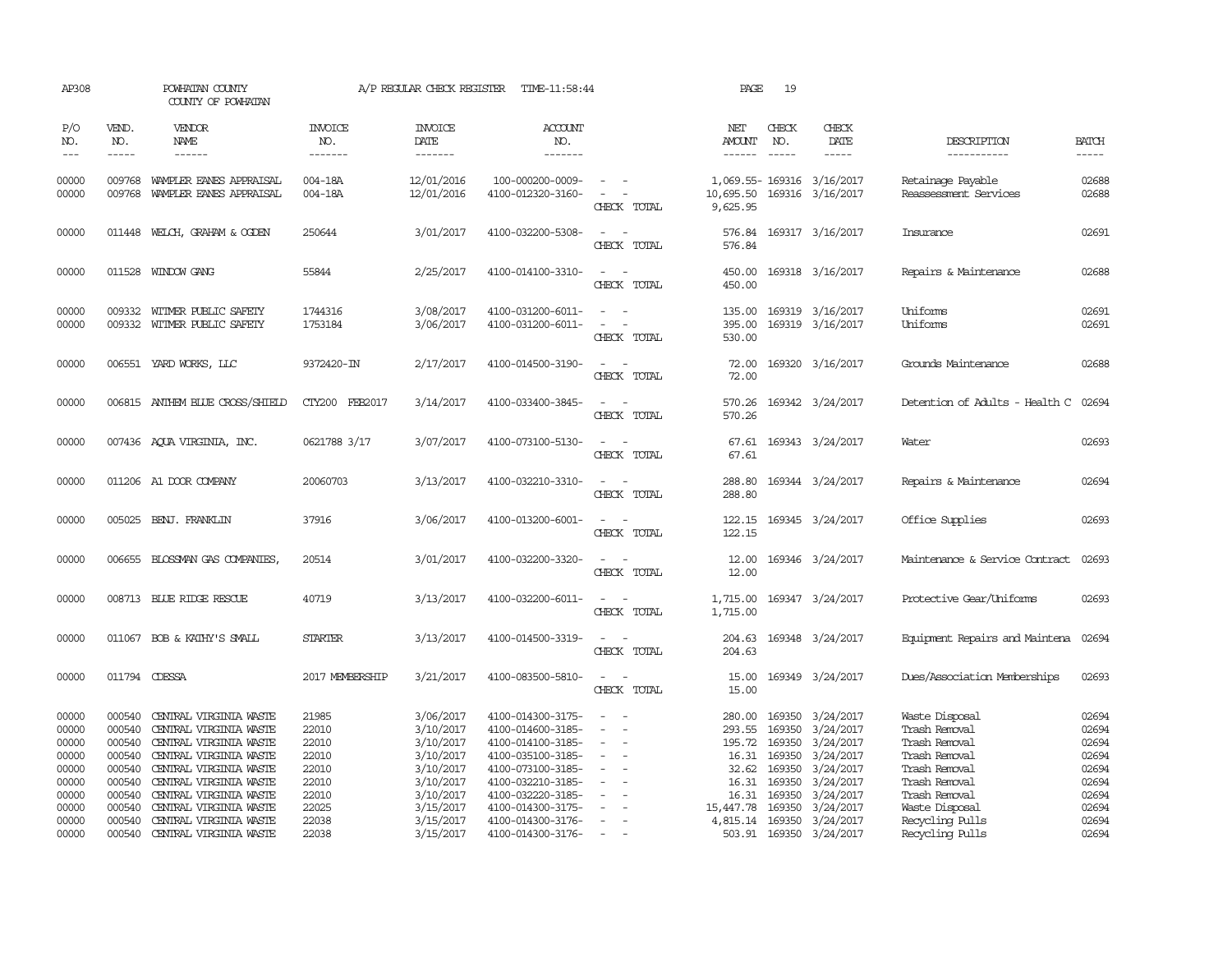AP308 POWHATAN COUNTY A/P REGULAR CHECK REGISTER TIME-11:58:44 PAGE 19
COUNTY OF POWHATAN

| P/O NO. | VEND. NO. | VENDOR NAME | INVOICE NO. | INVOICE DATE | ACCOUNT NO. | | NET AMOUNT | CHECK NO. | CHECK DATE | DESCRIPTION | BATCH |
|---|---|---|---|---|---|---|---|---|---|---|---|
| 00000 | 009768 | WAMPLER EANES APPRAISAL | 004-18A | 12/01/2016 | 100-000200-0009- | - - | 1,069.55- | 169316 | 3/16/2017 | Retainage Payable | 02688 |
| 00000 | 009768 | WAMPLER EANES APPRAISAL | 004-18A | 12/01/2016 | 4100-012320-3160- | - - | 10,695.50 | 169316 | 3/16/2017 | Reassessment Services | 02688 |
| | | | | | | CHECK TOTAL | 9,625.95 | | | | |
| 00000 | 011448 | WELCH, GRAHAM & OGDEN | 250644 | 3/01/2017 | 4100-032200-5308- | - - | 576.84 | 169317 | 3/16/2017 | Insurance | 02691 |
| | | | | | | CHECK TOTAL | 576.84 | | | | |
| 00000 | 011528 | WINDOW GANG | 55844 | 2/25/2017 | 4100-014100-3310- | - - | 450.00 | 169318 | 3/16/2017 | Repairs & Maintenance | 02688 |
| | | | | | | CHECK TOTAL | 450.00 | | | | |
| 00000 | 009332 | WITMER PUBLIC SAFETY | 1744316 | 3/08/2017 | 4100-031200-6011- | - - | 135.00 | 169319 | 3/16/2017 | Uniforms | 02691 |
| 00000 | 009332 | WITMER PUBLIC SAFETY | 1753184 | 3/06/2017 | 4100-031200-6011- | - - | 395.00 | 169319 | 3/16/2017 | Uniforms | 02691 |
| | | | | | | CHECK TOTAL | 530.00 | | | | |
| 00000 | 006551 | YARD WORKS, LLC | 9372420-IN | 2/17/2017 | 4100-014500-3190- | - - | 72.00 | 169320 | 3/16/2017 | Grounds Maintenance | 02688 |
| | | | | | | CHECK TOTAL | 72.00 | | | | |
| 00000 | 006815 | ANTHEM BLUE CROSS/SHIELD | CTY200 FEB2017 | 3/14/2017 | 4100-033400-3845- | - - | 570.26 | 169342 | 3/24/2017 | Detention of Adults - Health C | 02694 |
| | | | | | | CHECK TOTAL | 570.26 | | | | |
| 00000 | 007436 | AQUA VIRGINIA, INC. | 0621788 3/17 | 3/07/2017 | 4100-073100-5130- | - - | 67.61 | 169343 | 3/24/2017 | Water | 02693 |
| | | | | | | CHECK TOTAL | 67.61 | | | | |
| 00000 | 011206 | A1 DOOR COMPANY | 20060703 | 3/13/2017 | 4100-032210-3310- | - - | 288.80 | 169344 | 3/24/2017 | Repairs & Maintenance | 02694 |
| | | | | | | CHECK TOTAL | 288.80 | | | | |
| 00000 | 005025 | BENJ. FRANKLIN | 37916 | 3/06/2017 | 4100-013200-6001- | - - | 122.15 | 169345 | 3/24/2017 | Office Supplies | 02693 |
| | | | | | | CHECK TOTAL | 122.15 | | | | |
| 00000 | 006655 | BLOSSMAN GAS COMPANIES, | 20514 | 3/01/2017 | 4100-032200-3320- | - - | 12.00 | 169346 | 3/24/2017 | Maintenance & Service Contract | 02693 |
| | | | | | | CHECK TOTAL | 12.00 | | | | |
| 00000 | 008713 | BLUE RIDGE RESCUE | 40719 | 3/13/2017 | 4100-032200-6011- | - - | 1,715.00 | 169347 | 3/24/2017 | Protective Gear/Uniforms | 02693 |
| | | | | | | CHECK TOTAL | 1,715.00 | | | | |
| 00000 | 011067 | BOB & KATHY'S SMALL | STARTER | 3/13/2017 | 4100-014500-3319- | - - | 204.63 | 169348 | 3/24/2017 | Equipment Repairs and Maintena | 02694 |
| | | | | | | CHECK TOTAL | 204.63 | | | | |
| 00000 | 011794 | CDESSA | 2017 MEMBERSHIP | 3/21/2017 | 4100-083500-5810- | - - | 15.00 | 169349 | 3/24/2017 | Dues/Association Memberships | 02693 |
| | | | | | | CHECK TOTAL | 15.00 | | | | |
| 00000 | 000540 | CENTRAL VIRGINIA WASTE | 21985 | 3/06/2017 | 4100-014300-3175- | - - | 280.00 | 169350 | 3/24/2017 | Waste Disposal | 02694 |
| 00000 | 000540 | CENTRAL VIRGINIA WASTE | 22010 | 3/10/2017 | 4100-014600-3185- | - - | 293.55 | 169350 | 3/24/2017 | Trash Removal | 02694 |
| 00000 | 000540 | CENTRAL VIRGINIA WASTE | 22010 | 3/10/2017 | 4100-014100-3185- | - - | 195.72 | 169350 | 3/24/2017 | Trash Removal | 02694 |
| 00000 | 000540 | CENTRAL VIRGINIA WASTE | 22010 | 3/10/2017 | 4100-035100-3185- | - - | 16.31 | 169350 | 3/24/2017 | Trash Removal | 02694 |
| 00000 | 000540 | CENTRAL VIRGINIA WASTE | 22010 | 3/10/2017 | 4100-073100-3185- | - - | 32.62 | 169350 | 3/24/2017 | Trash Removal | 02694 |
| 00000 | 000540 | CENTRAL VIRGINIA WASTE | 22010 | 3/10/2017 | 4100-032210-3185- | - - | 16.31 | 169350 | 3/24/2017 | Trash Removal | 02694 |
| 00000 | 000540 | CENTRAL VIRGINIA WASTE | 22010 | 3/10/2017 | 4100-032220-3185- | - - | 16.31 | 169350 | 3/24/2017 | Trash Removal | 02694 |
| 00000 | 000540 | CENTRAL VIRGINIA WASTE | 22025 | 3/15/2017 | 4100-014300-3175- | - - | 15,447.78 | 169350 | 3/24/2017 | Waste Disposal | 02694 |
| 00000 | 000540 | CENTRAL VIRGINIA WASTE | 22038 | 3/15/2017 | 4100-014300-3176- | - - | 4,815.14 | 169350 | 3/24/2017 | Recycling Pulls | 02694 |
| 00000 | 000540 | CENTRAL VIRGINIA WASTE | 22038 | 3/15/2017 | 4100-014300-3176- | - - | 503.91 | 169350 | 3/24/2017 | Recycling Pulls | 02694 |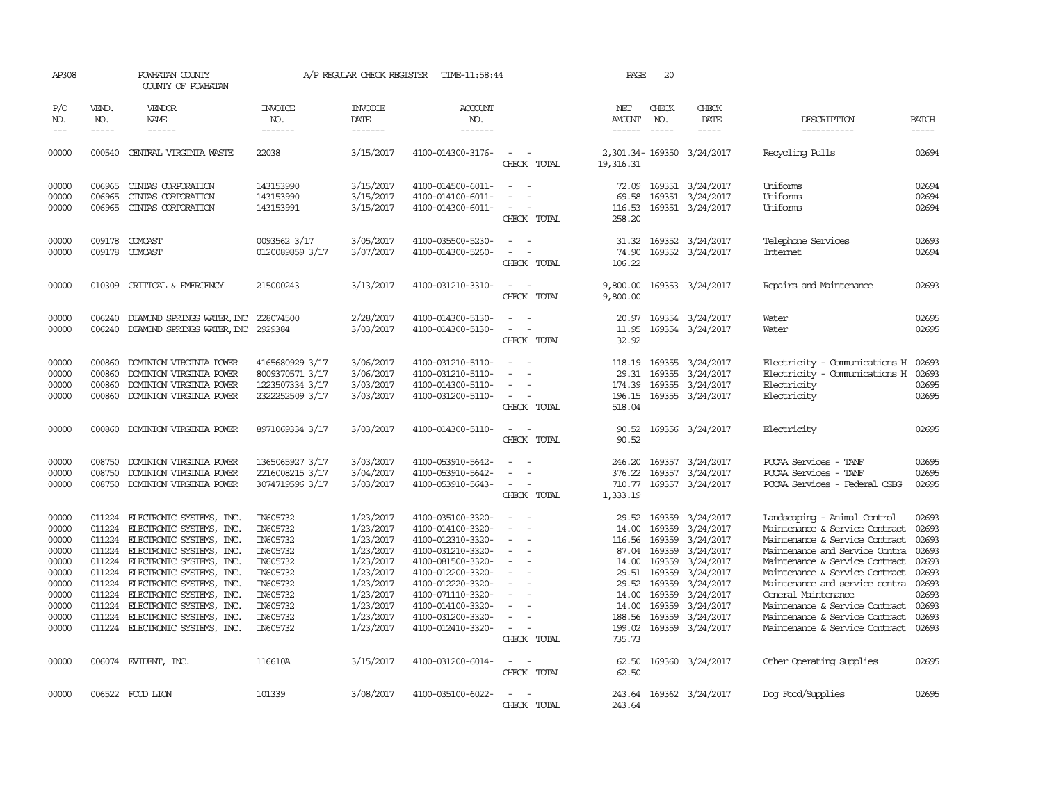AP308 POWHATAN COUNTY A/P REGULAR CHECK REGISTER TIME-11:58:44 PAGE 20

COUNTY OF POWHATAN

| P/O NO. | VEND. NO. | VENDOR NAME | INVOICE NO. | INVOICE DATE | ACCOUNT NO. | | NET AMOUNT | CHECK NO. | CHECK DATE | DESCRIPTION | BATCH |
|---|---|---|---|---|---|---|---|---|---|---|---|
| 00000 | 000540 | CENTRAL VIRGINIA WASTE | 22038 | 3/15/2017 | 4100-014300-3176- | - - | 2,301.34- | 169350 | 3/24/2017 | Recycling Pulls | 02694 |
| | | | | | | CHECK TOTAL | 19,316.31 | | | | |
| 00000 | 006965 | CINTAS CORPORATION | 143153990 | 3/15/2017 | 4100-014500-6011- | - - | 72.09 | 169351 | 3/24/2017 | Uniforms | 02694 |
| 00000 | 006965 | CINTAS CORPORATION | 143153990 | 3/15/2017 | 4100-014100-6011- | - - | 69.58 | 169351 | 3/24/2017 | Uniforms | 02694 |
| 00000 | 006965 | CINTAS CORPORATION | 143153991 | 3/15/2017 | 4100-014300-6011- | - - | 116.53 | 169351 | 3/24/2017 | Uniforms | 02694 |
| | | | | | | CHECK TOTAL | 258.20 | | | | |
| 00000 | 009178 | COMCAST | 0093562 3/17 | 3/05/2017 | 4100-035500-5230- | - - | 31.32 | 169352 | 3/24/2017 | Telephone Services | 02693 |
| 00000 | 009178 | COMCAST | 0120089859 3/17 | 3/07/2017 | 4100-014300-5260- | - - | 74.90 | 169352 | 3/24/2017 | Internet | 02694 |
| | | | | | | CHECK TOTAL | 106.22 | | | | |
| 00000 | 010309 | CRITICAL & EMERGENCY | 215000243 | 3/13/2017 | 4100-031210-3310- | - - | 9,800.00 | 169353 | 3/24/2017 | Repairs and Maintenance | 02693 |
| | | | | | | CHECK TOTAL | 9,800.00 | | | | |
| 00000 | 006240 | DIAMOND SPRINGS WATER,INC | 228074500 | 2/28/2017 | 4100-014300-5130- | - - | 20.97 | 169354 | 3/24/2017 | Water | 02695 |
| 00000 | 006240 | DIAMOND SPRINGS WATER,INC | 2929384 | 3/03/2017 | 4100-014300-5130- | - - | 11.95 | 169354 | 3/24/2017 | Water | 02695 |
| | | | | | | CHECK TOTAL | 32.92 | | | | |
| 00000 | 000860 | DOMINION VIRGINIA POWER | 4165680929 3/17 | 3/06/2017 | 4100-031210-5110- | - - | 118.19 | 169355 | 3/24/2017 | Electricity - Communications H | 02693 |
| 00000 | 000860 | DOMINION VIRGINIA POWER | 8009370571 3/17 | 3/06/2017 | 4100-031210-5110- | - - | 29.31 | 169355 | 3/24/2017 | Electricity - Communications H | 02693 |
| 00000 | 000860 | DOMINION VIRGINIA POWER | 1223507334 3/17 | 3/03/2017 | 4100-014300-5110- | - - | 174.39 | 169355 | 3/24/2017 | Electricity | 02695 |
| 00000 | 000860 | DOMINION VIRGINIA POWER | 2322252509 3/17 | 3/03/2017 | 4100-031200-5110- | - - | 196.15 | 169355 | 3/24/2017 | Electricity | 02695 |
| | | | | | | CHECK TOTAL | 518.04 | | | | |
| 00000 | 000860 | DOMINION VIRGINIA POWER | 8971069334 3/17 | 3/03/2017 | 4100-014300-5110- | - - | 90.52 | 169356 | 3/24/2017 | Electricity | 02695 |
| | | | | | | CHECK TOTAL | 90.52 | | | | |
| 00000 | 008750 | DOMINION VIRGINIA POWER | 1365065927 3/17 | 3/03/2017 | 4100-053910-5642- | - - | 246.20 | 169357 | 3/24/2017 | PCCAA Services - TANF | 02695 |
| 00000 | 008750 | DOMINION VIRGINIA POWER | 2216008215 3/17 | 3/04/2017 | 4100-053910-5642- | - - | 376.22 | 169357 | 3/24/2017 | PCCAA Services - TANF | 02695 |
| 00000 | 008750 | DOMINION VIRGINIA POWER | 3074719596 3/17 | 3/03/2017 | 4100-053910-5643- | - - | 710.77 | 169357 | 3/24/2017 | PCCAA Services - Federal CSBG | 02695 |
| | | | | | | CHECK TOTAL | 1,333.19 | | | | |
| 00000 | 011224 | ELECTRONIC SYSTEMS, INC. | IN605732 | 1/23/2017 | 4100-035100-3320- | - - | 29.52 | 169359 | 3/24/2017 | Landscaping - Animal Control | 02693 |
| 00000 | 011224 | ELECTRONIC SYSTEMS, INC. | IN605732 | 1/23/2017 | 4100-014100-3320- | - - | 14.00 | 169359 | 3/24/2017 | Maintenance & Service Contract | 02693 |
| 00000 | 011224 | ELECTRONIC SYSTEMS, INC. | IN605732 | 1/23/2017 | 4100-012310-3320- | - - | 116.56 | 169359 | 3/24/2017 | Maintenance & Service Contract | 02693 |
| 00000 | 011224 | ELECTRONIC SYSTEMS, INC. | IN605732 | 1/23/2017 | 4100-031210-3320- | - - | 87.04 | 169359 | 3/24/2017 | Maintenance and Service Contra | 02693 |
| 00000 | 011224 | ELECTRONIC SYSTEMS, INC. | IN605732 | 1/23/2017 | 4100-081500-3320- | - - | 14.00 | 169359 | 3/24/2017 | Maintenance & Service Contract | 02693 |
| 00000 | 011224 | ELECTRONIC SYSTEMS, INC. | IN605732 | 1/23/2017 | 4100-012200-3320- | - - | 29.51 | 169359 | 3/24/2017 | Maintenance & Service Contract | 02693 |
| 00000 | 011224 | ELECTRONIC SYSTEMS, INC. | IN605732 | 1/23/2017 | 4100-012220-3320- | - - | 29.52 | 169359 | 3/24/2017 | Maintenance and service contra | 02693 |
| 00000 | 011224 | ELECTRONIC SYSTEMS, INC. | IN605732 | 1/23/2017 | 4100-071110-3320- | - - | 14.00 | 169359 | 3/24/2017 | General Maintenance | 02693 |
| 00000 | 011224 | ELECTRONIC SYSTEMS, INC. | IN605732 | 1/23/2017 | 4100-014100-3320- | - - | 14.00 | 169359 | 3/24/2017 | Maintenance & Service Contract | 02693 |
| 00000 | 011224 | ELECTRONIC SYSTEMS, INC. | IN605732 | 1/23/2017 | 4100-031200-3320- | - - | 188.56 | 169359 | 3/24/2017 | Maintenance & Service Contract | 02693 |
| 00000 | 011224 | ELECTRONIC SYSTEMS, INC. | IN605732 | 1/23/2017 | 4100-012410-3320- | - - | 199.02 | 169359 | 3/24/2017 | Maintenance & Service Contract | 02693 |
| | | | | | | CHECK TOTAL | 735.73 | | | | |
| 00000 | 006074 | EVIDENT, INC. | 116610A | 3/15/2017 | 4100-031200-6014- | - - | 62.50 | 169360 | 3/24/2017 | Other Operating Supplies | 02695 |
| | | | | | | CHECK TOTAL | 62.50 | | | | |
| 00000 | 006522 | FOOD LION | 101339 | 3/08/2017 | 4100-035100-6022- | - - | 243.64 | 169362 | 3/24/2017 | Dog Food/Supplies | 02695 |
| | | | | | | CHECK TOTAL | 243.64 | | | | |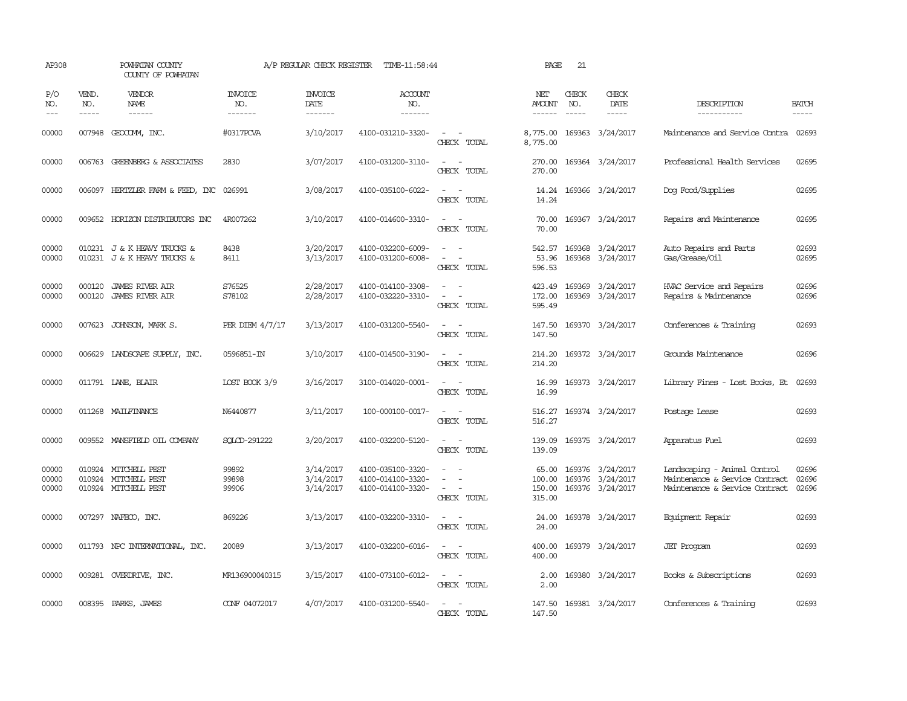AP308 POWHATAN COUNTY A/P REGULAR CHECK REGISTER TIME-11:58:44 PAGE 21
COUNTY OF POWHATAN

| P/O NO. | VEND. NO. | VENDOR NAME | INVOICE NO. | INVOICE DATE | ACCOUNT NO. | | NET AMOUNT | CHECK NO. | CHECK DATE | DESCRIPTION | BATCH |
|---|---|---|---|---|---|---|---|---|---|---|---|
| 00000 | 007948 | GEOCOMM, INC. | #0317PCVA | 3/10/2017 | 4100-031210-3320- | - - | 8,775.00 | 169363 | 3/24/2017 | Maintenance and Service Contra | 02693 |
| | | | | | | CHECK TOTAL | 8,775.00 | | | | |
| 00000 | 006763 | GREENBERG & ASSOCIATES | 2830 | 3/07/2017 | 4100-031200-3110- | - - | 270.00 | 169364 | 3/24/2017 | Professional Health Services | 02695 |
| | | | | | | CHECK TOTAL | 270.00 | | | | |
| 00000 | 006097 | HERTZLER FARM & FEED, INC | 026991 | 3/08/2017 | 4100-035100-6022- | - - | 14.24 | 169366 | 3/24/2017 | Dog Food/Supplies | 02695 |
| | | | | | | CHECK TOTAL | 14.24 | | | | |
| 00000 | 009652 | HORIZON DISTRIBUTORS INC | 4R007262 | 3/10/2017 | 4100-014600-3310- | - - | 70.00 | 169367 | 3/24/2017 | Repairs and Maintenance | 02695 |
| | | | | | | CHECK TOTAL | 70.00 | | | | |
| 00000 | 010231 | J & K HEAVY TRUCKS & | 8438 | 3/20/2017 | 4100-032200-6009- | - - | 542.57 | 169368 | 3/24/2017 | Auto Repairs and Parts | 02693 |
| 00000 | 010231 | J & K HEAVY TRUCKS & | 8411 | 3/13/2017 | 4100-031200-6008- | - - | 53.96 | 169368 | 3/24/2017 | Gas/Grease/Oil | 02695 |
| | | | | | | CHECK TOTAL | 596.53 | | | | |
| 00000 | 000120 | JAMES RIVER AIR | S76525 | 2/28/2017 | 4100-014100-3308- | - - | 423.49 | 169369 | 3/24/2017 | HVAC Service and Repairs | 02696 |
| 00000 | 000120 | JAMES RIVER AIR | S78102 | 2/28/2017 | 4100-032220-3310- | - - | 172.00 | 169369 | 3/24/2017 | Repairs & Maintenance | 02696 |
| | | | | | | CHECK TOTAL | 595.49 | | | | |
| 00000 | 007623 | JOHNSON, MARK S. | PER DIEM 4/7/17 | 3/13/2017 | 4100-031200-5540- | - - | 147.50 | 169370 | 3/24/2017 | Conferences & Training | 02693 |
| | | | | | | CHECK TOTAL | 147.50 | | | | |
| 00000 | 006629 | LANDSCAPE SUPPLY, INC. | 0596851-IN | 3/10/2017 | 4100-014500-3190- | - - | 214.20 | 169372 | 3/24/2017 | Grounds Maintenance | 02696 |
| | | | | | | CHECK TOTAL | 214.20 | | | | |
| 00000 | 011791 | LANE, BLAIR | LOST BOOK 3/9 | 3/16/2017 | 3100-014020-0001- | - - | 16.99 | 169373 | 3/24/2017 | Library Fines - Lost Books, Et | 02693 |
| | | | | | | CHECK TOTAL | 16.99 | | | | |
| 00000 | 011268 | MAILFINANCE | N6440877 | 3/11/2017 | 100-000100-0017- | - - | 516.27 | 169374 | 3/24/2017 | Postage Lease | 02693 |
| | | | | | | CHECK TOTAL | 516.27 | | | | |
| 00000 | 009552 | MANSFIELD OIL COMPANY | SQLCD-291222 | 3/20/2017 | 4100-032200-5120- | - - | 139.09 | 169375 | 3/24/2017 | Apparatus Fuel | 02693 |
| | | | | | | CHECK TOTAL | 139.09 | | | | |
| 00000 | 010924 | MITCHELL PEST | 99892 | 3/14/2017 | 4100-035100-3320- | - - | 65.00 | 169376 | 3/24/2017 | Landscaping - Animal Control | 02696 |
| 00000 | 010924 | MITCHELL PEST | 99898 | 3/14/2017 | 4100-014100-3320- | - - | 100.00 | 169376 | 3/24/2017 | Maintenance & Service Contract | 02696 |
| 00000 | 010924 | MITCHELL PEST | 99906 | 3/14/2017 | 4100-014100-3320- | - - | 150.00 | 169376 | 3/24/2017 | Maintenance & Service Contract | 02696 |
| | | | | | | CHECK TOTAL | 315.00 | | | | |
| 00000 | 007297 | NAFECO, INC. | 869226 | 3/13/2017 | 4100-032200-3310- | - - | 24.00 | 169378 | 3/24/2017 | Equipment Repair | 02693 |
| | | | | | | CHECK TOTAL | 24.00 | | | | |
| 00000 | 011793 | NPC INTERNATIONAL, INC. | 20089 | 3/13/2017 | 4100-032200-6016- | - - | 400.00 | 169379 | 3/24/2017 | JET Program | 02693 |
| | | | | | | CHECK TOTAL | 400.00 | | | | |
| 00000 | 009281 | OVERDRIVE, INC. | MR136900040315 | 3/15/2017 | 4100-073100-6012- | - - | 2.00 | 169380 | 3/24/2017 | Books & Subscriptions | 02693 |
| | | | | | | CHECK TOTAL | 2.00 | | | | |
| 00000 | 008395 | PARKS, JAMES | CONF 04072017 | 4/07/2017 | 4100-031200-5540- | - - | 147.50 | 169381 | 3/24/2017 | Conferences & Training | 02693 |
| | | | | | | CHECK TOTAL | 147.50 | | | | |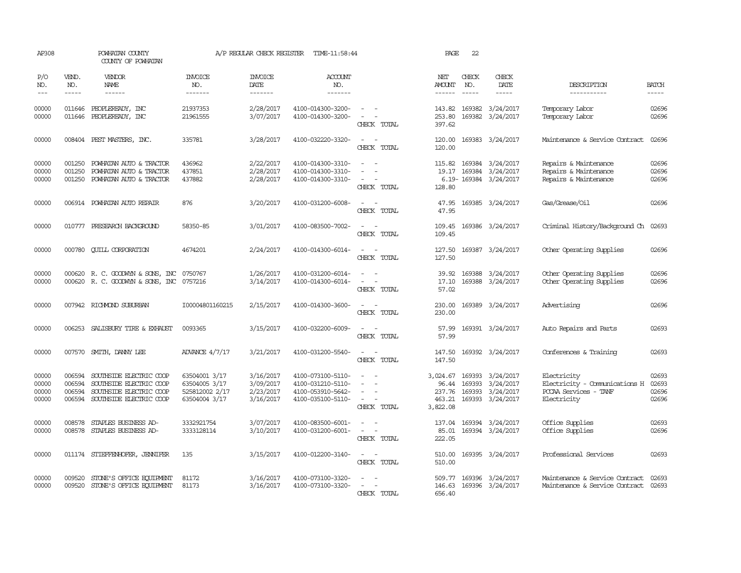AP308 POWHATAN COUNTY A/P REGULAR CHECK REGISTER TIME-11:58:44 PAGE 22

COUNTY OF POWHATAN

| P/O NO. | VEND. NO. | VENDOR NAME | INVOICE NO. | INVOICE DATE | ACCOUNT NO. | | NET AMOUNT | CHECK NO. | CHECK DATE | DESCRIPTION | BATCH |
|---|---|---|---|---|---|---|---|---|---|---|---|
| --- | ----- | ------ | ------- | ------- | ------- | | ------ | ----- | ----- | ----------- | ----- |
| 00000 | 011646 | PEOPLEREADY, INC | 21937353 | 2/28/2017 | 4100-014300-3200- | - - | 143.82 | 169382 | 3/24/2017 | Temporary Labor | 02696 |
| 00000 | 011646 | PEOPLEREADY, INC | 21961555 | 3/07/2017 | 4100-014300-3200- | - - | 253.80 | 169382 | 3/24/2017 | Temporary Labor | 02696 |
| | | | | | | CHECK TOTAL | 397.62 | | | | |
| 00000 | 008404 | PEST MASTERS, INC. | 335781 | 3/28/2017 | 4100-032220-3320- | - - | 120.00 | 169383 | 3/24/2017 | Maintenance & Service Contract | 02696 |
| | | | | | | CHECK TOTAL | 120.00 | | | | |
| 00000 | 001250 | POWHATAN AUTO & TRACTOR | 436962 | 2/22/2017 | 4100-014300-3310- | - - | 115.82 | 169384 | 3/24/2017 | Repairs & Maintenance | 02696 |
| 00000 | 001250 | POWHATAN AUTO & TRACTOR | 437851 | 2/28/2017 | 4100-014300-3310- | - - | 19.17 | 169384 | 3/24/2017 | Repairs & Maintenance | 02696 |
| 00000 | 001250 | POWHATAN AUTO & TRACTOR | 437882 | 2/28/2017 | 4100-014300-3310- | - - | 6.19- | 169384 | 3/24/2017 | Repairs & Maintenance | 02696 |
| | | | | | | CHECK TOTAL | 128.80 | | | | |
| 00000 | 006914 | POWHATAN AUTO REPAIR | 876 | 3/20/2017 | 4100-031200-6008- | - - | 47.95 | 169385 | 3/24/2017 | Gas/Grease/Oil | 02696 |
| | | | | | | CHECK TOTAL | 47.95 | | | | |
| 00000 | 010777 | PRESEARCH BACKGROUND | 58350-85 | 3/01/2017 | 4100-083500-7002- | - - | 109.45 | 169386 | 3/24/2017 | Criminal History/Background Ch | 02693 |
| | | | | | | CHECK TOTAL | 109.45 | | | | |
| 00000 | 000780 | QUILL CORPORATION | 4674201 | 2/24/2017 | 4100-014300-6014- | - - | 127.50 | 169387 | 3/24/2017 | Other Operating Supplies | 02696 |
| | | | | | | CHECK TOTAL | 127.50 | | | | |
| 00000 | 000620 | R. C. GOODWYN & SONS, INC | 0750767 | 1/26/2017 | 4100-031200-6014- | - - | 39.92 | 169388 | 3/24/2017 | Other Operating Supplies | 02696 |
| 00000 | 000620 | R. C. GOODWYN & SONS, INC | 0757216 | 3/14/2017 | 4100-014300-6014- | - - | 17.10 | 169388 | 3/24/2017 | Other Operating Supplies | 02696 |
| | | | | | | CHECK TOTAL | 57.02 | | | | |
| 00000 | 007942 | RICHMOND SUBURBAN | I00004801160215 | 2/15/2017 | 4100-014300-3600- | - - | 230.00 | 169389 | 3/24/2017 | Advertising | 02696 |
| | | | | | | CHECK TOTAL | 230.00 | | | | |
| 00000 | 006253 | SALISBURY TIRE & EXHAUST | 0093365 | 3/15/2017 | 4100-032200-6009- | - - | 57.99 | 169391 | 3/24/2017 | Auto Repairs and Parts | 02693 |
| | | | | | | CHECK TOTAL | 57.99 | | | | |
| 00000 | 007570 | SMITH, DANNY LEE | ADVANCE 4/7/17 | 3/21/2017 | 4100-031200-5540- | - - | 147.50 | 169392 | 3/24/2017 | Conferences & Training | 02693 |
| | | | | | | CHECK TOTAL | 147.50 | | | | |
| 00000 | 006594 | SOUTHSIDE ELECTRIC COOP | 63504001 3/17 | 3/16/2017 | 4100-073100-5110- | - - | 3,024.67 | 169393 | 3/24/2017 | Electricity | 02693 |
| 00000 | 006594 | SOUTHSIDE ELECTRIC COOP | 63504005 3/17 | 3/09/2017 | 4100-031210-5110- | - - | 96.44 | 169393 | 3/24/2017 | Electricity - Communications H | 02693 |
| 00000 | 006594 | SOUTHSIDE ELECTRIC COOP | 525812002 2/17 | 2/23/2017 | 4100-053910-5642- | - - | 237.76 | 169393 | 3/24/2017 | PCCAA Services - TANF | 02696 |
| 00000 | 006594 | SOUTHSIDE ELECTRIC COOP | 63504004 3/17 | 3/16/2017 | 4100-035100-5110- | - - | 463.21 | 169393 | 3/24/2017 | Electricity | 02696 |
| | | | | | | CHECK TOTAL | 3,822.08 | | | | |
| 00000 | 008578 | STAPLES BUSINESS AD- | 3332921754 | 3/07/2017 | 4100-083500-6001- | - - | 137.04 | 169394 | 3/24/2017 | Office Supplies | 02693 |
| 00000 | 008578 | STAPLES BUSINESS AD- | 3333128114 | 3/10/2017 | 4100-031200-6001- | - - | 85.01 | 169394 | 3/24/2017 | Office Supplies | 02696 |
| | | | | | | CHECK TOTAL | 222.05 | | | | |
| 00000 | 011174 | STIEFFENHOFER, JENNIFER | 135 | 3/15/2017 | 4100-012200-3140- | - - | 510.00 | 169395 | 3/24/2017 | Professional Services | 02693 |
| | | | | | | CHECK TOTAL | 510.00 | | | | |
| 00000 | 009520 | STONE'S OFFICE EQUIPMENT | 81172 | 3/16/2017 | 4100-073100-3320- | - - | 509.77 | 169396 | 3/24/2017 | Maintenance & Service Contract | 02693 |
| 00000 | 009520 | STONE'S OFFICE EQUIPMENT | 81173 | 3/16/2017 | 4100-073100-3320- | - - | 146.63 | 169396 | 3/24/2017 | Maintenance & Service Contract | 02693 |
| | | | | | | CHECK TOTAL | 656.40 | | | | |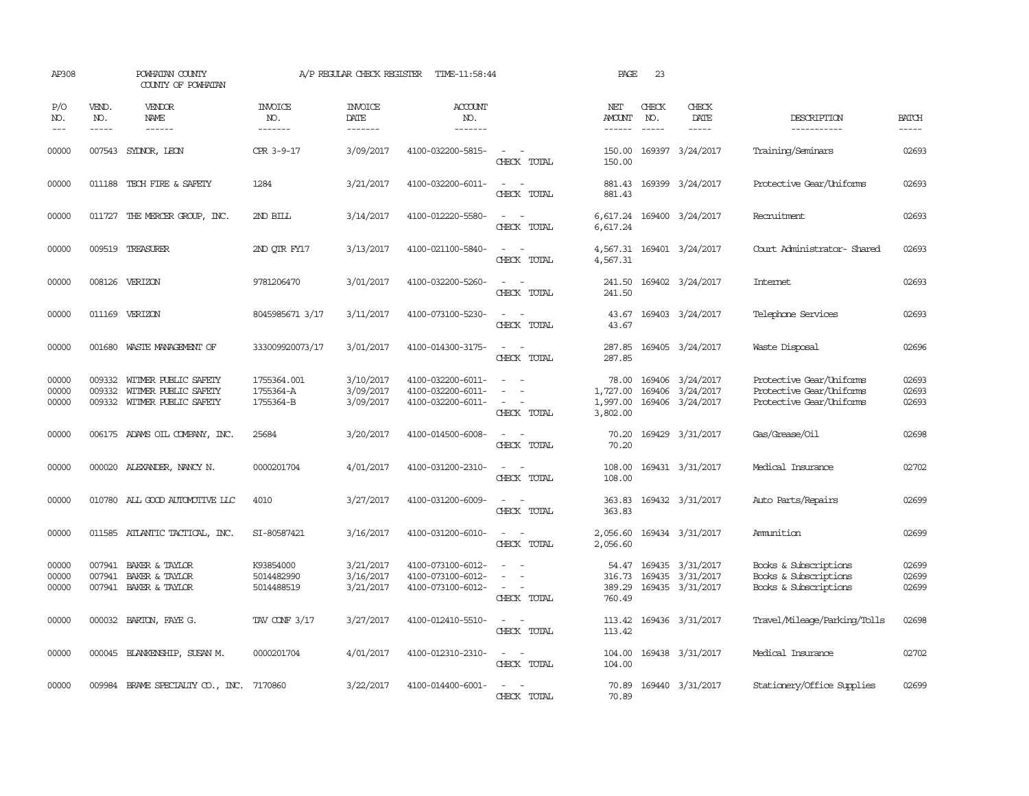AP308 POWHATAN COUNTY A/P REGULAR CHECK REGISTER TIME-11:58:44 PAGE 23
COUNTY OF POWHATAN

| P/O NO. | VEND. NO. | VENDOR NAME | INVOICE NO. | INVOICE DATE | ACCOUNT NO. | | NET AMOUNT | CHECK NO. | CHECK DATE | DESCRIPTION | BATCH |
|---|---|---|---|---|---|---|---|---|---|---|---|
| --- | ----- | ------ | ------- | ------- | ------- | | ------ | ----- | ----- | ----------- | ----- |
| 00000 | 007543 | SYDNOR, LEON | CPR 3-9-17 | 3/09/2017 | 4100-032200-5815- | - - | 150.00 | 169397 | 3/24/2017 | Training/Seminars | 02693 |
| | | | | | | CHECK TOTAL | 150.00 | | | | |
| 00000 | 011188 | TECH FIRE & SAFETY | 1284 | 3/21/2017 | 4100-032200-6011- | - - | 881.43 | 169399 | 3/24/2017 | Protective Gear/Uniforms | 02693 |
| | | | | | | CHECK TOTAL | 881.43 | | | | |
| 00000 | 011727 | THE MERCER GROUP, INC. | 2ND BILL | 3/14/2017 | 4100-012220-5580- | - - | 6,617.24 | 169400 | 3/24/2017 | Recruitment | 02693 |
| | | | | | | CHECK TOTAL | 6,617.24 | | | | |
| 00000 | 009519 | TREASURER | 2ND QTR FY17 | 3/13/2017 | 4100-021100-5840- | - - | 4,567.31 | 169401 | 3/24/2017 | Court Administrator- Shared | 02693 |
| | | | | | | CHECK TOTAL | 4,567.31 | | | | |
| 00000 | 008126 | VERIZON | 9781206470 | 3/01/2017 | 4100-032200-5260- | - - | 241.50 | 169402 | 3/24/2017 | Internet | 02693 |
| | | | | | | CHECK TOTAL | 241.50 | | | | |
| 00000 | 011169 | VERIZON | 8045985671 3/17 | 3/11/2017 | 4100-073100-5230- | - - | 43.67 | 169403 | 3/24/2017 | Telephone Services | 02693 |
| | | | | | | CHECK TOTAL | 43.67 | | | | |
| 00000 | 001680 | WASTE MANAGEMENT OF | 333009920073/17 | 3/01/2017 | 4100-014300-3175- | - - | 287.85 | 169405 | 3/24/2017 | Waste Disposal | 02696 |
| | | | | | | CHECK TOTAL | 287.85 | | | | |
| 00000 | 009332 | WITMER PUBLIC SAFETY | 1755364.001 | 3/10/2017 | 4100-032200-6011- | - - | 78.00 | 169406 | 3/24/2017 | Protective Gear/Uniforms | 02693 |
| 00000 | 009332 | WITMER PUBLIC SAFETY | 1755364-A | 3/09/2017 | 4100-032200-6011- | - - | 1,727.00 | 169406 | 3/24/2017 | Protective Gear/Uniforms | 02693 |
| 00000 | 009332 | WITMER PUBLIC SAFETY | 1755364-B | 3/09/2017 | 4100-032200-6011- | - - | 1,997.00 | 169406 | 3/24/2017 | Protective Gear/Uniforms | 02693 |
| | | | | | | CHECK TOTAL | 3,802.00 | | | | |
| 00000 | 006175 | ADAMS OIL COMPANY, INC. | 25684 | 3/20/2017 | 4100-014500-6008- | - - | 70.20 | 169429 | 3/31/2017 | Gas/Grease/Oil | 02698 |
| | | | | | | CHECK TOTAL | 70.20 | | | | |
| 00000 | 000020 | ALEXANDER, NANCY N. | 0000201704 | 4/01/2017 | 4100-031200-2310- | - - | 108.00 | 169431 | 3/31/2017 | Medical Insurance | 02702 |
| | | | | | | CHECK TOTAL | 108.00 | | | | |
| 00000 | 010780 | ALL GOOD AUTOMOTIVE LLC | 4010 | 3/27/2017 | 4100-031200-6009- | - - | 363.83 | 169432 | 3/31/2017 | Auto Parts/Repairs | 02699 |
| | | | | | | CHECK TOTAL | 363.83 | | | | |
| 00000 | 011585 | ATLANTIC TACTICAL, INC. | SI-80587421 | 3/16/2017 | 4100-031200-6010- | - - | 2,056.60 | 169434 | 3/31/2017 | Ammunition | 02699 |
| | | | | | | CHECK TOTAL | 2,056.60 | | | | |
| 00000 | 007941 | BAKER & TAYLOR | K93854000 | 3/21/2017 | 4100-073100-6012- | - - | 54.47 | 169435 | 3/31/2017 | Books & Subscriptions | 02699 |
| 00000 | 007941 | BAKER & TAYLOR | 5014482990 | 3/16/2017 | 4100-073100-6012- | - - | 316.73 | 169435 | 3/31/2017 | Books & Subscriptions | 02699 |
| 00000 | 007941 | BAKER & TAYLOR | 5014488519 | 3/21/2017 | 4100-073100-6012- | - - | 389.29 | 169435 | 3/31/2017 | Books & Subscriptions | 02699 |
| | | | | | | CHECK TOTAL | 760.49 | | | | |
| 00000 | 000032 | BARTON, FAYE G. | TAV CONF 3/17 | 3/27/2017 | 4100-012410-5510- | - - | 113.42 | 169436 | 3/31/2017 | Travel/Mileage/Parking/Tolls | 02698 |
| | | | | | | CHECK TOTAL | 113.42 | | | | |
| 00000 | 000045 | BLANKENSHIP, SUSAN M. | 0000201704 | 4/01/2017 | 4100-012310-2310- | - - | 104.00 | 169438 | 3/31/2017 | Medical Insurance | 02702 |
| | | | | | | CHECK TOTAL | 104.00 | | | | |
| 00000 | 009984 | BRAME SPECIALTY CO., INC. | 7170860 | 3/22/2017 | 4100-014400-6001- | - - | 70.89 | 169440 | 3/31/2017 | Stationery/Office Supplies | 02699 |
| | | | | | | CHECK TOTAL | 70.89 | | | | |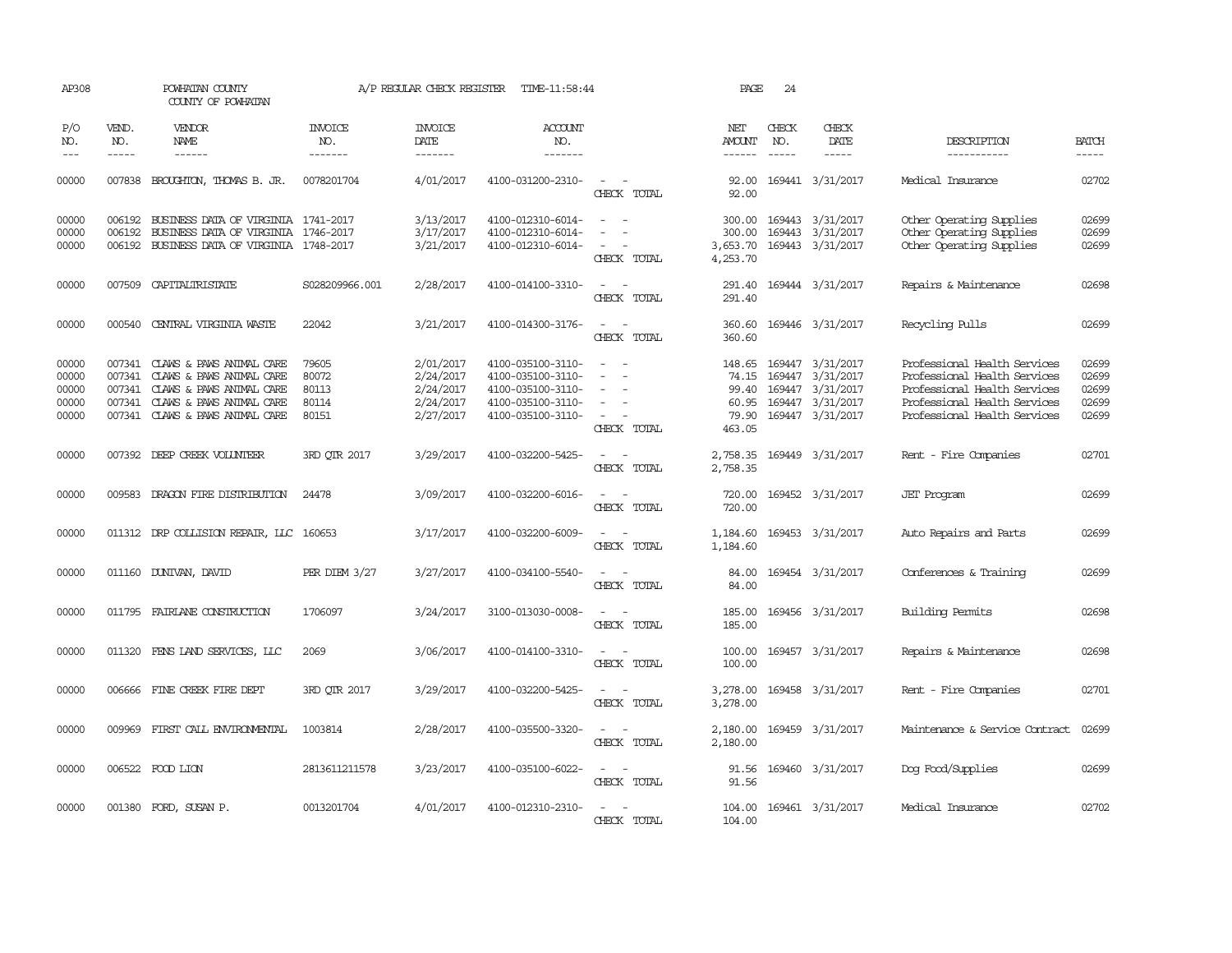AP308 POWHATAN COUNTY A/P REGULAR CHECK REGISTER TIME-11:58:44 PAGE 24
COUNTY OF POWHATAN

| P/O NO. | VEND. NO. | VENDOR NAME | INVOICE NO. | INVOICE DATE | ACCOUNT NO. | | NET AMOUNT | CHECK NO. | CHECK DATE | DESCRIPTION | BATCH |
|---|---|---|---|---|---|---|---|---|---|---|---|
| 00000 | 007838 | BROUGHTON, THOMAS B. JR. | 0078201704 | 4/01/2017 | 4100-031200-2310- | - - | 92.00 | 169441 | 3/31/2017 | Medical Insurance | 02702 |
| | | | | | | CHECK TOTAL | 92.00 | | | | |
| 00000 | 006192 | BUSINESS DATA OF VIRGINIA | 1741-2017 | 3/13/2017 | 4100-012310-6014- | - - | 300.00 | 169443 | 3/31/2017 | Other Operating Supplies | 02699 |
| 00000 | 006192 | BUSINESS DATA OF VIRGINIA | 1746-2017 | 3/17/2017 | 4100-012310-6014- | - - | 300.00 | 169443 | 3/31/2017 | Other Operating Supplies | 02699 |
| 00000 | 006192 | BUSINESS DATA OF VIRGINIA | 1748-2017 | 3/21/2017 | 4100-012310-6014- | - - | 3,653.70 | 169443 | 3/31/2017 | Other Operating Supplies | 02699 |
| | | | | | | CHECK TOTAL | 4,253.70 | | | | |
| 00000 | 007509 | CAPITALTRISTATE | S028209966.001 | 2/28/2017 | 4100-014100-3310- | - - | 291.40 | 169444 | 3/31/2017 | Repairs & Maintenance | 02698 |
| | | | | | | CHECK TOTAL | 291.40 | | | | |
| 00000 | 000540 | CENTRAL VIRGINIA WASTE | 22042 | 3/21/2017 | 4100-014300-3176- | - - | 360.60 | 169446 | 3/31/2017 | Recycling Pulls | 02699 |
| | | | | | | CHECK TOTAL | 360.60 | | | | |
| 00000 | 007341 | CLAWS & PAWS ANIMAL CARE | 79605 | 2/01/2017 | 4100-035100-3110- | - - | 148.65 | 169447 | 3/31/2017 | Professional Health Services | 02699 |
| 00000 | 007341 | CLAWS & PAWS ANIMAL CARE | 80072 | 2/24/2017 | 4100-035100-3110- | - - | 74.15 | 169447 | 3/31/2017 | Professional Health Services | 02699 |
| 00000 | 007341 | CLAWS & PAWS ANIMAL CARE | 80113 | 2/24/2017 | 4100-035100-3110- | - - | 99.40 | 169447 | 3/31/2017 | Professional Health Services | 02699 |
| 00000 | 007341 | CLAWS & PAWS ANIMAL CARE | 80114 | 2/24/2017 | 4100-035100-3110- | - - | 60.95 | 169447 | 3/31/2017 | Professional Health Services | 02699 |
| 00000 | 007341 | CLAWS & PAWS ANIMAL CARE | 80151 | 2/27/2017 | 4100-035100-3110- | - - | 79.90 | 169447 | 3/31/2017 | Professional Health Services | 02699 |
| | | | | | | CHECK TOTAL | 463.05 | | | | |
| 00000 | 007392 | DEEP CREEK VOLUNTEER | 3RD QTR 2017 | 3/29/2017 | 4100-032200-5425- | - - | 2,758.35 | 169449 | 3/31/2017 | Rent - Fire Companies | 02701 |
| | | | | | | CHECK TOTAL | 2,758.35 | | | | |
| 00000 | 009583 | DRAGON FIRE DISTRIBUTION | 24478 | 3/09/2017 | 4100-032200-6016- | - - | 720.00 | 169452 | 3/31/2017 | JET Program | 02699 |
| | | | | | | CHECK TOTAL | 720.00 | | | | |
| 00000 | 011312 | DRP COLLISION REPAIR, LLC | 160653 | 3/17/2017 | 4100-032200-6009- | - - | 1,184.60 | 169453 | 3/31/2017 | Auto Repairs and Parts | 02699 |
| | | | | | | CHECK TOTAL | 1,184.60 | | | | |
| 00000 | 011160 | DUNIVAN, DAVID | PER DIEM 3/27 | 3/27/2017 | 4100-034100-5540- | - - | 84.00 | 169454 | 3/31/2017 | Conferences & Training | 02699 |
| | | | | | | CHECK TOTAL | 84.00 | | | | |
| 00000 | 011795 | FAIRLANE CONSTRUCTION | 1706097 | 3/24/2017 | 3100-013030-0008- | - - | 185.00 | 169456 | 3/31/2017 | Building Permits | 02698 |
| | | | | | | CHECK TOTAL | 185.00 | | | | |
| 00000 | 011320 | FENS LAND SERVICES, LLC | 2069 | 3/06/2017 | 4100-014100-3310- | - - | 100.00 | 169457 | 3/31/2017 | Repairs & Maintenance | 02698 |
| | | | | | | CHECK TOTAL | 100.00 | | | | |
| 00000 | 006666 | FINE CREEK FIRE DEPT | 3RD QTR 2017 | 3/29/2017 | 4100-032200-5425- | - - | 3,278.00 | 169458 | 3/31/2017 | Rent - Fire Companies | 02701 |
| | | | | | | CHECK TOTAL | 3,278.00 | | | | |
| 00000 | 009969 | FIRST CALL ENVIRONMENTAL | 1003814 | 2/28/2017 | 4100-035500-3320- | - - | 2,180.00 | 169459 | 3/31/2017 | Maintenance & Service Contract | 02699 |
| | | | | | | CHECK TOTAL | 2,180.00 | | | | |
| 00000 | 006522 | FOOD LION | 2813611211578 | 3/23/2017 | 4100-035100-6022- | - - | 91.56 | 169460 | 3/31/2017 | Dog Food/Supplies | 02699 |
| | | | | | | CHECK TOTAL | 91.56 | | | | |
| 00000 | 001380 | FORD, SUSAN P. | 0013201704 | 4/01/2017 | 4100-012310-2310- | - - | 104.00 | 169461 | 3/31/2017 | Medical Insurance | 02702 |
| | | | | | | CHECK TOTAL | 104.00 | | | | |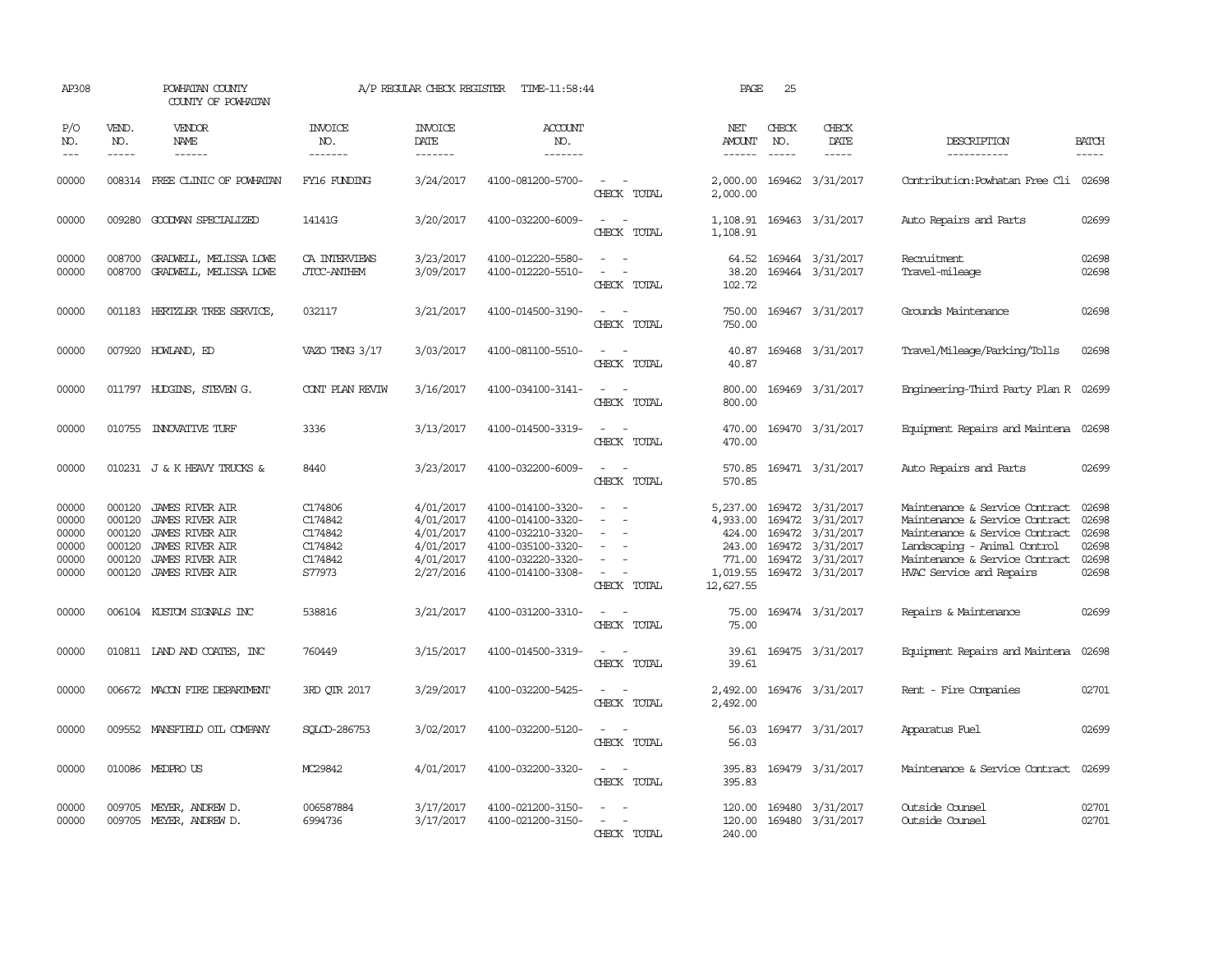AP308 POWHATAN COUNTY A/P REGULAR CHECK REGISTER TIME-11:58:44 PAGE 25
COUNTY OF POWHATAN

| P/O NO. | VEND. NO. | VENDOR NAME | INVOICE NO. | INVOICE DATE | ACCOUNT NO. | | NET AMOUNT | CHECK NO. | CHECK DATE | DESCRIPTION | BATCH |
|---|---|---|---|---|---|---|---|---|---|---|---|
| 00000 | 008314 | FREE CLINIC OF POWHATAN | FY16 FUNDING | 3/24/2017 | 4100-081200-5700- | - - | 2,000.00 | 169462 | 3/31/2017 | Contribution:Powhatan Free Cli | 02698 |
| | | | | | | CHECK TOTAL | 2,000.00 | | | | |
| 00000 | 009280 | GOODMAN SPECIALIZED | 14141G | 3/20/2017 | 4100-032200-6009- | - - | 1,108.91 | 169463 | 3/31/2017 | Auto Repairs and Parts | 02699 |
| | | | | | | CHECK TOTAL | 1,108.91 | | | | |
| 00000 | 008700 | GRADWELL, MELISSA LOWE | CA INTERVIEWS | 3/23/2017 | 4100-012220-5580- | - - | 64.52 | 169464 | 3/31/2017 | Recruitment | 02698 |
| 00000 | 008700 | GRADWELL, MELISSA LOWE | JTCC-ANTHEM | 3/09/2017 | 4100-012220-5510- | - - | 38.20 | 169464 | 3/31/2017 | Travel-mileage | 02698 |
| | | | | | | CHECK TOTAL | 102.72 | | | | |
| 00000 | 001183 | HERTZLER TREE SERVICE, | 032117 | 3/21/2017 | 4100-014500-3190- | - - | 750.00 | 169467 | 3/31/2017 | Grounds Maintenance | 02698 |
| | | | | | | CHECK TOTAL | 750.00 | | | | |
| 00000 | 007920 | HOWLAND, ED | VAZO TRNG 3/17 | 3/03/2017 | 4100-081100-5510- | - - | 40.87 | 169468 | 3/31/2017 | Travel/Mileage/Parking/Tolls | 02698 |
| | | | | | | CHECK TOTAL | 40.87 | | | | |
| 00000 | 011797 | HUDGINS, STEVEN G. | CONT PLAN REVIW | 3/16/2017 | 4100-034100-3141- | - - | 800.00 | 169469 | 3/31/2017 | Engineering-Third Party Plan R | 02699 |
| | | | | | | CHECK TOTAL | 800.00 | | | | |
| 00000 | 010755 | INNOVATIVE TURF | 3336 | 3/13/2017 | 4100-014500-3319- | - - | 470.00 | 169470 | 3/31/2017 | Equipment Repairs and Maintena | 02698 |
| | | | | | | CHECK TOTAL | 470.00 | | | | |
| 00000 | 010231 | J & K HEAVY TRUCKS & | 8440 | 3/23/2017 | 4100-032200-6009- | - - | 570.85 | 169471 | 3/31/2017 | Auto Repairs and Parts | 02699 |
| | | | | | | CHECK TOTAL | 570.85 | | | | |
| 00000 | 000120 | JAMES RIVER AIR | C174806 | 4/01/2017 | 4100-014100-3320- | - - | 5,237.00 | 169472 | 3/31/2017 | Maintenance & Service Contract | 02698 |
| 00000 | 000120 | JAMES RIVER AIR | C174842 | 4/01/2017 | 4100-014100-3320- | - - | 4,933.00 | 169472 | 3/31/2017 | Maintenance & Service Contract | 02698 |
| 00000 | 000120 | JAMES RIVER AIR | C174842 | 4/01/2017 | 4100-032210-3320- | - - | 424.00 | 169472 | 3/31/2017 | Maintenance & Service Contract | 02698 |
| 00000 | 000120 | JAMES RIVER AIR | C174842 | 4/01/2017 | 4100-035100-3320- | - - | 243.00 | 169472 | 3/31/2017 | Landscaping - Animal Control | 02698 |
| 00000 | 000120 | JAMES RIVER AIR | C174842 | 4/01/2017 | 4100-032220-3320- | - - | 771.00 | 169472 | 3/31/2017 | Maintenance & Service Contract | 02698 |
| 00000 | 000120 | JAMES RIVER AIR | S77973 | 2/27/2016 | 4100-014100-3308- | - - | 1,019.55 | 169472 | 3/31/2017 | HVAC Service and Repairs | 02698 |
| | | | | | | CHECK TOTAL | 12,627.55 | | | | |
| 00000 | 006104 | KUSTOM SIGNALS INC | 538816 | 3/21/2017 | 4100-031200-3310- | - - | 75.00 | 169474 | 3/31/2017 | Repairs & Maintenance | 02699 |
| | | | | | | CHECK TOTAL | 75.00 | | | | |
| 00000 | 010811 | LAND AND COATES, INC | 760449 | 3/15/2017 | 4100-014500-3319- | - - | 39.61 | 169475 | 3/31/2017 | Equipment Repairs and Maintena | 02698 |
| | | | | | | CHECK TOTAL | 39.61 | | | | |
| 00000 | 006672 | MACON FIRE DEPARTMENT | 3RD QTR 2017 | 3/29/2017 | 4100-032200-5425- | - - | 2,492.00 | 169476 | 3/31/2017 | Rent - Fire Companies | 02701 |
| | | | | | | CHECK TOTAL | 2,492.00 | | | | |
| 00000 | 009552 | MANSFIELD OIL COMPANY | SQLCD-286753 | 3/02/2017 | 4100-032200-5120- | - - | 56.03 | 169477 | 3/31/2017 | Apparatus Fuel | 02699 |
| | | | | | | CHECK TOTAL | 56.03 | | | | |
| 00000 | 010086 | MEDPRO US | MC29842 | 4/01/2017 | 4100-032200-3320- | - - | 395.83 | 169479 | 3/31/2017 | Maintenance & Service Contract | 02699 |
| | | | | | | CHECK TOTAL | 395.83 | | | | |
| 00000 | 009705 | MEYER, ANDREW D. | 006587884 | 3/17/2017 | 4100-021200-3150- | - - | 120.00 | 169480 | 3/31/2017 | Outside Counsel | 02701 |
| 00000 | 009705 | MEYER, ANDREW D. | 6994736 | 3/17/2017 | 4100-021200-3150- | - - | 120.00 | 169480 | 3/31/2017 | Outside Counsel | 02701 |
| | | | | | | CHECK TOTAL | 240.00 | | | | |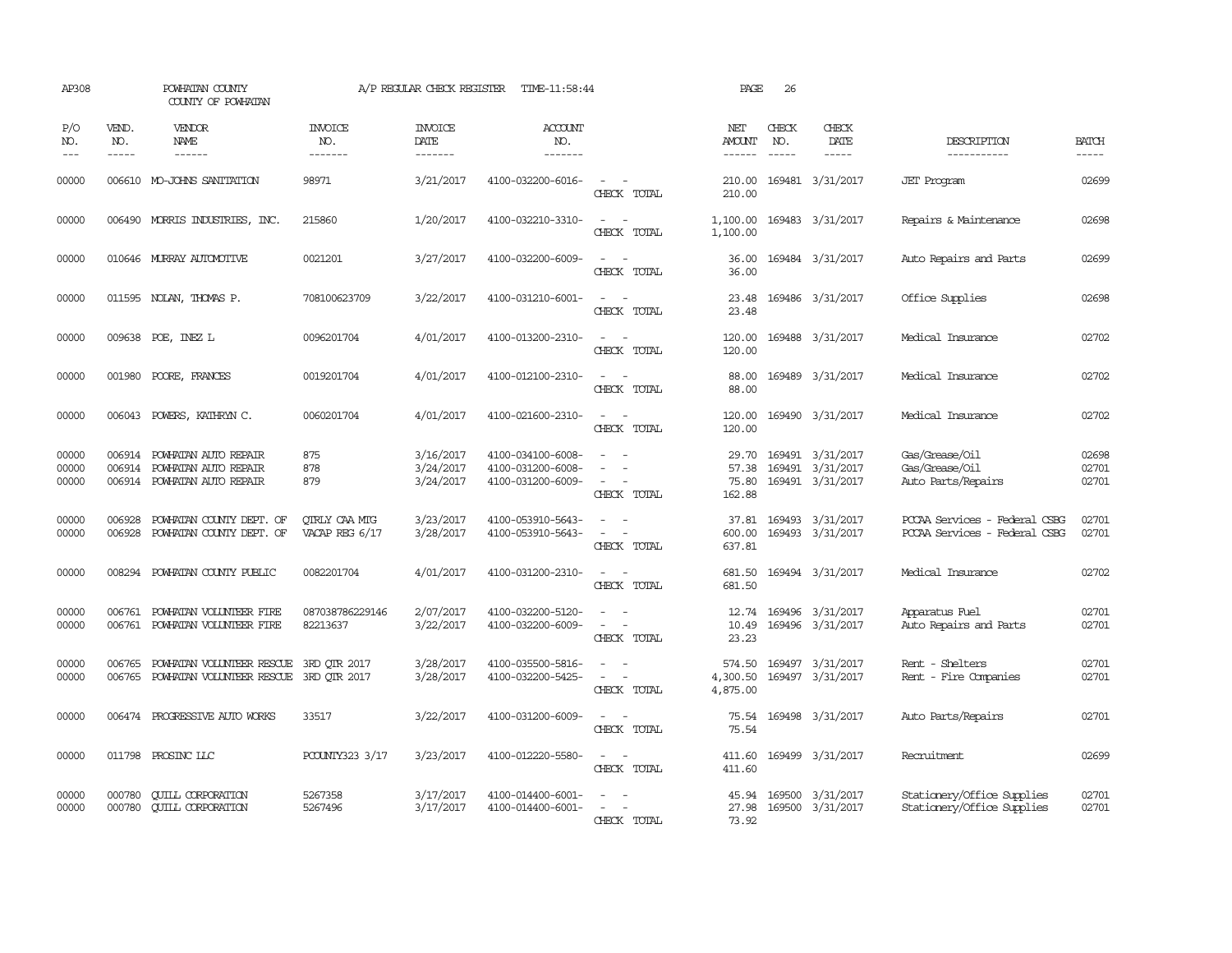AP308 POWHATAN COUNTY COUNTY OF POWHATAN — A/P REGULAR CHECK REGISTER TIME-11:58:44

| P/O NO. | VEND. NO. | VENDOR NAME | INVOICE NO. | INVOICE DATE | ACCOUNT NO. | | NET AMOUNT | CHECK NO. | CHECK DATE | DESCRIPTION | BATCH |
|---|---|---|---|---|---|---|---|---|---|---|---|
| 00000 | 006610 | MO-JOHNS SANITATION | 98971 | 3/21/2017 | 4100-032200-6016- | - - | 210.00 | 169481 | 3/31/2017 | JET Program | 02699 |
| | | | | | | CHECK TOTAL | 210.00 | | | | |
| 00000 | 006490 | MORRIS INDUSTRIES, INC. | 215860 | 1/20/2017 | 4100-032210-3310- | - - | 1,100.00 | 169483 | 3/31/2017 | Repairs & Maintenance | 02698 |
| | | | | | | CHECK TOTAL | 1,100.00 | | | | |
| 00000 | 010646 | MURRAY AUTOMOTIVE | 0021201 | 3/27/2017 | 4100-032200-6009- | - - | 36.00 | 169484 | 3/31/2017 | Auto Repairs and Parts | 02699 |
| | | | | | | CHECK TOTAL | 36.00 | | | | |
| 00000 | 011595 | NOLAN, THOMAS P. | 708100623709 | 3/22/2017 | 4100-031210-6001- | - - | 23.48 | 169486 | 3/31/2017 | Office Supplies | 02698 |
| | | | | | | CHECK TOTAL | 23.48 | | | | |
| 00000 | 009638 | POE, INEZ L | 0096201704 | 4/01/2017 | 4100-013200-2310- | - - | 120.00 | 169488 | 3/31/2017 | Medical Insurance | 02702 |
| | | | | | | CHECK TOTAL | 120.00 | | | | |
| 00000 | 001980 | POORE, FRANCES | 0019201704 | 4/01/2017 | 4100-012100-2310- | - - | 88.00 | 169489 | 3/31/2017 | Medical Insurance | 02702 |
| | | | | | | CHECK TOTAL | 88.00 | | | | |
| 00000 | 006043 | POWERS, KATHRYN C. | 0060201704 | 4/01/2017 | 4100-021600-2310- | - - | 120.00 | 169490 | 3/31/2017 | Medical Insurance | 02702 |
| | | | | | | CHECK TOTAL | 120.00 | | | | |
| 00000 | 006914 | POWHATAN AUTO REPAIR | 875 | 3/16/2017 | 4100-034100-6008- | - - | 29.70 | 169491 | 3/31/2017 | Gas/Grease/Oil | 02698 |
| 00000 | 006914 | POWHATAN AUTO REPAIR | 878 | 3/24/2017 | 4100-031200-6008- | - - | 57.38 | 169491 | 3/31/2017 | Gas/Grease/Oil | 02701 |
| 00000 | 006914 | POWHATAN AUTO REPAIR | 879 | 3/24/2017 | 4100-031200-6009- | - - | 75.80 | 169491 | 3/31/2017 | Auto Parts/Repairs | 02701 |
| | | | | | | CHECK TOTAL | 162.88 | | | | |
| 00000 | 006928 | POWHATAN COUNTY DEPT. OF | QTRLY CAA MTG | 3/23/2017 | 4100-053910-5643- | - - | 37.81 | 169493 | 3/31/2017 | PCCAA Services - Federal CSBG | 02701 |
| 00000 | 006928 | POWHATAN COUNTY DEPT. OF | VACAP REG 6/17 | 3/28/2017 | 4100-053910-5643- | - - | 600.00 | 169493 | 3/31/2017 | PCCAA Services - Federal CSBG | 02701 |
| | | | | | | CHECK TOTAL | 637.81 | | | | |
| 00000 | 008294 | POWHATAN COUNTY PUBLIC | 0082201704 | 4/01/2017 | 4100-031200-2310- | - - | 681.50 | 169494 | 3/31/2017 | Medical Insurance | 02702 |
| | | | | | | CHECK TOTAL | 681.50 | | | | |
| 00000 | 006761 | POWHATAN VOLUNTEER FIRE | 087038786229146 | 2/07/2017 | 4100-032200-5120- | - - | 12.74 | 169496 | 3/31/2017 | Apparatus Fuel | 02701 |
| 00000 | 006761 | POWHATAN VOLUNTEER FIRE | 82213637 | 3/22/2017 | 4100-032200-6009- | - - | 10.49 | 169496 | 3/31/2017 | Auto Repairs and Parts | 02701 |
| | | | | | | CHECK TOTAL | 23.23 | | | | |
| 00000 | 006765 | POWHATAN VOLUNTEER RESCUE | 3RD QTR 2017 | 3/28/2017 | 4100-035500-5816- | - - | 574.50 | 169497 | 3/31/2017 | Rent - Shelters | 02701 |
| 00000 | 006765 | POWHATAN VOLUNTEER RESCUE | 3RD QTR 2017 | 3/28/2017 | 4100-032200-5425- | - - | 4,300.50 | 169497 | 3/31/2017 | Rent - Fire Companies | 02701 |
| | | | | | | CHECK TOTAL | 4,875.00 | | | | |
| 00000 | 006474 | PROGRESSIVE AUTO WORKS | 33517 | 3/22/2017 | 4100-031200-6009- | - - | 75.54 | 169498 | 3/31/2017 | Auto Parts/Repairs | 02701 |
| | | | | | | CHECK TOTAL | 75.54 | | | | |
| 00000 | 011798 | PROSINC LLC | PCOUNTY323 3/17 | 3/23/2017 | 4100-012220-5580- | - - | 411.60 | 169499 | 3/31/2017 | Recruitment | 02699 |
| | | | | | | CHECK TOTAL | 411.60 | | | | |
| 00000 | 000780 | QUILL CORPORATION | 5267358 | 3/17/2017 | 4100-014400-6001- | - - | 45.94 | 169500 | 3/31/2017 | Stationery/Office Supplies | 02701 |
| 00000 | 000780 | QUILL CORPORATION | 5267496 | 3/17/2017 | 4100-014400-6001- | - - | 27.98 | 169500 | 3/31/2017 | Stationery/Office Supplies | 02701 |
| | | | | | | CHECK TOTAL | 73.92 | | | | |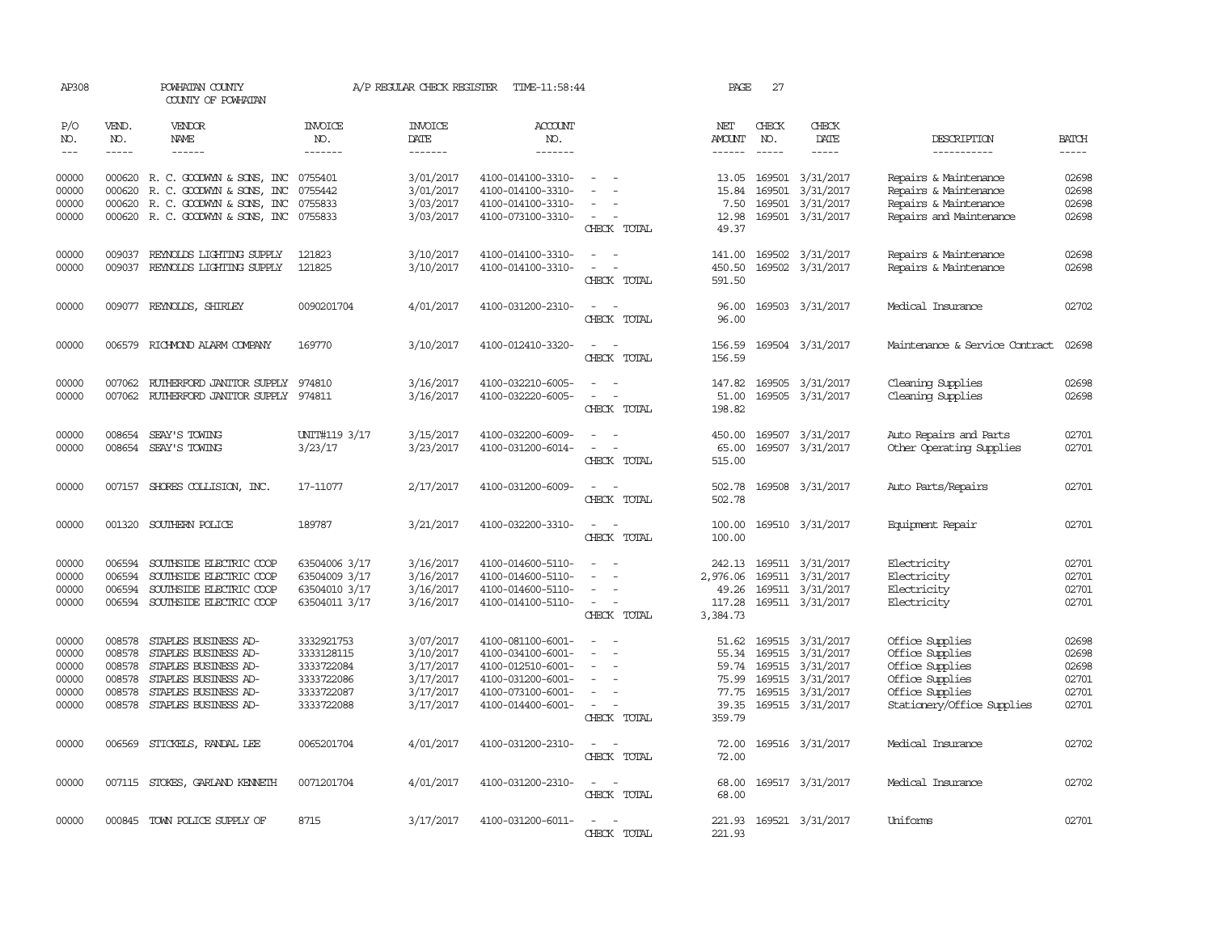AP308 POWHATAN COUNTY A/P REGULAR CHECK REGISTER TIME-11:58:44 PAGE 27
COUNTY OF POWHATAN

| P/O NO. | VEND. NO. | VENDOR NAME | INVOICE NO. | INVOICE DATE | ACCOUNT NO. | | NET AMOUNT | CHECK NO. | CHECK DATE | DESCRIPTION | BATCH |
|---|---|---|---|---|---|---|---|---|---|---|---|
| 00000 | 000620 | R. C. GOODWYN & SONS, INC | 0755401 | 3/01/2017 | 4100-014100-3310- | - - | 13.05 | 169501 | 3/31/2017 | Repairs & Maintenance | 02698 |
| 00000 | 000620 | R. C. GOODWYN & SONS, INC | 0755442 | 3/01/2017 | 4100-014100-3310- | - - | 15.84 | 169501 | 3/31/2017 | Repairs & Maintenance | 02698 |
| 00000 | 000620 | R. C. GOODWYN & SONS, INC | 0755833 | 3/03/2017 | 4100-014100-3310- | - - | 7.50 | 169501 | 3/31/2017 | Repairs & Maintenance | 02698 |
| 00000 | 000620 | R. C. GOODWYN & SONS, INC | 0755833 | 3/03/2017 | 4100-073100-3310- | - - | 12.98 | 169501 | 3/31/2017 | Repairs and Maintenance | 02698 |
| | | | | | | CHECK TOTAL | 49.37 | | | | |
| 00000 | 009037 | REYNOLDS LIGHTING SUPPLY | 121823 | 3/10/2017 | 4100-014100-3310- | - - | 141.00 | 169502 | 3/31/2017 | Repairs & Maintenance | 02698 |
| 00000 | 009037 | REYNOLDS LIGHTING SUPPLY | 121825 | 3/10/2017 | 4100-014100-3310- | - - | 450.50 | 169502 | 3/31/2017 | Repairs & Maintenance | 02698 |
| | | | | | | CHECK TOTAL | 591.50 | | | | |
| 00000 | 009077 | REYNOLDS, SHIRLEY | 0090201704 | 4/01/2017 | 4100-031200-2310- | - - | 96.00 | 169503 | 3/31/2017 | Medical Insurance | 02702 |
| | | | | | | CHECK TOTAL | 96.00 | | | | |
| 00000 | 006579 | RICHMOND ALARM COMPANY | 169770 | 3/10/2017 | 4100-012410-3320- | - - | 156.59 | 169504 | 3/31/2017 | Maintenance & Service Contract | 02698 |
| | | | | | | CHECK TOTAL | 156.59 | | | | |
| 00000 | 007062 | RUTHERFORD JANITOR SUPPLY | 974810 | 3/16/2017 | 4100-032210-6005- | - - | 147.82 | 169505 | 3/31/2017 | Cleaning Supplies | 02698 |
| 00000 | 007062 | RUTHERFORD JANITOR SUPPLY | 974811 | 3/16/2017 | 4100-032220-6005- | - - | 51.00 | 169505 | 3/31/2017 | Cleaning Supplies | 02698 |
| | | | | | | CHECK TOTAL | 198.82 | | | | |
| 00000 | 008654 | SEAY'S TOWING | UNIT#119 3/17 | 3/15/2017 | 4100-032200-6009- | - - | 450.00 | 169507 | 3/31/2017 | Auto Repairs and Parts | 02701 |
| 00000 | 008654 | SEAY'S TOWING | 3/23/17 | 3/23/2017 | 4100-031200-6014- | - - | 65.00 | 169507 | 3/31/2017 | Other Operating Supplies | 02701 |
| | | | | | | CHECK TOTAL | 515.00 | | | | |
| 00000 | 007157 | SHORES COLLISION, INC. | 17-11077 | 2/17/2017 | 4100-031200-6009- | - - | 502.78 | 169508 | 3/31/2017 | Auto Parts/Repairs | 02701 |
| | | | | | | CHECK TOTAL | 502.78 | | | | |
| 00000 | 001320 | SOUTHERN POLICE | 189787 | 3/21/2017 | 4100-032200-3310- | - - | 100.00 | 169510 | 3/31/2017 | Equipment Repair | 02701 |
| | | | | | | CHECK TOTAL | 100.00 | | | | |
| 00000 | 006594 | SOUTHSIDE ELECTRIC COOP | 63504006 3/17 | 3/16/2017 | 4100-014600-5110- | - - | 242.13 | 169511 | 3/31/2017 | Electricity | 02701 |
| 00000 | 006594 | SOUTHSIDE ELECTRIC COOP | 63504009 3/17 | 3/16/2017 | 4100-014600-5110- | - - | 2,976.06 | 169511 | 3/31/2017 | Electricity | 02701 |
| 00000 | 006594 | SOUTHSIDE ELECTRIC COOP | 63504010 3/17 | 3/16/2017 | 4100-014600-5110- | - - | 49.26 | 169511 | 3/31/2017 | Electricity | 02701 |
| 00000 | 006594 | SOUTHSIDE ELECTRIC COOP | 63504011 3/17 | 3/16/2017 | 4100-014100-5110- | - - | 117.28 | 169511 | 3/31/2017 | Electricity | 02701 |
| | | | | | | CHECK TOTAL | 3,384.73 | | | | |
| 00000 | 008578 | STAPLES BUSINESS AD- | 3332921753 | 3/07/2017 | 4100-081100-6001- | - - | 51.62 | 169515 | 3/31/2017 | Office Supplies | 02698 |
| 00000 | 008578 | STAPLES BUSINESS AD- | 3333128115 | 3/10/2017 | 4100-034100-6001- | - - | 55.34 | 169515 | 3/31/2017 | Office Supplies | 02698 |
| 00000 | 008578 | STAPLES BUSINESS AD- | 3333722084 | 3/17/2017 | 4100-012510-6001- | - - | 59.74 | 169515 | 3/31/2017 | Office Supplies | 02698 |
| 00000 | 008578 | STAPLES BUSINESS AD- | 3333722086 | 3/17/2017 | 4100-031200-6001- | - - | 75.99 | 169515 | 3/31/2017 | Office Supplies | 02701 |
| 00000 | 008578 | STAPLES BUSINESS AD- | 3333722087 | 3/17/2017 | 4100-073100-6001- | - - | 77.75 | 169515 | 3/31/2017 | Office Supplies | 02701 |
| 00000 | 008578 | STAPLES BUSINESS AD- | 3333722088 | 3/17/2017 | 4100-014400-6001- | - - | 39.35 | 169515 | 3/31/2017 | Stationery/Office Supplies | 02701 |
| | | | | | | CHECK TOTAL | 359.79 | | | | |
| 00000 | 006569 | STICKELS, RANDAL LEE | 0065201704 | 4/01/2017 | 4100-031200-2310- | - - | 72.00 | 169516 | 3/31/2017 | Medical Insurance | 02702 |
| | | | | | | CHECK TOTAL | 72.00 | | | | |
| 00000 | 007115 | STOKES, GARLAND KENNETH | 0071201704 | 4/01/2017 | 4100-031200-2310- | - - | 68.00 | 169517 | 3/31/2017 | Medical Insurance | 02702 |
| | | | | | | CHECK TOTAL | 68.00 | | | | |
| 00000 | 000845 | TOWN POLICE SUPPLY OF | 8715 | 3/17/2017 | 4100-031200-6011- | - - | 221.93 | 169521 | 3/31/2017 | Uniforms | 02701 |
| | | | | | | CHECK TOTAL | 221.93 | | | | |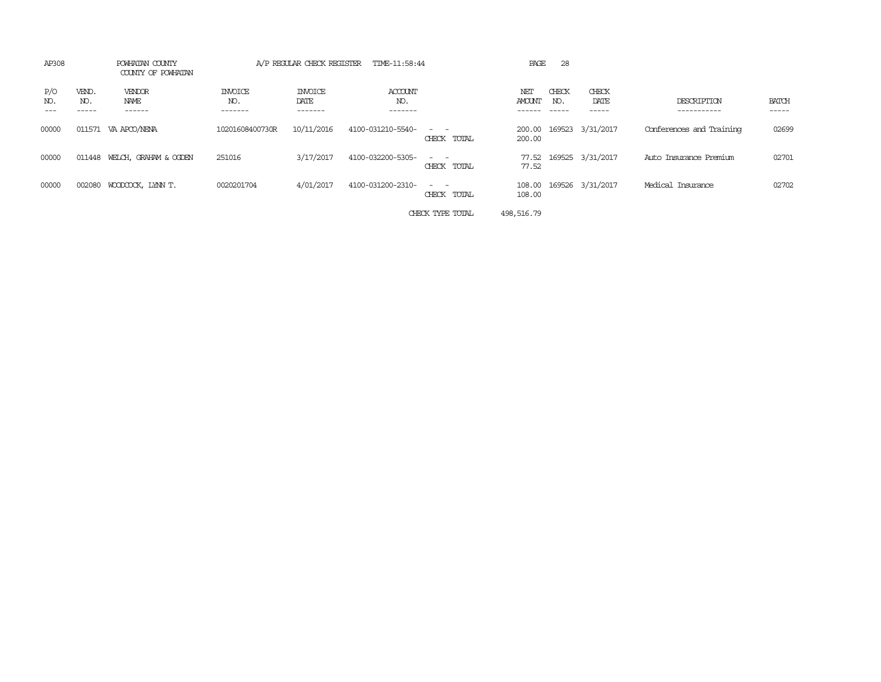AP308 POWHATAN COUNTY A/P REGULAR CHECK REGISTER TIME-11:58:44

COUNTY OF POWHATAN

| P/O NO. | VEND. NO. | VENDOR NAME | INVOICE NO. | INVOICE DATE | ACCOUNT NO. | | NET AMOUNT | CHECK NO. | CHECK DATE | DESCRIPTION | BATCH |
|---|---|---|---|---|---|---|---|---|---|---|---|
| 00000 | 011571 | VA APCO/NENA | 10201608400730R | 10/11/2016 | 4100-031210-5540- | - - | 200.00 | 169523 | 3/31/2017 | Conferences and Training | 02699 |
| | | | | | | CHECK TOTAL | 200.00 | | | | |
| 00000 | 011448 | WELCH, GRAHAM & OGDEN | 251016 | 3/17/2017 | 4100-032200-5305- | - - | 77.52 | 169525 | 3/31/2017 | Auto Insurance Premium | 02701 |
| | | | | | | CHECK TOTAL | 77.52 | | | | |
| 00000 | 002080 | WOODCOCK, LYNN T. | 0020201704 | 4/01/2017 | 4100-031200-2310- | - - | 108.00 | 169526 | 3/31/2017 | Medical Insurance | 02702 |
| | | | | | | CHECK TOTAL | 108.00 | | | | |
| | | | | | | CHECK TYPE TOTAL | 498,516.79 | | | | |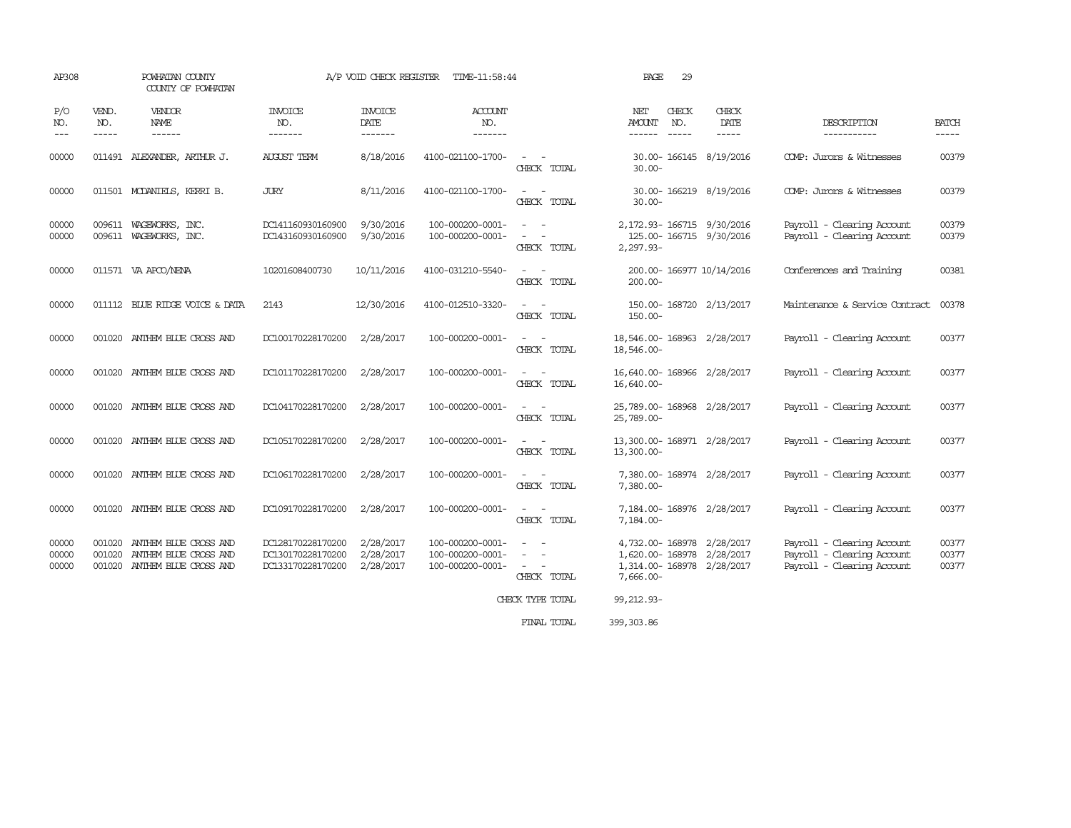AP308 POWHATAN COUNTY A/P VOID CHECK REGISTER TIME-11:58:44 PAGE 29

COUNTY OF POWHATAN

| P/O NO. | VEND. NO. | VENDOR NAME | INVOICE NO. | INVOICE DATE | ACCOUNT NO. | | NET AMOUNT | CHECK NO. | CHECK DATE | DESCRIPTION | BATCH |
|---|---|---|---|---|---|---|---|---|---|---|---|
| 00000 | 011491 | ALEXANDER, ARTHUR J. | AUGUST TERM | 8/18/2016 | 4100-021100-1700- | - - | 30.00- | 166145 | 8/19/2016 | COMP: Jurors & Witnesses | 00379 |
| | | | | | | CHECK TOTAL | 30.00- | | | | |
| 00000 | 011501 | MCDANIELS, KERRI B. | JURY | 8/11/2016 | 4100-021100-1700- | - - | 30.00- | 166219 | 8/19/2016 | COMP: Jurors & Witnesses | 00379 |
| | | | | | | CHECK TOTAL | 30.00- | | | | |
| 00000 | 009611 | WAGEWORKS, INC. | DC141160930160900 | 9/30/2016 | 100-000200-0001- | - - | 2,172.93- | 166715 | 9/30/2016 | Payroll - Clearing Account | 00379 |
| 00000 | 009611 | WAGEWORKS, INC. | DC143160930160900 | 9/30/2016 | 100-000200-0001- | - - | 125.00- | 166715 | 9/30/2016 | Payroll - Clearing Account | 00379 |
| | | | | | | CHECK TOTAL | 2,297.93- | | | | |
| 00000 | 011571 | VA APCO/NENA | 10201608400730 | 10/11/2016 | 4100-031210-5540- | - - | 200.00- | 166977 | 10/14/2016 | Conferences and Training | 00381 |
| | | | | | | CHECK TOTAL | 200.00- | | | | |
| 00000 | 011112 | BLUE RIDGE VOICE & DATA | 2143 | 12/30/2016 | 4100-012510-3320- | - - | 150.00- | 168720 | 2/13/2017 | Maintenance & Service Contract | 00378 |
| | | | | | | CHECK TOTAL | 150.00- | | | | |
| 00000 | 001020 | ANTHEM BLUE CROSS AND | DC100170228170200 | 2/28/2017 | 100-000200-0001- | - - | 18,546.00- | 168963 | 2/28/2017 | Payroll - Clearing Account | 00377 |
| | | | | | | CHECK TOTAL | 18,546.00- | | | | |
| 00000 | 001020 | ANTHEM BLUE CROSS AND | DC101170228170200 | 2/28/2017 | 100-000200-0001- | - - | 16,640.00- | 168966 | 2/28/2017 | Payroll - Clearing Account | 00377 |
| | | | | | | CHECK TOTAL | 16,640.00- | | | | |
| 00000 | 001020 | ANTHEM BLUE CROSS AND | DC104170228170200 | 2/28/2017 | 100-000200-0001- | - - | 25,789.00- | 168968 | 2/28/2017 | Payroll - Clearing Account | 00377 |
| | | | | | | CHECK TOTAL | 25,789.00- | | | | |
| 00000 | 001020 | ANTHEM BLUE CROSS AND | DC105170228170200 | 2/28/2017 | 100-000200-0001- | - - | 13,300.00- | 168971 | 2/28/2017 | Payroll - Clearing Account | 00377 |
| | | | | | | CHECK TOTAL | 13,300.00- | | | | |
| 00000 | 001020 | ANTHEM BLUE CROSS AND | DC106170228170200 | 2/28/2017 | 100-000200-0001- | - - | 7,380.00- | 168974 | 2/28/2017 | Payroll - Clearing Account | 00377 |
| | | | | | | CHECK TOTAL | 7,380.00- | | | | |
| 00000 | 001020 | ANTHEM BLUE CROSS AND | DC109170228170200 | 2/28/2017 | 100-000200-0001- | - - | 7,184.00- | 168976 | 2/28/2017 | Payroll - Clearing Account | 00377 |
| | | | | | | CHECK TOTAL | 7,184.00- | | | | |
| 00000 | 001020 | ANTHEM BLUE CROSS AND | DC128170228170200 | 2/28/2017 | 100-000200-0001- | - - | 4,732.00- | 168978 | 2/28/2017 | Payroll - Clearing Account | 00377 |
| 00000 | 001020 | ANTHEM BLUE CROSS AND | DC130170228170200 | 2/28/2017 | 100-000200-0001- | - - | 1,620.00- | 168978 | 2/28/2017 | Payroll - Clearing Account | 00377 |
| 00000 | 001020 | ANTHEM BLUE CROSS AND | DC133170228170200 | 2/28/2017 | 100-000200-0001- | - - | 1,314.00- | 168978 | 2/28/2017 | Payroll - Clearing Account | 00377 |
| | | | | | | CHECK TOTAL | 7,666.00- | | | | |
| | | | | | | CHECK TYPE TOTAL | 99,212.93- | | | | |
| | | | | | | FINAL TOTAL | 399,303.86 | | | | |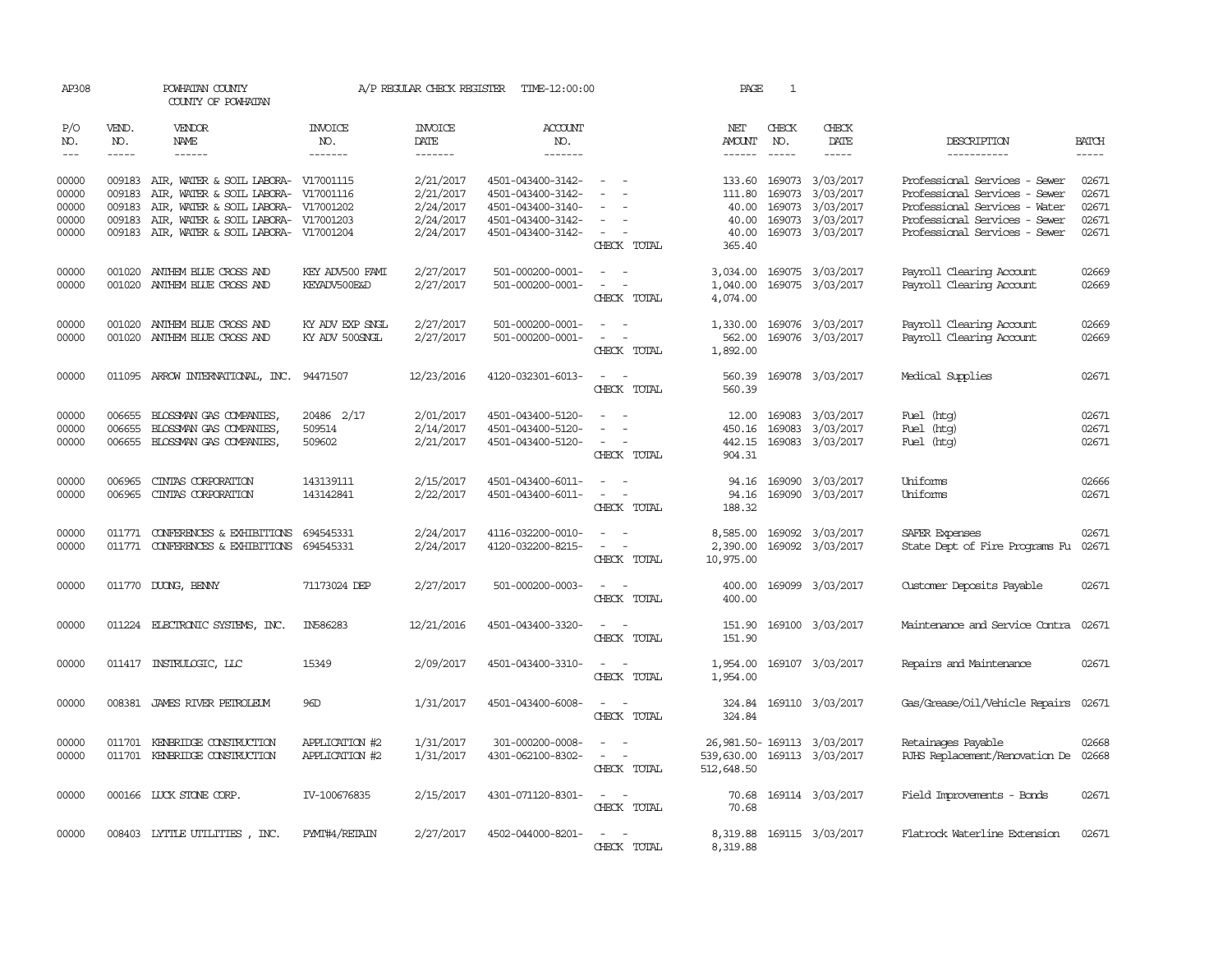AP308 POWHATAN COUNTY A/P REGULAR CHECK REGISTER TIME-12:00:00 PAGE 1

COUNTY OF POWHATAN

| P/O NO. | VEND. NO. | VENDOR NAME | INVOICE NO. | INVOICE DATE | ACCOUNT NO. | | NET AMOUNT | CHECK NO. | CHECK DATE | DESCRIPTION | BATCH |
|---|---|---|---|---|---|---|---|---|---|---|---|
| 00000 | 009183 | AIR, WATER & SOIL LABORA- | V17001115 | 2/21/2017 | 4501-043400-3142- | - - | 133.60 | 169073 | 3/03/2017 | Professional Services - Sewer | 02671 |
| 00000 | 009183 | AIR, WATER & SOIL LABORA- | V17001116 | 2/21/2017 | 4501-043400-3142- | - - | 111.80 | 169073 | 3/03/2017 | Professional Services - Sewer | 02671 |
| 00000 | 009183 | AIR, WATER & SOIL LABORA- | V17001202 | 2/24/2017 | 4501-043400-3140- | - - | 40.00 | 169073 | 3/03/2017 | Professional Services - Water | 02671 |
| 00000 | 009183 | AIR, WATER & SOIL LABORA- | V17001203 | 2/24/2017 | 4501-043400-3142- | - - | 40.00 | 169073 | 3/03/2017 | Professional Services - Sewer | 02671 |
| 00000 | 009183 | AIR, WATER & SOIL LABORA- | V17001204 | 2/24/2017 | 4501-043400-3142- | - - | 40.00 | 169073 | 3/03/2017 | Professional Services - Sewer | 02671 |
| | | | | | | CHECK TOTAL | 365.40 | | | | |
| 00000 | 001020 | ANTHEM BLUE CROSS AND | KEY ADV500 FAMI | 2/27/2017 | 501-000200-0001- | - - | 3,034.00 | 169075 | 3/03/2017 | Payroll Clearing Account | 02669 |
| 00000 | 001020 | ANTHEM BLUE CROSS AND | KEYADV500E&D | 2/27/2017 | 501-000200-0001- | - - | 1,040.00 | 169075 | 3/03/2017 | Payroll Clearing Account | 02669 |
| | | | | | | CHECK TOTAL | 4,074.00 | | | | |
| 00000 | 001020 | ANTHEM BLUE CROSS AND | KY ADV EXP SNGL | 2/27/2017 | 501-000200-0001- | - - | 1,330.00 | 169076 | 3/03/2017 | Payroll Clearing Account | 02669 |
| 00000 | 001020 | ANTHEM BLUE CROSS AND | KY ADV 500SNGL | 2/27/2017 | 501-000200-0001- | - - | 562.00 | 169076 | 3/03/2017 | Payroll Clearing Account | 02669 |
| | | | | | | CHECK TOTAL | 1,892.00 | | | | |
| 00000 | 011095 | ARROW INTERNATIONAL, INC. | 94471507 | 12/23/2016 | 4120-032301-6013- | - - | 560.39 | 169078 | 3/03/2017 | Medical Supplies | 02671 |
| | | | | | | CHECK TOTAL | 560.39 | | | | |
| 00000 | 006655 | BLOSSMAN GAS COMPANIES, | 20486 2/17 | 2/01/2017 | 4501-043400-5120- | - - | 12.00 | 169083 | 3/03/2017 | Fuel (htg) | 02671 |
| 00000 | 006655 | BLOSSMAN GAS COMPANIES, | 509514 | 2/14/2017 | 4501-043400-5120- | - - | 450.16 | 169083 | 3/03/2017 | Fuel (htg) | 02671 |
| 00000 | 006655 | BLOSSMAN GAS COMPANIES, | 509602 | 2/21/2017 | 4501-043400-5120- | - - | 442.15 | 169083 | 3/03/2017 | Fuel (htg) | 02671 |
| | | | | | | CHECK TOTAL | 904.31 | | | | |
| 00000 | 006965 | CINTAS CORPORATION | 143139111 | 2/15/2017 | 4501-043400-6011- | - - | 94.16 | 169090 | 3/03/2017 | Uniforms | 02666 |
| 00000 | 006965 | CINTAS CORPORATION | 143142841 | 2/22/2017 | 4501-043400-6011- | - - | 94.16 | 169090 | 3/03/2017 | Uniforms | 02671 |
| | | | | | | CHECK TOTAL | 188.32 | | | | |
| 00000 | 011771 | CONFERENCES & EXHIBITIONS | 694545331 | 2/24/2017 | 4116-032200-0010- | - - | 8,585.00 | 169092 | 3/03/2017 | SAFER Expenses | 02671 |
| 00000 | 011771 | CONFERENCES & EXHIBITIONS | 694545331 | 2/24/2017 | 4120-032200-8215- | - - | 2,390.00 | 169092 | 3/03/2017 | State Dept of Fire Programs Fu | 02671 |
| | | | | | | CHECK TOTAL | 10,975.00 | | | | |
| 00000 | 011770 | DUONG, BENNY | 71173024 DEP | 2/27/2017 | 501-000200-0003- | - - | 400.00 | 169099 | 3/03/2017 | Customer Deposits Payable | 02671 |
| | | | | | | CHECK TOTAL | 400.00 | | | | |
| 00000 | 011224 | ELECTRONIC SYSTEMS, INC. | IN586283 | 12/21/2016 | 4501-043400-3320- | - - | 151.90 | 169100 | 3/03/2017 | Maintenance and Service Contra | 02671 |
| | | | | | | CHECK TOTAL | 151.90 | | | | |
| 00000 | 011417 | INSTRULOGIC, LLC | 15349 | 2/09/2017 | 4501-043400-3310- | - - | 1,954.00 | 169107 | 3/03/2017 | Repairs and Maintenance | 02671 |
| | | | | | | CHECK TOTAL | 1,954.00 | | | | |
| 00000 | 008381 | JAMES RIVER PETROLEUM | 96D | 1/31/2017 | 4501-043400-6008- | - - | 324.84 | 169110 | 3/03/2017 | Gas/Grease/Oil/Vehicle Repairs | 02671 |
| | | | | | | CHECK TOTAL | 324.84 | | | | |
| 00000 | 011701 | KENBRIDGE CONSTRUCTION | APPLICATION #2 | 1/31/2017 | 301-000200-0008- | - - | 26,981.50- | 169113 | 3/03/2017 | Retainages Payable | 02668 |
| 00000 | 011701 | KENBRIDGE CONSTRUCTION | APPLICATION #2 | 1/31/2017 | 4301-062100-8302- | - - | 539,630.00 | 169113 | 3/03/2017 | PJHS Replacement/Renovation De | 02668 |
| | | | | | | CHECK TOTAL | 512,648.50 | | | | |
| 00000 | 000166 | LUCK STONE CORP. | IV-100676835 | 2/15/2017 | 4301-071120-8301- | - - | 70.68 | 169114 | 3/03/2017 | Field Improvements - Bonds | 02671 |
| | | | | | | CHECK TOTAL | 70.68 | | | | |
| 00000 | 008403 | LYTTLE UTILITIES , INC. | PYMT#4/RETAIN | 2/27/2017 | 4502-044000-8201- | - - | 8,319.88 | 169115 | 3/03/2017 | Flatrock Waterline Extension | 02671 |
| | | | | | | CHECK TOTAL | 8,319.88 | | | | |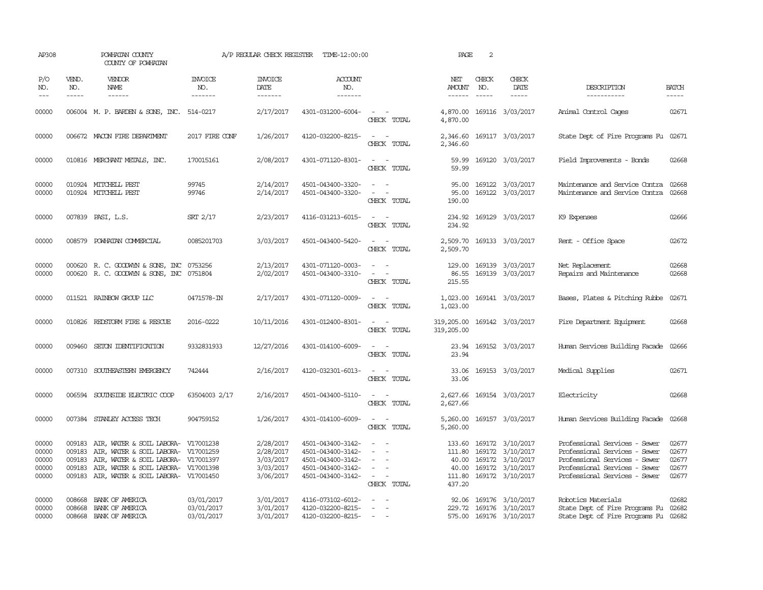AP308 POWHATAN COUNTY A/P REGULAR CHECK REGISTER TIME-12:00:00 PAGE 2

COUNTY OF POWHATAN

| P/O NO. | VEND. NO. | VENDOR NAME | INVOICE NO. | INVOICE DATE | ACCOUNT NO. | | NET AMOUNT | CHECK NO. | CHECK DATE | DESCRIPTION | BATCH |
|---|---|---|---|---|---|---|---|---|---|---|---|
| --- | ----- | ------ | ------- | ------- | ------- | | ------ | ----- | ----- | ----------- | ----- |
| 00000 | 006004 | M. P. BARDEN & SONS, INC. | 514-0217 | 2/17/2017 | 4301-031200-6004- | - - | 4,870.00 | 169116 | 3/03/2017 | Animal Control Cages | 02671 |
| | | | | | | CHECK TOTAL | 4,870.00 | | | | |
| 00000 | 006672 | MACON FIRE DEPARTMENT | 2017 FIRE CONF | 1/26/2017 | 4120-032200-8215- | - - | 2,346.60 | 169117 | 3/03/2017 | State Dept of Fire Programs Fu | 02671 |
| | | | | | | CHECK TOTAL | 2,346.60 | | | | |
| 00000 | 010816 | MERCHANT METALS, INC. | 170015161 | 2/08/2017 | 4301-071120-8301- | - - | 59.99 | 169120 | 3/03/2017 | Field Improvements - Bonds | 02668 |
| | | | | | | CHECK TOTAL | 59.99 | | | | |
| 00000 | 010924 | MITCHELL PEST | 99745 | 2/14/2017 | 4501-043400-3320- | - - | 95.00 | 169122 | 3/03/2017 | Maintenance and Service Contra | 02668 |
| 00000 | 010924 | MITCHELL PEST | 99746 | 2/14/2017 | 4501-043400-3320- | - - | 95.00 | 169122 | 3/03/2017 | Maintenance and Service Contra | 02668 |
| | | | | | | CHECK TOTAL | 190.00 | | | | |
| 00000 | 007839 | PASI, L.S. | SRT 2/17 | 2/23/2017 | 4116-031213-6015- | - - | 234.92 | 169129 | 3/03/2017 | K9 Expenses | 02666 |
| | | | | | | CHECK TOTAL | 234.92 | | | | |
| 00000 | 008579 | POWHATAN COMMERCIAL | 0085201703 | 3/03/2017 | 4501-043400-5420- | - - | 2,509.70 | 169133 | 3/03/2017 | Rent - Office Space | 02672 |
| | | | | | | CHECK TOTAL | 2,509.70 | | | | |
| 00000 | 000620 | R. C. GOODWYN & SONS, INC | 0753256 | 2/13/2017 | 4301-071120-0003- | - - | 129.00 | 169139 | 3/03/2017 | Net Replacement | 02668 |
| 00000 | 000620 | R. C. GOODWYN & SONS, INC | 0751804 | 2/02/2017 | 4501-043400-3310- | - - | 86.55 | 169139 | 3/03/2017 | Repairs and Maintenance | 02668 |
| | | | | | | CHECK TOTAL | 215.55 | | | | |
| 00000 | 011521 | RAINBOW GROUP LLC | 0471578-IN | 2/17/2017 | 4301-071120-0009- | - - | 1,023.00 | 169141 | 3/03/2017 | Bases, Plates & Pitching Rubbe | 02671 |
| | | | | | | CHECK TOTAL | 1,023.00 | | | | |
| 00000 | 010826 | REDSTORM FIRE & RESCUE | 2016-0222 | 10/11/2016 | 4301-012400-8301- | - - | 319,205.00 | 169142 | 3/03/2017 | Fire Department Equipment | 02668 |
| | | | | | | CHECK TOTAL | 319,205.00 | | | | |
| 00000 | 009460 | SETON IDENTIFICATION | 9332831933 | 12/27/2016 | 4301-014100-6009- | - - | 23.94 | 169152 | 3/03/2017 | Human Services Building Facade | 02666 |
| | | | | | | CHECK TOTAL | 23.94 | | | | |
| 00000 | 007310 | SOUTHEASTERN EMERGENCY | 742444 | 2/16/2017 | 4120-032301-6013- | - - | 33.06 | 169153 | 3/03/2017 | Medical Supplies | 02671 |
| | | | | | | CHECK TOTAL | 33.06 | | | | |
| 00000 | 006594 | SOUTHSIDE ELECTRIC COOP | 63504003 2/17 | 2/16/2017 | 4501-043400-5110- | - - | 2,627.66 | 169154 | 3/03/2017 | Electricity | 02668 |
| | | | | | | CHECK TOTAL | 2,627.66 | | | | |
| 00000 | 007384 | STANLEY ACCESS TECH | 904759152 | 1/26/2017 | 4301-014100-6009- | - - | 5,260.00 | 169157 | 3/03/2017 | Human Services Building Facade | 02668 |
| | | | | | | CHECK TOTAL | 5,260.00 | | | | |
| 00000 | 009183 | AIR, WATER & SOIL LABORA- | V17001238 | 2/28/2017 | 4501-043400-3142- | - - | 133.60 | 169172 | 3/10/2017 | Professional Services - Sewer | 02677 |
| 00000 | 009183 | AIR, WATER & SOIL LABORA- | V17001259 | 2/28/2017 | 4501-043400-3142- | - - | 111.80 | 169172 | 3/10/2017 | Professional Services - Sewer | 02677 |
| 00000 | 009183 | AIR, WATER & SOIL LABORA- | V17001397 | 3/03/2017 | 4501-043400-3142- | - - | 40.00 | 169172 | 3/10/2017 | Professional Services - Sewer | 02677 |
| 00000 | 009183 | AIR, WATER & SOIL LABORA- | V17001398 | 3/03/2017 | 4501-043400-3142- | - - | 40.00 | 169172 | 3/10/2017 | Professional Services - Sewer | 02677 |
| 00000 | 009183 | AIR, WATER & SOIL LABORA- | V17001450 | 3/06/2017 | 4501-043400-3142- | - - | 111.80 | 169172 | 3/10/2017 | Professional Services - Sewer | 02677 |
| | | | | | | CHECK TOTAL | 437.20 | | | | |
| 00000 | 008668 | BANK OF AMERICA | 03/01/2017 | 3/01/2017 | 4116-073102-6012- | - - | 92.06 | 169176 | 3/10/2017 | Robotics Materials | 02682 |
| 00000 | 008668 | BANK OF AMERICA | 03/01/2017 | 3/01/2017 | 4120-032200-8215- | - - | 229.72 | 169176 | 3/10/2017 | State Dept of Fire Programs Fu | 02682 |
| 00000 | 008668 | BANK OF AMERICA | 03/01/2017 | 3/01/2017 | 4120-032200-8215- | - - | 575.00 | 169176 | 3/10/2017 | State Dept of Fire Programs Fu | 02682 |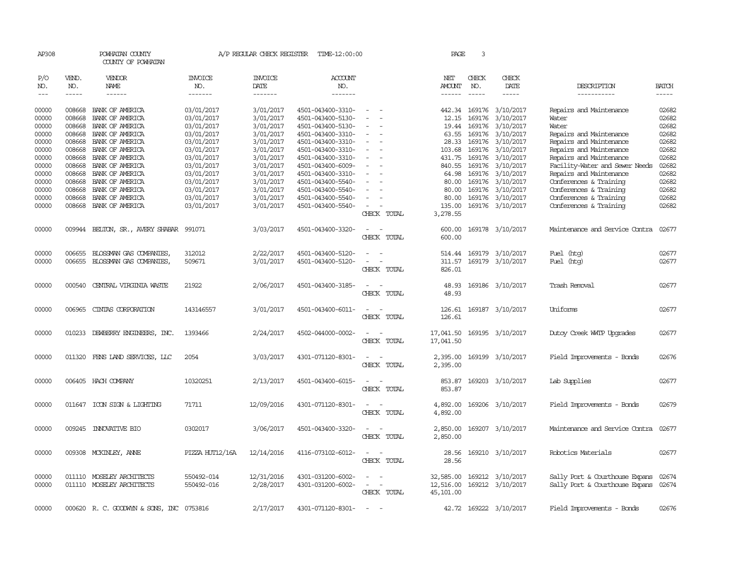AP308 POWHATAN COUNTY A/P REGULAR CHECK REGISTER TIME-12:00:00 PAGE 3

COUNTY OF POWHATAN

| P/O NO. | VEND. NO. | VENDOR NAME | INVOICE NO. | INVOICE DATE | ACCOUNT NO. | | NET AMOUNT | CHECK NO. | CHECK DATE | DESCRIPTION | BATCH |
|---|---|---|---|---|---|---|---|---|---|---|---|
| --- | ----- | ------ | ------- | ------- | ------- | | ------ | ----- | ----- | ----------- | ----- |
| 00000 | 008668 | BANK OF AMERICA | 03/01/2017 | 3/01/2017 | 4501-043400-3310- | - - | 442.34 | 169176 | 3/10/2017 | Repairs and Maintenance | 02682 |
| 00000 | 008668 | BANK OF AMERICA | 03/01/2017 | 3/01/2017 | 4501-043400-5130- | - - | 12.15 | 169176 | 3/10/2017 | Water | 02682 |
| 00000 | 008668 | BANK OF AMERICA | 03/01/2017 | 3/01/2017 | 4501-043400-5130- | - - | 19.44 | 169176 | 3/10/2017 | Water | 02682 |
| 00000 | 008668 | BANK OF AMERICA | 03/01/2017 | 3/01/2017 | 4501-043400-3310- | - - | 63.55 | 169176 | 3/10/2017 | Repairs and Maintenance | 02682 |
| 00000 | 008668 | BANK OF AMERICA | 03/01/2017 | 3/01/2017 | 4501-043400-3310- | - - | 28.33 | 169176 | 3/10/2017 | Repairs and Maintenance | 02682 |
| 00000 | 008668 | BANK OF AMERICA | 03/01/2017 | 3/01/2017 | 4501-043400-3310- | - - | 103.68 | 169176 | 3/10/2017 | Repairs and Maintenance | 02682 |
| 00000 | 008668 | BANK OF AMERICA | 03/01/2017 | 3/01/2017 | 4501-043400-3310- | - - | 431.75 | 169176 | 3/10/2017 | Repairs and Maintenance | 02682 |
| 00000 | 008668 | BANK OF AMERICA | 03/01/2017 | 3/01/2017 | 4501-043400-6009- | - - | 840.55 | 169176 | 3/10/2017 | Facility-Water and Sewer Needs | 02682 |
| 00000 | 008668 | BANK OF AMERICA | 03/01/2017 | 3/01/2017 | 4501-043400-3310- | - - | 64.98 | 169176 | 3/10/2017 | Repairs and Maintenance | 02682 |
| 00000 | 008668 | BANK OF AMERICA | 03/01/2017 | 3/01/2017 | 4501-043400-5540- | - - | 80.00 | 169176 | 3/10/2017 | Conferences & Training | 02682 |
| 00000 | 008668 | BANK OF AMERICA | 03/01/2017 | 3/01/2017 | 4501-043400-5540- | - - | 80.00 | 169176 | 3/10/2017 | Conferences & Training | 02682 |
| 00000 | 008668 | BANK OF AMERICA | 03/01/2017 | 3/01/2017 | 4501-043400-5540- | - - | 80.00 | 169176 | 3/10/2017 | Conferences & Training | 02682 |
| 00000 | 008668 | BANK OF AMERICA | 03/01/2017 | 3/01/2017 | 4501-043400-5540- | - - | 135.00 | 169176 | 3/10/2017 | Conferences & Training | 02682 |
| | | | | | | CHECK TOTAL | 3,278.55 | | | | |
| 00000 | 009944 | BELTON, SR., AVERY SHABAR | 991071 | 3/03/2017 | 4501-043400-3320- | - - | 600.00 | 169178 | 3/10/2017 | Maintenance and Service Contra | 02677 |
| | | | | | | CHECK TOTAL | 600.00 | | | | |
| 00000 | 006655 | BLOSSMAN GAS COMPANIES, | 312012 | 2/22/2017 | 4501-043400-5120- | - - | 514.44 | 169179 | 3/10/2017 | Fuel (htg) | 02677 |
| 00000 | 006655 | BLOSSMAN GAS COMPANIES, | 509671 | 3/01/2017 | 4501-043400-5120- | - - | 311.57 | 169179 | 3/10/2017 | Fuel (htg) | 02677 |
| | | | | | | CHECK TOTAL | 826.01 | | | | |
| 00000 | 000540 | CENTRAL VIRGINIA WASTE | 21922 | 2/06/2017 | 4501-043400-3185- | - - | 48.93 | 169186 | 3/10/2017 | Trash Removal | 02677 |
| | | | | | | CHECK TOTAL | 48.93 | | | | |
| 00000 | 006965 | CINTAS CORPORATION | 143146557 | 3/01/2017 | 4501-043400-6011- | - - | 126.61 | 169187 | 3/10/2017 | Uniforms | 02677 |
| | | | | | | CHECK TOTAL | 126.61 | | | | |
| 00000 | 010233 | DEWBERRY ENGINEERS, INC. | 1393466 | 2/24/2017 | 4502-044000-0002- | - - | 17,041.50 | 169195 | 3/10/2017 | Dutoy Creek WWTP Upgrades | 02677 |
| | | | | | | CHECK TOTAL | 17,041.50 | | | | |
| 00000 | 011320 | FENS LAND SERVICES, LLC | 2054 | 3/03/2017 | 4301-071120-8301- | - - | 2,395.00 | 169199 | 3/10/2017 | Field Improvements - Bonds | 02676 |
| | | | | | | CHECK TOTAL | 2,395.00 | | | | |
| 00000 | 006405 | HACH COMPANY | 10320251 | 2/13/2017 | 4501-043400-6015- | - - | 853.87 | 169203 | 3/10/2017 | Lab Supplies | 02677 |
| | | | | | | CHECK TOTAL | 853.87 | | | | |
| 00000 | 011647 | ICON SIGN & LIGHTING | 71711 | 12/09/2016 | 4301-071120-8301- | - - | 4,892.00 | 169206 | 3/10/2017 | Field Improvements - Bonds | 02679 |
| | | | | | | CHECK TOTAL | 4,892.00 | | | | |
| 00000 | 009245 | INNOVATIVE BIO | 0302017 | 3/06/2017 | 4501-043400-3320- | - - | 2,850.00 | 169207 | 3/10/2017 | Maintenance and Service Contra | 02677 |
| | | | | | | CHECK TOTAL | 2,850.00 | | | | |
| 00000 | 009308 | MCKINLEY, ANNE | PIZZA HUT12/16A | 12/14/2016 | 4116-073102-6012- | - - | 28.56 | 169210 | 3/10/2017 | Robotics Materials | 02677 |
| | | | | | | CHECK TOTAL | 28.56 | | | | |
| 00000 | 011110 | MOSELEY ARCHITECTS | 550492-014 | 12/31/2016 | 4301-031200-6002- | - - | 32,585.00 | 169212 | 3/10/2017 | Sally Port & Courthouse Expans | 02674 |
| 00000 | 011110 | MOSELEY ARCHITECTS | 550492-016 | 2/28/2017 | 4301-031200-6002- | - - | 12,516.00 | 169212 | 3/10/2017 | Sally Port & Courthouse Expans | 02674 |
| | | | | | | CHECK TOTAL | 45,101.00 | | | | |
| 00000 | 000620 | R. C. GOODWYN & SONS, INC | 0753816 | 2/17/2017 | 4301-071120-8301- | - - | 42.72 | 169222 | 3/10/2017 | Field Improvements - Bonds | 02676 |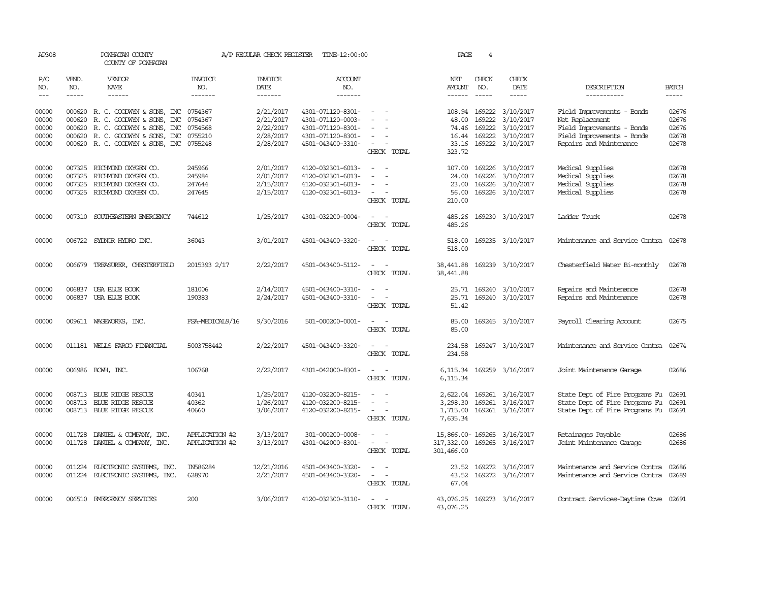AP308 POWHATAN COUNTY A/P REGULAR CHECK REGISTER TIME-12:00:00 PAGE 4

COUNTY OF POWHATAN

| P/O NO. | VEND. NO. | VENDOR NAME | INVOICE NO. | INVOICE DATE | ACCOUNT NO. | | NET AMOUNT | CHECK NO. | CHECK DATE | DESCRIPTION | BATCH |
|---|---|---|---|---|---|---|---|---|---|---|---|
| --- | ----- | ------ | ------- | ------- | ------- | | ------ | ----- | ----- | ----------- | ----- |
| 00000 | 000620 | R. C. GOODWYN & SONS, INC | 0754367 | 2/21/2017 | 4301-071120-8301- | - - | 108.94 | 169222 | 3/10/2017 | Field Improvements - Bonds | 02676 |
| 00000 | 000620 | R. C. GOODWYN & SONS, INC | 0754367 | 2/21/2017 | 4301-071120-0003- | - - | 48.00 | 169222 | 3/10/2017 | Net Replacement | 02676 |
| 00000 | 000620 | R. C. GOODWYN & SONS, INC | 0754568 | 2/22/2017 | 4301-071120-8301- | - - | 74.46 | 169222 | 3/10/2017 | Field Improvements - Bonds | 02676 |
| 00000 | 000620 | R. C. GOODWYN & SONS, INC | 0755210 | 2/28/2017 | 4301-071120-8301- | - - | 16.44 | 169222 | 3/10/2017 | Field Improvements - Bonds | 02678 |
| 00000 | 000620 | R. C. GOODWYN & SONS, INC | 0755248 | 2/28/2017 | 4501-043400-3310- | - - | 33.16 | 169222 | 3/10/2017 | Repairs and Maintenance | 02678 |
| | | | | | | CHECK TOTAL | 323.72 | | | | |
| 00000 | 007325 | RICHMOND OXYGEN CO. | 245966 | 2/01/2017 | 4120-032301-6013- | - - | 107.00 | 169226 | 3/10/2017 | Medical Supplies | 02678 |
| 00000 | 007325 | RICHMOND OXYGEN CO. | 245984 | 2/01/2017 | 4120-032301-6013- | - - | 24.00 | 169226 | 3/10/2017 | Medical Supplies | 02678 |
| 00000 | 007325 | RICHMOND OXYGEN CO. | 247644 | 2/15/2017 | 4120-032301-6013- | - - | 23.00 | 169226 | 3/10/2017 | Medical Supplies | 02678 |
| 00000 | 007325 | RICHMOND OXYGEN CO. | 247645 | 2/15/2017 | 4120-032301-6013- | - - | 56.00 | 169226 | 3/10/2017 | Medical Supplies | 02678 |
| | | | | | | CHECK TOTAL | 210.00 | | | | |
| 00000 | 007310 | SOUTHEASTERN EMERGENCY | 744612 | 1/25/2017 | 4301-032200-0004- | - - | 485.26 | 169230 | 3/10/2017 | Ladder Truck | 02678 |
| | | | | | | CHECK TOTAL | 485.26 | | | | |
| 00000 | 006722 | SYDNOR HYDRO INC. | 36043 | 3/01/2017 | 4501-043400-3320- | - - | 518.00 | 169235 | 3/10/2017 | Maintenance and Service Contra | 02678 |
| | | | | | | CHECK TOTAL | 518.00 | | | | |
| 00000 | 006679 | TREASURER, CHESTERFIELD | 2015393 2/17 | 2/22/2017 | 4501-043400-5112- | - - | 38,441.88 | 169239 | 3/10/2017 | Chesterfield Water Bi-monthly | 02678 |
| | | | | | | CHECK TOTAL | 38,441.88 | | | | |
| 00000 | 006837 | USA BLUE BOOK | 181006 | 2/14/2017 | 4501-043400-3310- | - - | 25.71 | 169240 | 3/10/2017 | Repairs and Maintenance | 02678 |
| 00000 | 006837 | USA BLUE BOOK | 190383 | 2/24/2017 | 4501-043400-3310- | - - | 25.71 | 169240 | 3/10/2017 | Repairs and Maintenance | 02678 |
| | | | | | | CHECK TOTAL | 51.42 | | | | |
| 00000 | 009611 | WAGEWORKS, INC. | FSA-MEDICAL9/16 | 9/30/2016 | 501-000200-0001- | - - | 85.00 | 169245 | 3/10/2017 | Payroll Clearing Account | 02675 |
| | | | | | | CHECK TOTAL | 85.00 | | | | |
| 00000 | 011181 | WELLS FARGO FINANCIAL | 5003758442 | 2/22/2017 | 4501-043400-3320- | - - | 234.58 | 169247 | 3/10/2017 | Maintenance and Service Contra | 02674 |
| | | | | | | CHECK TOTAL | 234.58 | | | | |
| 00000 | 006986 | BCWH, INC. | 106768 | 2/22/2017 | 4301-042000-8301- | - - | 6,115.34 | 169259 | 3/16/2017 | Joint Maintenance Garage | 02686 |
| | | | | | | CHECK TOTAL | 6,115.34 | | | | |
| 00000 | 008713 | BLUE RIDGE RESCUE | 40341 | 1/25/2017 | 4120-032200-8215- | - - | 2,622.04 | 169261 | 3/16/2017 | State Dept of Fire Programs Fu | 02691 |
| 00000 | 008713 | BLUE RIDGE RESCUE | 40362 | 1/26/2017 | 4120-032200-8215- | - - | 3,298.30 | 169261 | 3/16/2017 | State Dept of Fire Programs Fu | 02691 |
| 00000 | 008713 | BLUE RIDGE RESCUE | 40660 | 3/06/2017 | 4120-032200-8215- | - - | 1,715.00 | 169261 | 3/16/2017 | State Dept of Fire Programs Fu | 02691 |
| | | | | | | CHECK TOTAL | 7,635.34 | | | | |
| 00000 | 011728 | DANIEL & COMPANY, INC. | APPLICATION #2 | 3/13/2017 | 301-000200-0008- | - - | 15,866.00- | 169265 | 3/16/2017 | Retainages Payable | 02686 |
| 00000 | 011728 | DANIEL & COMPANY, INC. | APPLICATION #2 | 3/13/2017 | 4301-042000-8301- | - - | 317,332.00 | 169265 | 3/16/2017 | Joint Maintenance Garage | 02686 |
| | | | | | | CHECK TOTAL | 301,466.00 | | | | |
| 00000 | 011224 | ELECTRONIC SYSTEMS, INC. | IN586284 | 12/21/2016 | 4501-043400-3320- | - - | 23.52 | 169272 | 3/16/2017 | Maintenance and Service Contra | 02686 |
| 00000 | 011224 | ELECTRONIC SYSTEMS, INC. | 628970 | 2/21/2017 | 4501-043400-3320- | - - | 43.52 | 169272 | 3/16/2017 | Maintenance and Service Contra | 02689 |
| | | | | | | CHECK TOTAL | 67.04 | | | | |
| 00000 | 006510 | EMERGENCY SERVICES | 200 | 3/06/2017 | 4120-032300-3110- | - - | 43,076.25 | 169273 | 3/16/2017 | Contract Services-Daytime Cove | 02691 |
| | | | | | | CHECK TOTAL | 43,076.25 | | | | |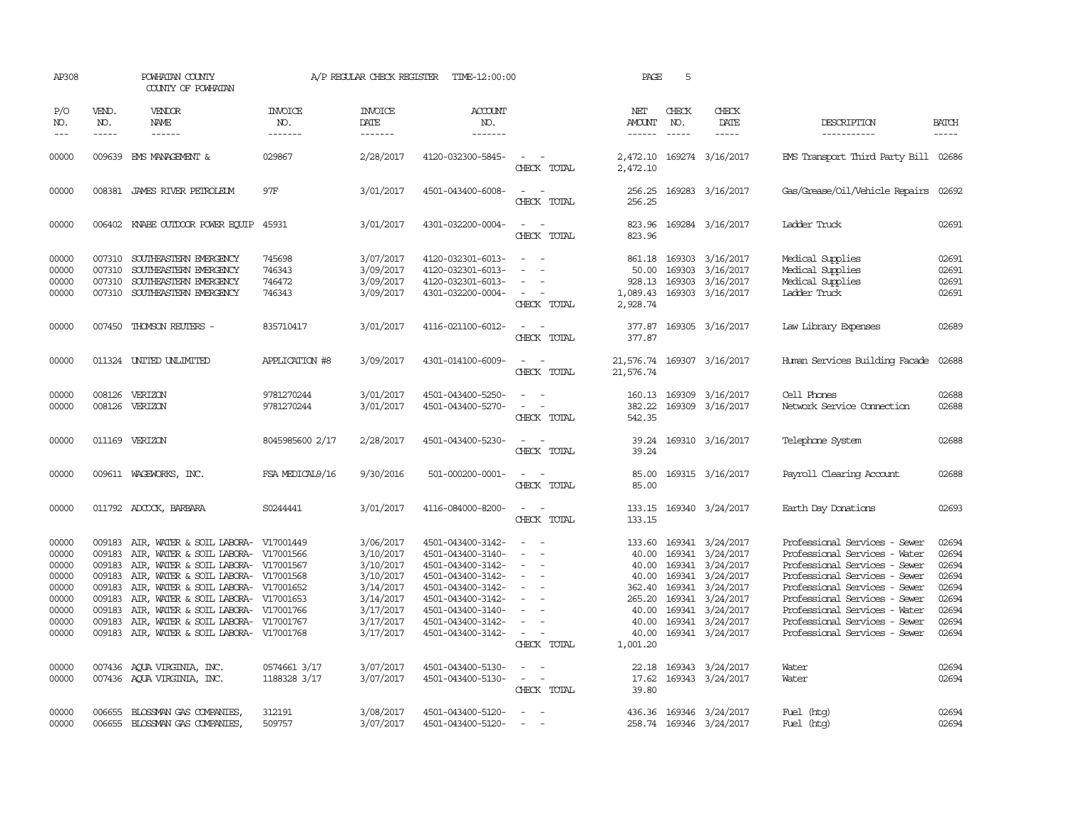AP308 POWHATAN COUNTY A/P REGULAR CHECK REGISTER TIME-12:00:00 PAGE 5

COUNTY OF POWHATAN

| P/O NO. | VEND. NO. | VENDOR NAME | INVOICE NO. | INVOICE DATE | ACCOUNT NO. | | NET AMOUNT | CHECK NO. | CHECK DATE | DESCRIPTION | BATCH |
|---|---|---|---|---|---|---|---|---|---|---|---|
| 00000 | 009639 | EMS MANAGEMENT & | 029867 | 2/28/2017 | 4120-032300-5845- | - - | 2,472.10 | 169274 | 3/16/2017 | EMS Transport Third Party Bill | 02686 |
| | | | | | | CHECK TOTAL | 2,472.10 | | | | |
| 00000 | 008381 | JAMES RIVER PETROLEUM | 97F | 3/01/2017 | 4501-043400-6008- | - - | 256.25 | 169283 | 3/16/2017 | Gas/Grease/Oil/Vehicle Repairs | 02692 |
| | | | | | | CHECK TOTAL | 256.25 | | | | |
| 00000 | 006402 | KNABE OUTDOOR POWER EQUIP | 45931 | 3/01/2017 | 4301-032200-0004- | - - | 823.96 | 169284 | 3/16/2017 | Ladder Truck | 02691 |
| | | | | | | CHECK TOTAL | 823.96 | | | | |
| 00000 | 007310 | SOUTHEASTERN EMERGENCY | 745698 | 3/07/2017 | 4120-032301-6013- | - - | 861.18 | 169303 | 3/16/2017 | Medical Supplies | 02691 |
| 00000 | 007310 | SOUTHEASTERN EMERGENCY | 746343 | 3/09/2017 | 4120-032301-6013- | - - | 50.00 | 169303 | 3/16/2017 | Medical Supplies | 02691 |
| 00000 | 007310 | SOUTHEASTERN EMERGENCY | 746472 | 3/09/2017 | 4120-032301-6013- | - - | 928.13 | 169303 | 3/16/2017 | Medical Supplies | 02691 |
| 00000 | 007310 | SOUTHEASTERN EMERGENCY | 746343 | 3/09/2017 | 4301-032200-0004- | - - | 1,089.43 | 169303 | 3/16/2017 | Ladder Truck | 02691 |
| | | | | | | CHECK TOTAL | 2,928.74 | | | | |
| 00000 | 007450 | THOMSON REUTERS - | 835710417 | 3/01/2017 | 4116-021100-6012- | - - | 377.87 | 169305 | 3/16/2017 | Law Library Expenses | 02689 |
| | | | | | | CHECK TOTAL | 377.87 | | | | |
| 00000 | 011324 | UNITED UNLIMITED | APPLICATION #8 | 3/09/2017 | 4301-014100-6009- | - - | 21,576.74 | 169307 | 3/16/2017 | Human Services Building Facade | 02688 |
| | | | | | | CHECK TOTAL | 21,576.74 | | | | |
| 00000 | 008126 | VERIZON | 9781270244 | 3/01/2017 | 4501-043400-5250- | - - | 160.13 | 169309 | 3/16/2017 | Cell Phones | 02688 |
| 00000 | 008126 | VERIZON | 9781270244 | 3/01/2017 | 4501-043400-5270- | - - | 382.22 | 169309 | 3/16/2017 | Network Service Connection | 02688 |
| | | | | | | CHECK TOTAL | 542.35 | | | | |
| 00000 | 011169 | VERIZON | 8045985600 2/17 | 2/28/2017 | 4501-043400-5230- | - - | 39.24 | 169310 | 3/16/2017 | Telephone System | 02688 |
| | | | | | | CHECK TOTAL | 39.24 | | | | |
| 00000 | 009611 | WAGEWORKS, INC. | FSA MEDICAL9/16 | 9/30/2016 | 501-000200-0001- | - - | 85.00 | 169315 | 3/16/2017 | Payroll Clearing Account | 02688 |
| | | | | | | CHECK TOTAL | 85.00 | | | | |
| 00000 | 011792 | ADCOCK, BARBARA | S0244441 | 3/01/2017 | 4116-084000-8200- | - - | 133.15 | 169340 | 3/24/2017 | Earth Day Donations | 02693 |
| | | | | | | CHECK TOTAL | 133.15 | | | | |
| 00000 | 009183 | AIR, WATER & SOIL LABORA- | V17001449 | 3/06/2017 | 4501-043400-3142- | - - | 133.60 | 169341 | 3/24/2017 | Professional Services - Sewer | 02694 |
| 00000 | 009183 | AIR, WATER & SOIL LABORA- | V17001566 | 3/10/2017 | 4501-043400-3140- | - - | 40.00 | 169341 | 3/24/2017 | Professional Services - Water | 02694 |
| 00000 | 009183 | AIR, WATER & SOIL LABORA- | V17001567 | 3/10/2017 | 4501-043400-3142- | - - | 40.00 | 169341 | 3/24/2017 | Professional Services - Sewer | 02694 |
| 00000 | 009183 | AIR, WATER & SOIL LABORA- | V17001568 | 3/10/2017 | 4501-043400-3142- | - - | 40.00 | 169341 | 3/24/2017 | Professional Services - Sewer | 02694 |
| 00000 | 009183 | AIR, WATER & SOIL LABORA- | V17001652 | 3/14/2017 | 4501-043400-3142- | - - | 362.40 | 169341 | 3/24/2017 | Professional Services - Sewer | 02694 |
| 00000 | 009183 | AIR, WATER & SOIL LABORA- | V17001653 | 3/14/2017 | 4501-043400-3142- | - - | 265.20 | 169341 | 3/24/2017 | Professional Services - Sewer | 02694 |
| 00000 | 009183 | AIR, WATER & SOIL LABORA- | V17001766 | 3/17/2017 | 4501-043400-3140- | - - | 40.00 | 169341 | 3/24/2017 | Professional Services - Water | 02694 |
| 00000 | 009183 | AIR, WATER & SOIL LABORA- | V17001767 | 3/17/2017 | 4501-043400-3142- | - - | 40.00 | 169341 | 3/24/2017 | Professional Services - Sewer | 02694 |
| 00000 | 009183 | AIR, WATER & SOIL LABORA- | V17001768 | 3/17/2017 | 4501-043400-3142- | - - | 40.00 | 169341 | 3/24/2017 | Professional Services - Sewer | 02694 |
| | | | | | | CHECK TOTAL | 1,001.20 | | | | |
| 00000 | 007436 | AQUA VIRGINIA, INC. | 0574661 3/17 | 3/07/2017 | 4501-043400-5130- | - - | 22.18 | 169343 | 3/24/2017 | Water | 02694 |
| 00000 | 007436 | AQUA VIRGINIA, INC. | 1188328 3/17 | 3/07/2017 | 4501-043400-5130- | - - | 17.62 | 169343 | 3/24/2017 | Water | 02694 |
| | | | | | | CHECK TOTAL | 39.80 | | | | |
| 00000 | 006655 | BLOSSMAN GAS COMPANIES, | 312191 | 3/08/2017 | 4501-043400-5120- | - - | 436.36 | 169346 | 3/24/2017 | Fuel (htg) | 02694 |
| 00000 | 006655 | BLOSSMAN GAS COMPANIES, | 509757 | 3/07/2017 | 4501-043400-5120- | - - | 258.74 | 169346 | 3/24/2017 | Fuel (htg) | 02694 |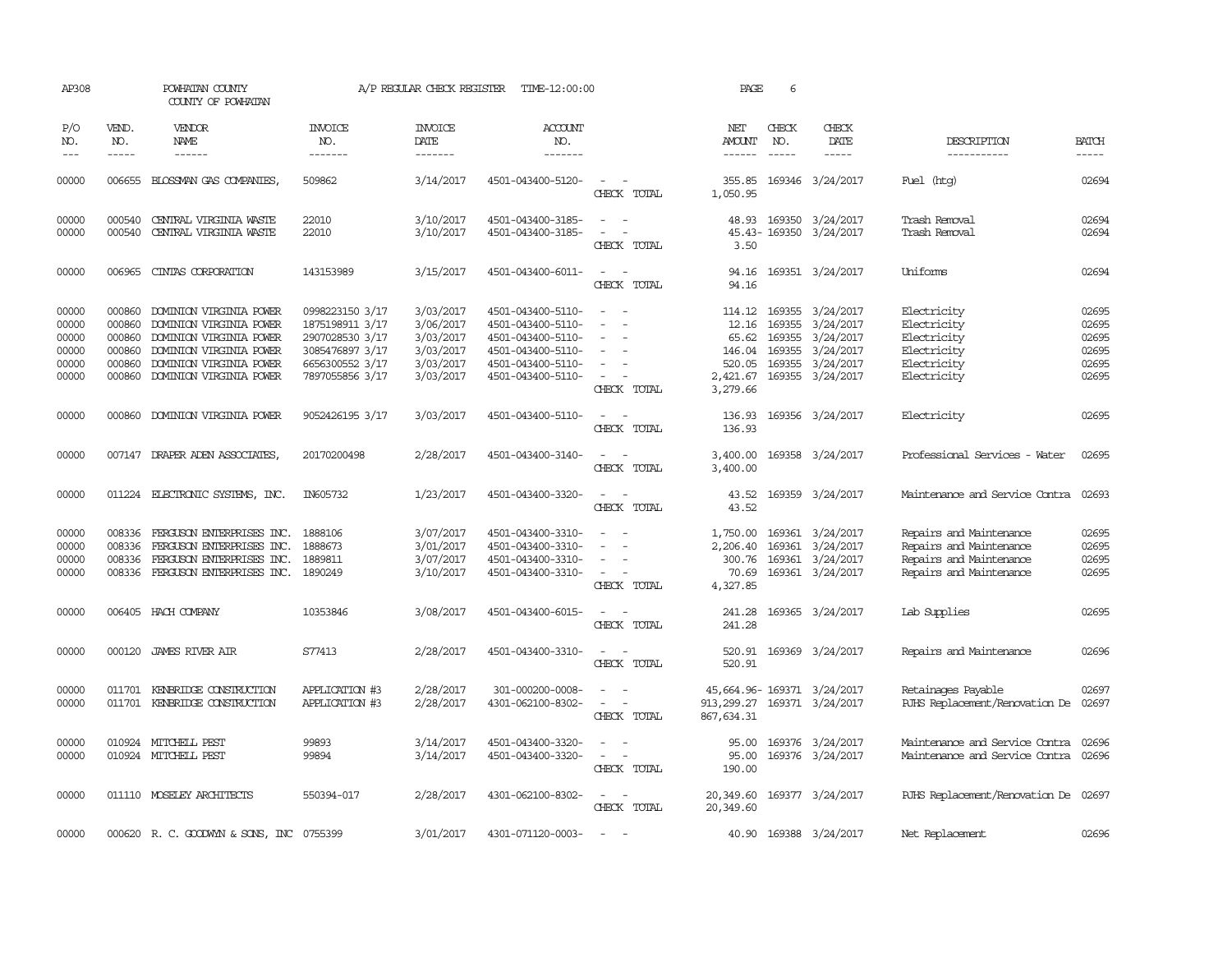AP308 POWHATAN COUNTY A/P REGULAR CHECK REGISTER TIME-12:00:00 PAGE 6

COUNTY OF POWHATAN

| P/O NO. | VEND. NO. | VENDOR NAME | INVOICE NO. | INVOICE DATE | ACCOUNT NO. | | NET AMOUNT | CHECK NO. | CHECK DATE | DESCRIPTION | BATCH |
|---|---|---|---|---|---|---|---|---|---|---|---|
| 00000 | 006655 | BLOSSMAN GAS COMPANIES, | 509862 | 3/14/2017 | 4501-043400-5120- | - - | 355.85 | 169346 | 3/24/2017 | Fuel (htg) | 02694 |
| | | | | | | CHECK TOTAL | 1,050.95 | | | | |
| 00000 | 000540 | CENTRAL VIRGINIA WASTE | 22010 | 3/10/2017 | 4501-043400-3185- | - - | 48.93 | 169350 | 3/24/2017 | Trash Removal | 02694 |
| 00000 | 000540 | CENTRAL VIRGINIA WASTE | 22010 | 3/10/2017 | 4501-043400-3185- | - - | 45.43- | 169350 | 3/24/2017 | Trash Removal | 02694 |
| | | | | | | CHECK TOTAL | 3.50 | | | | |
| 00000 | 006965 | CINTAS CORPORATION | 143153989 | 3/15/2017 | 4501-043400-6011- | - - | 94.16 | 169351 | 3/24/2017 | Uniforms | 02694 |
| | | | | | | CHECK TOTAL | 94.16 | | | | |
| 00000 | 000860 | DOMINION VIRGINIA POWER | 0998223150 3/17 | 3/03/2017 | 4501-043400-5110- | - - | 114.12 | 169355 | 3/24/2017 | Electricity | 02695 |
| 00000 | 000860 | DOMINION VIRGINIA POWER | 1875198911 3/17 | 3/06/2017 | 4501-043400-5110- | - - | 12.16 | 169355 | 3/24/2017 | Electricity | 02695 |
| 00000 | 000860 | DOMINION VIRGINIA POWER | 2907028530 3/17 | 3/03/2017 | 4501-043400-5110- | - - | 65.62 | 169355 | 3/24/2017 | Electricity | 02695 |
| 00000 | 000860 | DOMINION VIRGINIA POWER | 3085476897 3/17 | 3/03/2017 | 4501-043400-5110- | - - | 146.04 | 169355 | 3/24/2017 | Electricity | 02695 |
| 00000 | 000860 | DOMINION VIRGINIA POWER | 6656300552 3/17 | 3/03/2017 | 4501-043400-5110- | - - | 520.05 | 169355 | 3/24/2017 | Electricity | 02695 |
| 00000 | 000860 | DOMINION VIRGINIA POWER | 7897055856 3/17 | 3/03/2017 | 4501-043400-5110- | - - | 2,421.67 | 169355 | 3/24/2017 | Electricity | 02695 |
| | | | | | | CHECK TOTAL | 3,279.66 | | | | |
| 00000 | 000860 | DOMINION VIRGINIA POWER | 9052426195 3/17 | 3/03/2017 | 4501-043400-5110- | - - | 136.93 | 169356 | 3/24/2017 | Electricity | 02695 |
| | | | | | | CHECK TOTAL | 136.93 | | | | |
| 00000 | 007147 | DRAPER ADEN ASSOCIATES, | 20170200498 | 2/28/2017 | 4501-043400-3140- | - - | 3,400.00 | 169358 | 3/24/2017 | Professional Services - Water | 02695 |
| | | | | | | CHECK TOTAL | 3,400.00 | | | | |
| 00000 | 011224 | ELECTRONIC SYSTEMS, INC. | IN605732 | 1/23/2017 | 4501-043400-3320- | - - | 43.52 | 169359 | 3/24/2017 | Maintenance and Service Contra | 02693 |
| | | | | | | CHECK TOTAL | 43.52 | | | | |
| 00000 | 008336 | FERGUSON ENTERPRISES INC. | 1888106 | 3/07/2017 | 4501-043400-3310- | - - | 1,750.00 | 169361 | 3/24/2017 | Repairs and Maintenance | 02695 |
| 00000 | 008336 | FERGUSON ENTERPRISES INC. | 1888673 | 3/01/2017 | 4501-043400-3310- | - - | 2,206.40 | 169361 | 3/24/2017 | Repairs and Maintenance | 02695 |
| 00000 | 008336 | FERGUSON ENTERPRISES INC. | 1889811 | 3/07/2017 | 4501-043400-3310- | - - | 300.76 | 169361 | 3/24/2017 | Repairs and Maintenance | 02695 |
| 00000 | 008336 | FERGUSON ENTERPRISES INC. | 1890249 | 3/10/2017 | 4501-043400-3310- | - - | 70.69 | 169361 | 3/24/2017 | Repairs and Maintenance | 02695 |
| | | | | | | CHECK TOTAL | 4,327.85 | | | | |
| 00000 | 006405 | HACH COMPANY | 10353846 | 3/08/2017 | 4501-043400-6015- | - - | 241.28 | 169365 | 3/24/2017 | Lab Supplies | 02695 |
| | | | | | | CHECK TOTAL | 241.28 | | | | |
| 00000 | 000120 | JAMES RIVER AIR | S77413 | 2/28/2017 | 4501-043400-3310- | - - | 520.91 | 169369 | 3/24/2017 | Repairs and Maintenance | 02696 |
| | | | | | | CHECK TOTAL | 520.91 | | | | |
| 00000 | 011701 | KENBRIDGE CONSTRUCTION | APPLICATION #3 | 2/28/2017 | 301-000200-0008- | - - | 45,664.96- | 169371 | 3/24/2017 | Retainages Payable | 02697 |
| 00000 | 011701 | KENBRIDGE CONSTRUCTION | APPLICATION #3 | 2/28/2017 | 4301-062100-8302- | - - | 913,299.27 | 169371 | 3/24/2017 | PJHS Replacement/Renovation De | 02697 |
| | | | | | | CHECK TOTAL | 867,634.31 | | | | |
| 00000 | 010924 | MITCHELL PEST | 99893 | 3/14/2017 | 4501-043400-3320- | - - | 95.00 | 169376 | 3/24/2017 | Maintenance and Service Contra | 02696 |
| 00000 | 010924 | MITCHELL PEST | 99894 | 3/14/2017 | 4501-043400-3320- | - - | 95.00 | 169376 | 3/24/2017 | Maintenance and Service Contra | 02696 |
| | | | | | | CHECK TOTAL | 190.00 | | | | |
| 00000 | 011110 | MOSELEY ARCHITECTS | 550394-017 | 2/28/2017 | 4301-062100-8302- | - - | 20,349.60 | 169377 | 3/24/2017 | PJHS Replacement/Renovation De | 02697 |
| | | | | | | CHECK TOTAL | 20,349.60 | | | | |
| 00000 | 000620 | R. C. GOODWYN & SONS, INC | 0755399 | 3/01/2017 | 4301-071120-0003- | - - | 40.90 | 169388 | 3/24/2017 | Net Replacement | 02696 |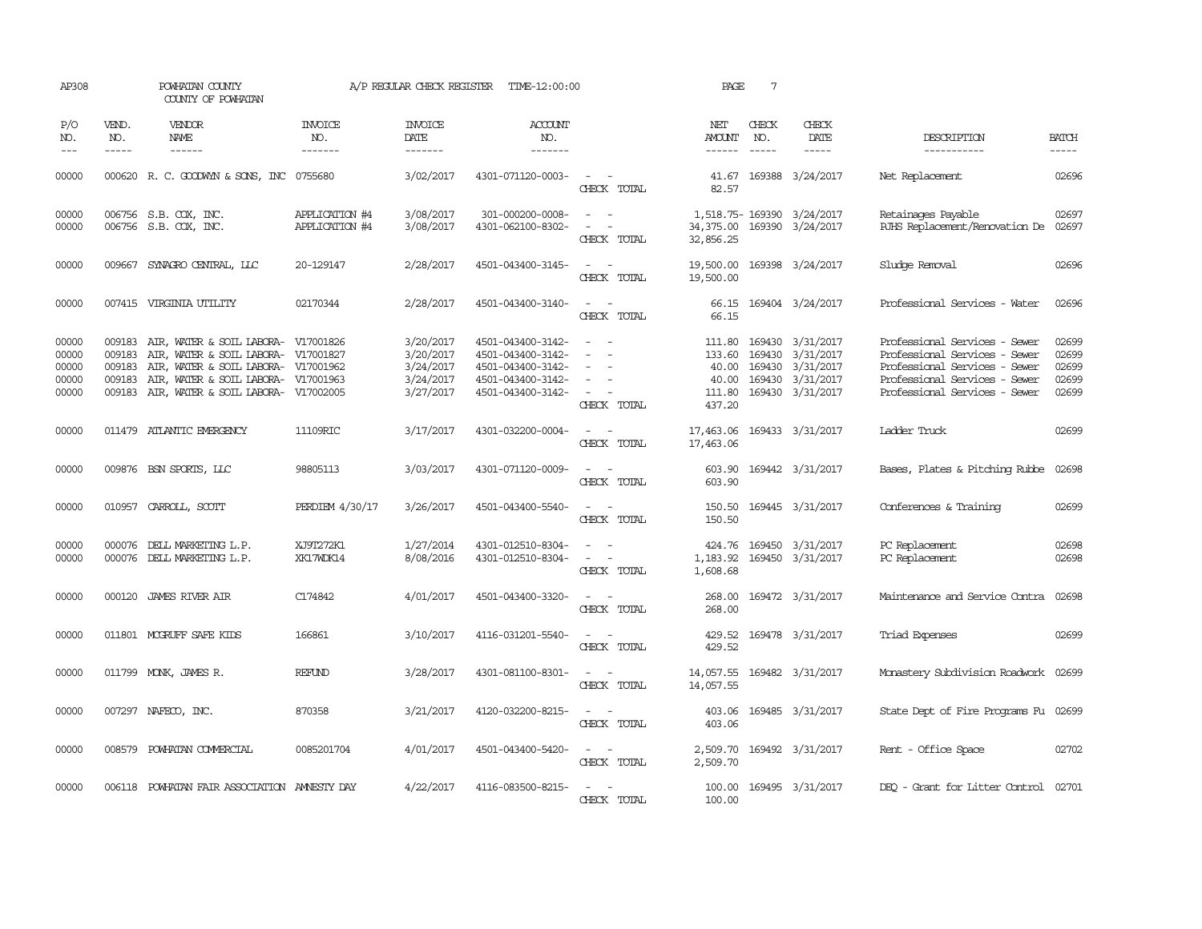AP308 POWHATAN COUNTY A/P REGULAR CHECK REGISTER TIME-12:00:00 PAGE 7

COUNTY OF POWHATAN

| P/O NO. | VEND. NO. | VENDOR NAME | INVOICE NO. | INVOICE DATE | ACCOUNT NO. | | NET AMOUNT | CHECK NO. | CHECK DATE | DESCRIPTION | BATCH |
|---|---|---|---|---|---|---|---|---|---|---|---|
| 00000 | 000620 | R. C. GOODWYN & SONS, INC | 0755680 | 3/02/2017 | 4301-071120-0003- | - - | 41.67 | 169388 | 3/24/2017 | Net Replacement | 02696 |
| | | | | | | CHECK TOTAL | 82.57 | | | | |
| 00000 | 006756 | S.B. COX, INC. | APPLICATION #4 | 3/08/2017 | 301-000200-0008- | - - | 1,518.75- | 169390 | 3/24/2017 | Retainages Payable | 02697 |
| 00000 | 006756 | S.B. COX, INC. | APPLICATION #4 | 3/08/2017 | 4301-062100-8302- | - - | 34,375.00 | 169390 | 3/24/2017 | PJHS Replacement/Renovation De | 02697 |
| | | | | | | CHECK TOTAL | 32,856.25 | | | | |
| 00000 | 009667 | SYNAGRO CENTRAL, LLC | 20-129147 | 2/28/2017 | 4501-043400-3145- | - - | 19,500.00 | 169398 | 3/24/2017 | Sludge Removal | 02696 |
| | | | | | | CHECK TOTAL | 19,500.00 | | | | |
| 00000 | 007415 | VIRGINIA UTILITY | 02170344 | 2/28/2017 | 4501-043400-3140- | - - | 66.15 | 169404 | 3/24/2017 | Professional Services - Water | 02696 |
| | | | | | | CHECK TOTAL | 66.15 | | | | |
| 00000 | 009183 | AIR, WATER & SOIL LABORA- | V17001826 | 3/20/2017 | 4501-043400-3142- | - - | 111.80 | 169430 | 3/31/2017 | Professional Services - Sewer | 02699 |
| 00000 | 009183 | AIR, WATER & SOIL LABORA- | V17001827 | 3/20/2017 | 4501-043400-3142- | - - | 133.60 | 169430 | 3/31/2017 | Professional Services - Sewer | 02699 |
| 00000 | 009183 | AIR, WATER & SOIL LABORA- | V17001962 | 3/24/2017 | 4501-043400-3142- | - - | 40.00 | 169430 | 3/31/2017 | Professional Services - Sewer | 02699 |
| 00000 | 009183 | AIR, WATER & SOIL LABORA- | V17001963 | 3/24/2017 | 4501-043400-3142- | - - | 40.00 | 169430 | 3/31/2017 | Professional Services - Sewer | 02699 |
| 00000 | 009183 | AIR, WATER & SOIL LABORA- | V17002005 | 3/27/2017 | 4501-043400-3142- | - - | 111.80 | 169430 | 3/31/2017 | Professional Services - Sewer | 02699 |
| | | | | | | CHECK TOTAL | 437.20 | | | | |
| 00000 | 011479 | ATLANTIC EMERGENCY | 11109RIC | 3/17/2017 | 4301-032200-0004- | - - | 17,463.06 | 169433 | 3/31/2017 | Ladder Truck | 02699 |
| | | | | | | CHECK TOTAL | 17,463.06 | | | | |
| 00000 | 009876 | BSN SPORTS, LLC | 98805113 | 3/03/2017 | 4301-071120-0009- | - - | 603.90 | 169442 | 3/31/2017 | Bases, Plates & Pitching Rubbe | 02698 |
| | | | | | | CHECK TOTAL | 603.90 | | | | |
| 00000 | 010957 | CARROLL, SCOTT | PERDIEM 4/30/17 | 3/26/2017 | 4501-043400-5540- | - - | 150.50 | 169445 | 3/31/2017 | Conferences & Training | 02699 |
| | | | | | | CHECK TOTAL | 150.50 | | | | |
| 00000 | 000076 | DELL MARKETING L.P. | XJ9T272K1 | 1/27/2014 | 4301-012510-8304- | - - | 424.76 | 169450 | 3/31/2017 | PC Replacement | 02698 |
| 00000 | 000076 | DELL MARKETING L.P. | XK17WDK14 | 8/08/2016 | 4301-012510-8304- | - - | 1,183.92 | 169450 | 3/31/2017 | PC Replacement | 02698 |
| | | | | | | CHECK TOTAL | 1,608.68 | | | | |
| 00000 | 000120 | JAMES RIVER AIR | C174842 | 4/01/2017 | 4501-043400-3320- | - - | 268.00 | 169472 | 3/31/2017 | Maintenance and Service Contra | 02698 |
| | | | | | | CHECK TOTAL | 268.00 | | | | |
| 00000 | 011801 | MCGRUFF SAFE KIDS | 166861 | 3/10/2017 | 4116-031201-5540- | - - | 429.52 | 169478 | 3/31/2017 | Triad Expenses | 02699 |
| | | | | | | CHECK TOTAL | 429.52 | | | | |
| 00000 | 011799 | MONK, JAMES R. | REFUND | 3/28/2017 | 4301-081100-8301- | - - | 14,057.55 | 169482 | 3/31/2017 | Monastery Subdivision Roadwork | 02699 |
| | | | | | | CHECK TOTAL | 14,057.55 | | | | |
| 00000 | 007297 | NAFECO, INC. | 870358 | 3/21/2017 | 4120-032200-8215- | - - | 403.06 | 169485 | 3/31/2017 | State Dept of Fire Programs Fu | 02699 |
| | | | | | | CHECK TOTAL | 403.06 | | | | |
| 00000 | 008579 | POWHATAN COMMERCIAL | 0085201704 | 4/01/2017 | 4501-043400-5420- | - - | 2,509.70 | 169492 | 3/31/2017 | Rent - Office Space | 02702 |
| | | | | | | CHECK TOTAL | 2,509.70 | | | | |
| 00000 | 006118 | POWHATAN FAIR ASSOCIATION | AMNESTY DAY | 4/22/2017 | 4116-083500-8215- | - - | 100.00 | 169495 | 3/31/2017 | DEQ - Grant for Litter Control | 02701 |
| | | | | | | CHECK TOTAL | 100.00 | | | | |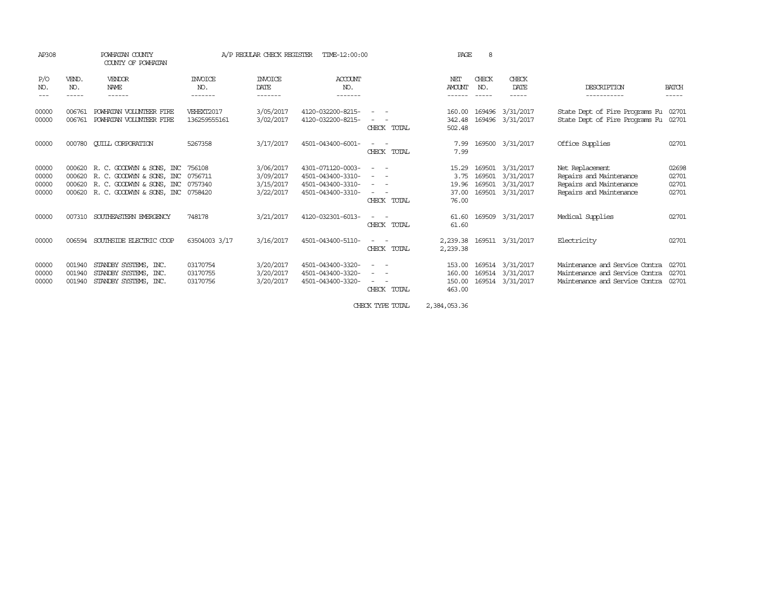AP308 POWHATAN COUNTY A/P REGULAR CHECK REGISTER TIME-12:00:00 PAGE 8

COUNTY OF POWHATAN

| P/O NO. | VEND. NO. | VENDOR NAME | INVOICE NO. | INVOICE DATE | ACCOUNT NO. | | NET AMOUNT | CHECK NO. | CHECK DATE | DESCRIPTION | BATCH |
|---|---|---|---|---|---|---|---|---|---|---|---|
| 00000 | 006761 | POWHATAN VOLUNTEER FIRE | VEHEXT2017 | 3/05/2017 | 4120-032200-8215- | - - | 160.00 | 169496 | 3/31/2017 | State Dept of Fire Programs Fu | 02701 |
| 00000 | 006761 | POWHATAN VOLUNTEER FIRE | 136259555161 | 3/02/2017 | 4120-032200-8215- | - - | 342.48 | 169496 | 3/31/2017 | State Dept of Fire Programs Fu | 02701 |
| | | | | | | CHECK TOTAL | 502.48 | | | | |
| 00000 | 000780 | QUILL CORPORATION | 5267358 | 3/17/2017 | 4501-043400-6001- | - - | 7.99 | 169500 | 3/31/2017 | Office Supplies | 02701 |
| | | | | | | CHECK TOTAL | 7.99 | | | | |
| 00000 | 000620 | R. C. GOODWYN & SONS, INC | 756108 | 3/06/2017 | 4301-071120-0003- | - - | 15.29 | 169501 | 3/31/2017 | Net Replacement | 02698 |
| 00000 | 000620 | R. C. GOODWYN & SONS, INC | 0756711 | 3/09/2017 | 4501-043400-3310- | - - | 3.75 | 169501 | 3/31/2017 | Repairs and Maintenance | 02701 |
| 00000 | 000620 | R. C. GOODWYN & SONS, INC | 0757340 | 3/15/2017 | 4501-043400-3310- | - - | 19.96 | 169501 | 3/31/2017 | Repairs and Maintenance | 02701 |
| 00000 | 000620 | R. C. GOODWYN & SONS, INC | 0758420 | 3/22/2017 | 4501-043400-3310- | - - | 37.00 | 169501 | 3/31/2017 | Repairs and Maintenance | 02701 |
| | | | | | | CHECK TOTAL | 76.00 | | | | |
| 00000 | 007310 | SOUTHEASTERN EMERGENCY | 748178 | 3/21/2017 | 4120-032301-6013- | - - | 61.60 | 169509 | 3/31/2017 | Medical Supplies | 02701 |
| | | | | | | CHECK TOTAL | 61.60 | | | | |
| 00000 | 006594 | SOUTHSIDE ELECTRIC COOP | 63504003 3/17 | 3/16/2017 | 4501-043400-5110- | - - | 2,239.38 | 169511 | 3/31/2017 | Electricity | 02701 |
| | | | | | | CHECK TOTAL | 2,239.38 | | | | |
| 00000 | 001940 | STANDBY SYSTEMS, INC. | 03170754 | 3/20/2017 | 4501-043400-3320- | - - | 153.00 | 169514 | 3/31/2017 | Maintenance and Service Contra | 02701 |
| 00000 | 001940 | STANDBY SYSTEMS, INC. | 03170755 | 3/20/2017 | 4501-043400-3320- | - - | 160.00 | 169514 | 3/31/2017 | Maintenance and Service Contra | 02701 |
| 00000 | 001940 | STANDBY SYSTEMS, INC. | 03170756 | 3/20/2017 | 4501-043400-3320- | - - | 150.00 | 169514 | 3/31/2017 | Maintenance and Service Contra | 02701 |
| | | | | | | CHECK TOTAL | 463.00 | | | | |
| | | | | | | CHECK TYPE TOTAL | 2,384,053.36 | | | | |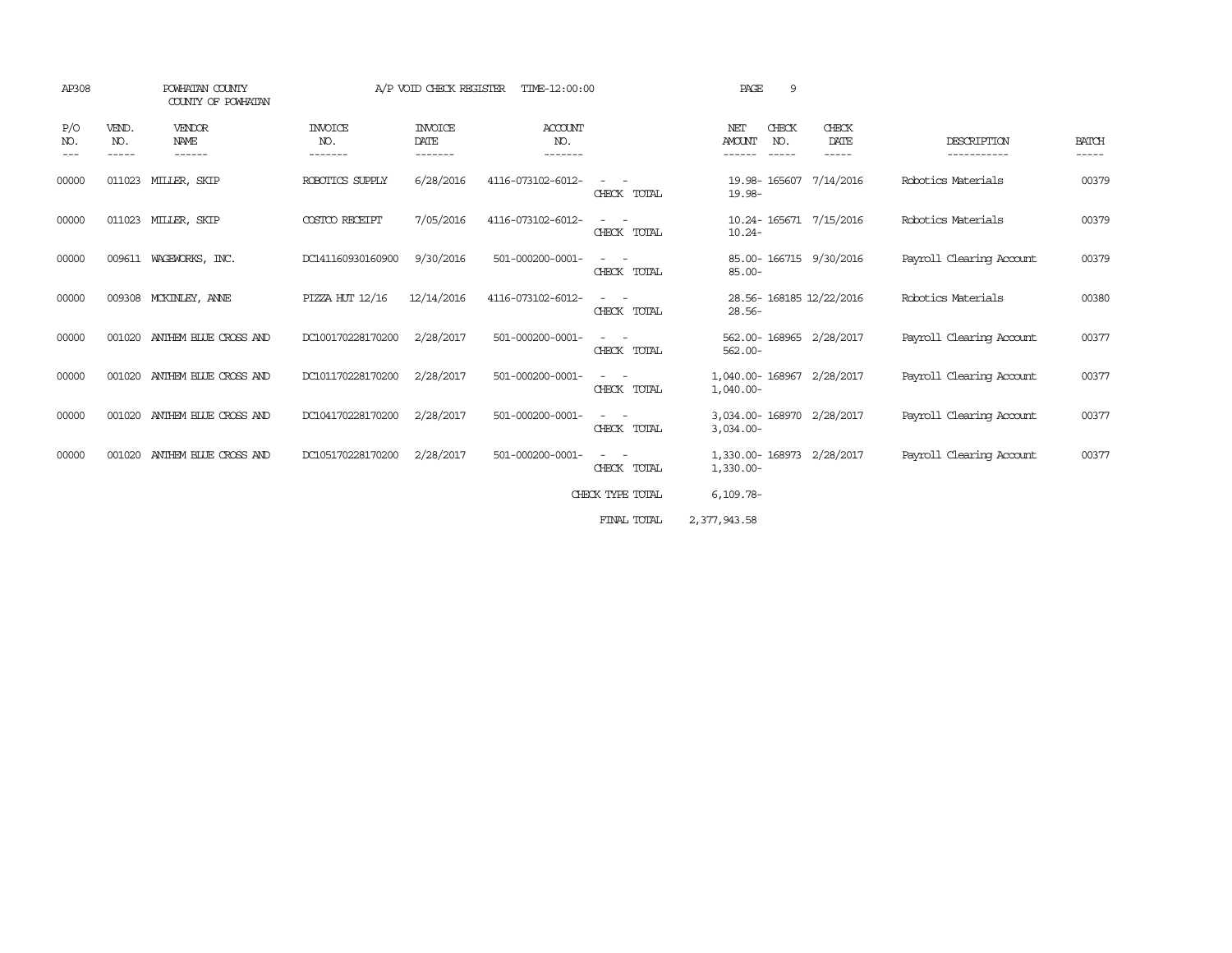AP308 POWHATAN COUNTY A/P VOID CHECK REGISTER TIME-12:00:00 PAGE 9
COUNTY OF POWHATAN

| P/O NO. | VEND. NO. | VENDOR NAME | INVOICE NO. | INVOICE DATE | ACCOUNT NO. | | NET AMOUNT | CHECK NO. | CHECK DATE | DESCRIPTION | BATCH |
|---|---|---|---|---|---|---|---|---|---|---|---|
| 00000 | 011023 | MILLER, SKIP | ROBOTICS SUPPLY | 6/28/2016 | 4116-073102-6012- | - - | 19.98- | 165607 | 7/14/2016 | Robotics Materials | 00379 |
| | | | | | | CHECK TOTAL | 19.98- | | | | |
| 00000 | 011023 | MILLER, SKIP | COSTCO RECEIPT | 7/05/2016 | 4116-073102-6012- | - - | 10.24- | 165671 | 7/15/2016 | Robotics Materials | 00379 |
| | | | | | | CHECK TOTAL | 10.24- | | | | |
| 00000 | 009611 | WAGEWORKS, INC. | DC141160930160900 | 9/30/2016 | 501-000200-0001- | - - | 85.00- | 166715 | 9/30/2016 | Payroll Clearing Account | 00379 |
| | | | | | | CHECK TOTAL | 85.00- | | | | |
| 00000 | 009308 | MCKINLEY, ANNE | PIZZA HUT 12/16 | 12/14/2016 | 4116-073102-6012- | - - | 28.56- | 168185 | 12/22/2016 | Robotics Materials | 00380 |
| | | | | | | CHECK TOTAL | 28.56- | | | | |
| 00000 | 001020 | ANTHEM BLUE CROSS AND | DC100170228170200 | 2/28/2017 | 501-000200-0001- | - - | 562.00- | 168965 | 2/28/2017 | Payroll Clearing Account | 00377 |
| | | | | | | CHECK TOTAL | 562.00- | | | | |
| 00000 | 001020 | ANTHEM BLUE CROSS AND | DC101170228170200 | 2/28/2017 | 501-000200-0001- | - - | 1,040.00- | 168967 | 2/28/2017 | Payroll Clearing Account | 00377 |
| | | | | | | CHECK TOTAL | 1,040.00- | | | | |
| 00000 | 001020 | ANTHEM BLUE CROSS AND | DC104170228170200 | 2/28/2017 | 501-000200-0001- | - - | 3,034.00- | 168970 | 2/28/2017 | Payroll Clearing Account | 00377 |
| | | | | | | CHECK TOTAL | 3,034.00- | | | | |
| 00000 | 001020 | ANTHEM BLUE CROSS AND | DC105170228170200 | 2/28/2017 | 501-000200-0001- | - - | 1,330.00- | 168973 | 2/28/2017 | Payroll Clearing Account | 00377 |
| | | | | | | CHECK TOTAL | 1,330.00- | | | | |
| | | | | | | CHECK TYPE TOTAL | 6,109.78- | | | | |
| | | | | | | FINAL TOTAL | 2,377,943.58 | | | | |